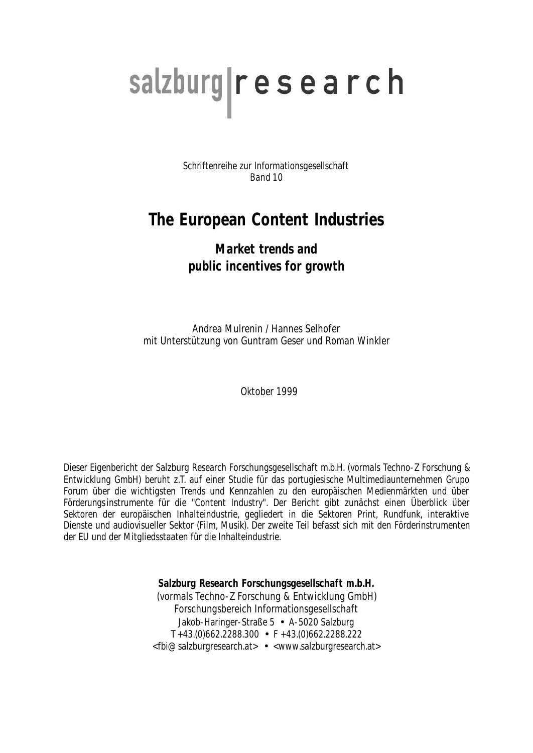salzburg|research

Schriftenreihe zur Informationsgesellschaft
Band 10

# The European Content Industries

## Market trends and public incentives for growth

Andrea Mulrenin / Hannes Selhofer
mit Unterstützung von Guntram Geser und Roman Winkler

Oktober 1999

Dieser Eigenbericht der Salzburg Research Forschungsgesellschaft m.b.H. (vormals Techno-Z Forschung & Entwicklung GmbH) beruht z.T. auf einer Studie für das portugiesische Multimediaunternehmen Grupo Forum über die wichtigsten Trends und Kennzahlen zu den europäischen Medienmärkten und über Förderungsinstrumente für die "Content Industry". Der Bericht gibt zunächst einen Überblick über Sektoren der europäischen Inhalteindustrie, gegliedert in die Sektoren Print, Rundfunk, interaktive Dienste und audiovisueller Sektor (Film, Musik). Der zweite Teil befasst sich mit den Förderinstrumenten der EU und der Mitgliedsstaaten für die Inhalteindustrie.

**Salzburg Research Forschungsgesellschaft m.b.H.**
(vormals Techno-Z Forschung & Entwicklung GmbH)
Forschungsbereich Informationsgesellschaft
Jakob-Haringer-Straße 5 • A-5020 Salzburg
T +43.(0)662.2288.300 • F +43.(0)662.2288.222
<fbi@salzburgresearch.at> • <www.salzburgresearch.at>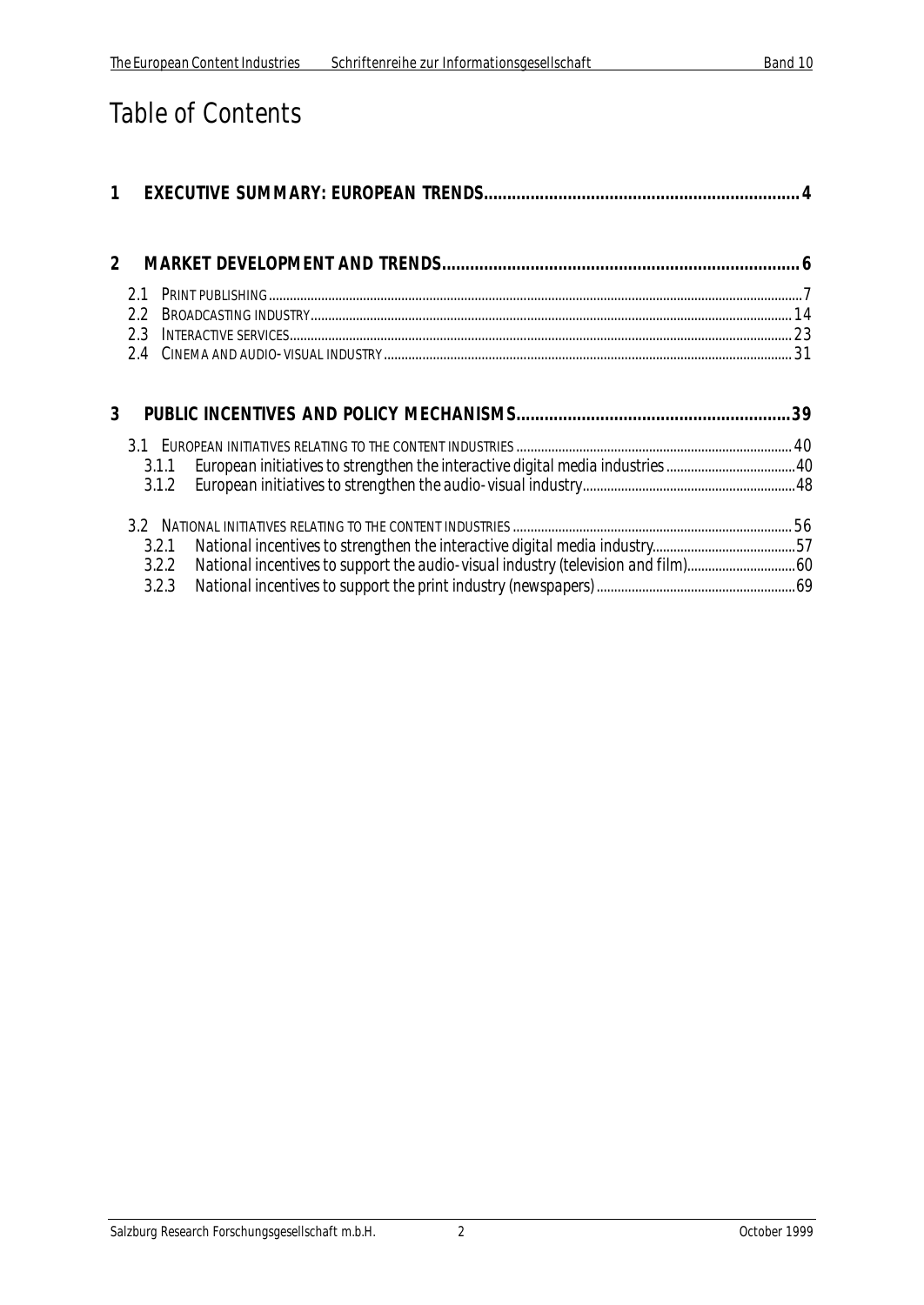# Table of Contents

**1 EXECUTIVE SUMMARY: EUROPEAN TRENDS ........ 4**

**2 MARKET DEVELOPMENT AND TRENDS ........ 6**

- 2.1 PRINT PUBLISHING ........ 7
- 2.2 BROADCASTING INDUSTRY ........ 14
- 2.3 INTERACTIVE SERVICES ........ 23
- 2.4 CINEMA AND AUDIO-VISUAL INDUSTRY ........ 31

**3 PUBLIC INCENTIVES AND POLICY MECHANISMS ........ 39**

- 3.1 EUROPEAN INITIATIVES RELATING TO THE CONTENT INDUSTRIES ........ 40
  - 3.1.1 European initiatives to strengthen the interactive digital media industries ........ 40
  - 3.1.2 European initiatives to strengthen the audio-visual industry ........ 48
- 3.2 NATIONAL INITIATIVES RELATING TO THE CONTENT INDUSTRIES ........ 56
  - 3.2.1 National incentives to strengthen the interactive digital media industry ........ 57
  - 3.2.2 National incentives to support the audio-visual industry (television and film) ........ 60
  - 3.2.3 National incentives to support the print industry (newspapers) ........ 69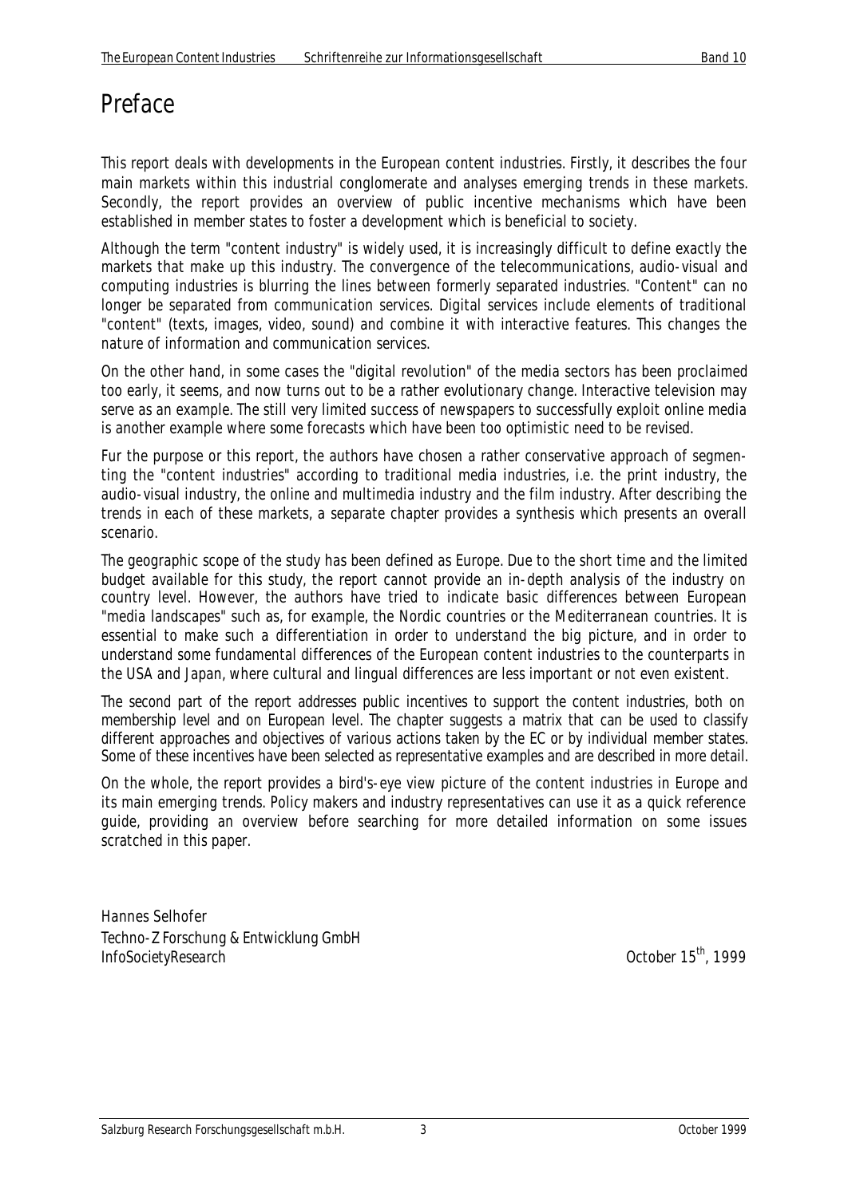# Preface

This report deals with developments in the European content industries. Firstly, it describes the four main markets within this industrial conglomerate and analyses emerging trends in these markets. Secondly, the report provides an overview of public incentive mechanisms which have been established in member states to foster a development which is beneficial to society.

Although the term "content industry" is widely used, it is increasingly difficult to define exactly the markets that make up this industry. The convergence of the telecommunications, audio-visual and computing industries is blurring the lines between formerly separated industries. "Content" can no longer be separated from communication services. Digital services include elements of traditional "content" (texts, images, video, sound) and combine it with interactive features. This changes the nature of information and communication services.

On the other hand, in some cases the "digital revolution" of the media sectors has been proclaimed too early, it seems, and now turns out to be a rather evolutionary change. Interactive television may serve as an example. The still very limited success of newspapers to successfully exploit online media is another example where some forecasts which have been too optimistic need to be revised.

Fur the purpose or this report, the authors have chosen a rather conservative approach of segmenting the "content industries" according to traditional media industries, i.e. the print industry, the audio-visual industry, the online and multimedia industry and the film industry. After describing the trends in each of these markets, a separate chapter provides a synthesis which presents an overall scenario.

The geographic scope of the study has been defined as Europe. Due to the short time and the limited budget available for this study, the report cannot provide an in-depth analysis of the industry on country level. However, the authors have tried to indicate basic differences between European "media landscapes" such as, for example, the Nordic countries or the Mediterranean countries. It is essential to make such a differentiation in order to understand the big picture, and in order to understand some fundamental differences of the European content industries to the counterparts in the USA and Japan, where cultural and lingual differences are less important or not even existent.

The second part of the report addresses public incentives to support the content industries, both on membership level and on European level. The chapter suggests a matrix that can be used to classify different approaches and objectives of various actions taken by the EC or by individual member states. Some of these incentives have been selected as representative examples and are described in more detail.

On the whole, the report provides a bird's-eye view picture of the content industries in Europe and its main emerging trends. Policy makers and industry representatives can use it as a quick reference guide, providing an overview before searching for more detailed information on some issues scratched in this paper.

Hannes Selhofer
Techno-Z Forschung & Entwicklung GmbH
InfoSocietyResearch

October 15th, 1999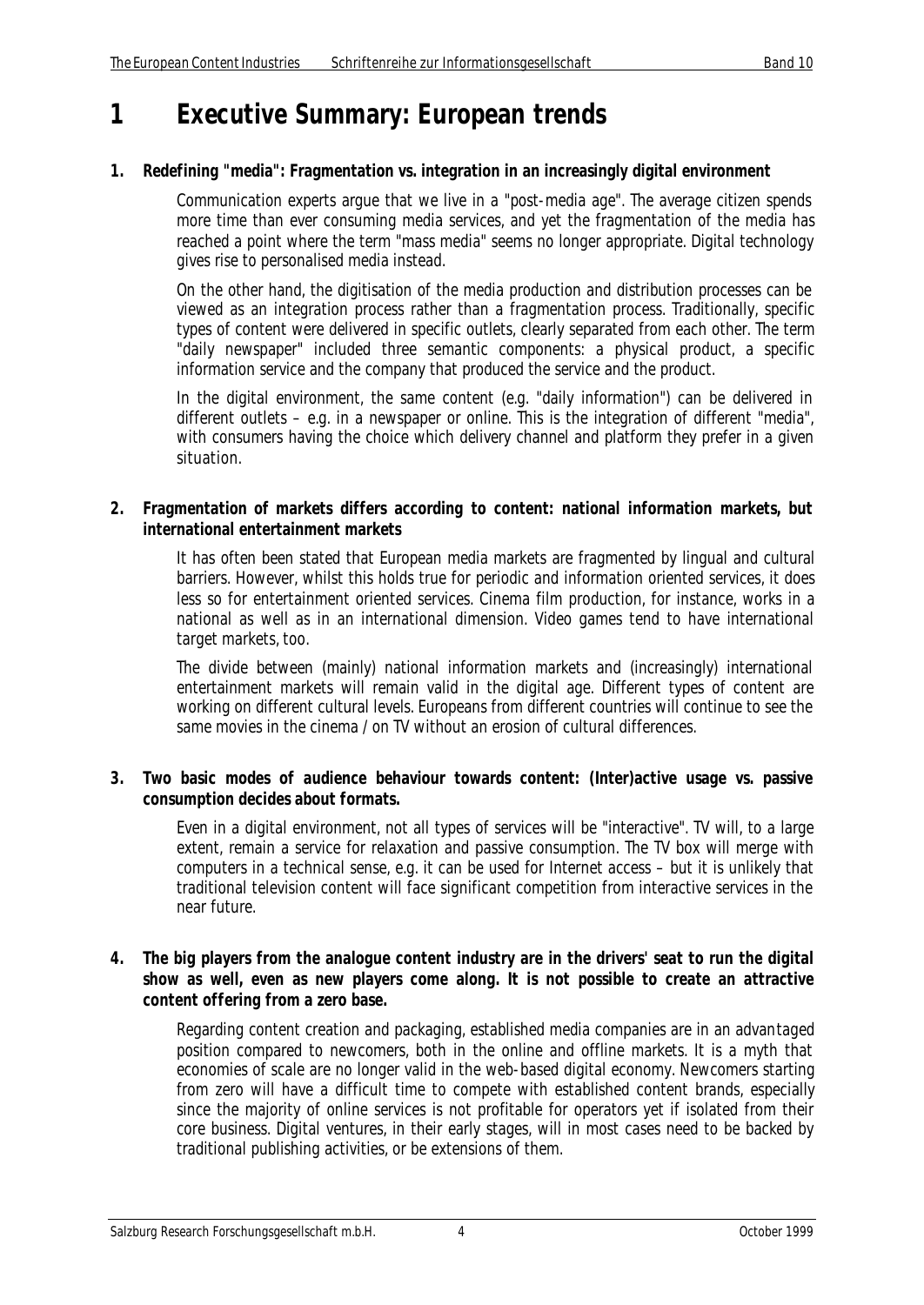# 1 Executive Summary: European trends

**1. Redefining "media": Fragmentation vs. integration in an increasingly digital environment**

Communication experts argue that we live in a "post-media age". The average citizen spends more time than ever consuming media services, and yet the fragmentation of the media has reached a point where the term "mass media" seems no longer appropriate. Digital technology gives rise to personalised media instead.

On the other hand, the digitisation of the media production and distribution processes can be viewed as an integration process rather than a fragmentation process. Traditionally, specific types of content were delivered in specific outlets, clearly separated from each other. The term "daily newspaper" included three semantic components: a physical product, a specific information service and the company that produced the service and the product.

In the digital environment, the same content (e.g. "daily information") can be delivered in different outlets – e.g. in a newspaper or online. This is the integration of different "media", with consumers having the choice which delivery channel and platform they prefer in a given situation.

**2. Fragmentation of markets differs according to content: national information markets, but international entertainment markets**

It has often been stated that European media markets are fragmented by lingual and cultural barriers. However, whilst this holds true for periodic and information oriented services, it does less so for entertainment oriented services. Cinema film production, for instance, works in a national as well as in an international dimension. Video games tend to have international target markets, too.

The divide between (mainly) national information markets and (increasingly) international entertainment markets will remain valid in the digital age. Different types of content are working on different cultural levels. Europeans from different countries will continue to see the same movies in the cinema / on TV without an erosion of cultural differences.

**3. Two basic modes of audience behaviour towards content: (Inter)active usage vs. passive consumption decides about formats.**

Even in a digital environment, not all types of services will be "interactive". TV will, to a large extent, remain a service for relaxation and passive consumption. The TV box will merge with computers in a technical sense, e.g. it can be used for Internet access – but it is unlikely that traditional television content will face significant competition from interactive services in the near future.

**4. The big players from the analogue content industry are in the drivers' seat to run the digital show as well, even as new players come along. It is not possible to create an attractive content offering from a zero base.**

Regarding content creation and packaging, established media companies are in an advantaged position compared to newcomers, both in the online and offline markets. It is a myth that economies of scale are no longer valid in the web-based digital economy. Newcomers starting from zero will have a difficult time to compete with established content brands, especially since the majority of online services is not profitable for operators yet if isolated from their core business. Digital ventures, in their early stages, will in most cases need to be backed by traditional publishing activities, or be extensions of them.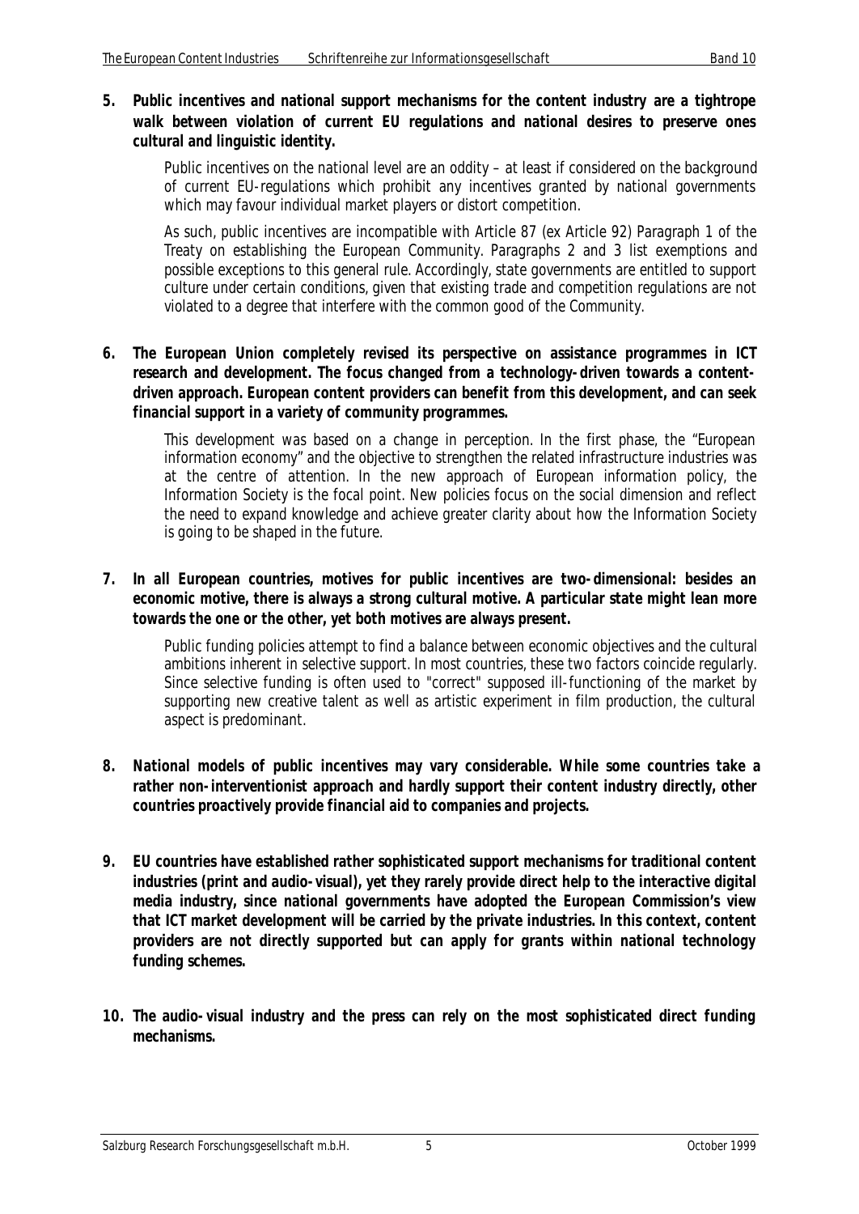5. **Public incentives and national support mechanisms for the content industry are a tightrope walk between violation of current EU regulations and national desires to preserve ones cultural and linguistic identity.**

   *Public incentives on the national level are an oddity – at least if considered on the background of current EU-regulations which prohibit any incentives granted by national governments which may favour individual market players or distort competition.*

   *As such, public incentives are incompatible with Article 87 (ex Article 92) Paragraph 1 of the Treaty on establishing the European Community. Paragraphs 2 and 3 list exemptions and possible exceptions to this general rule. Accordingly, state governments are entitled to support culture under certain conditions, given that existing trade and competition regulations are not violated to a degree that interfere with the common good of the Community.*

6. **The European Union completely revised its perspective on assistance programmes in ICT research and development. The focus changed from a technology-driven towards a content-driven approach. European content providers can benefit from this development, and can seek financial support in a variety of community programmes.**

   *This development was based on a change in perception. In the first phase, the "European information economy" and the objective to strengthen the related infrastructure industries was at the centre of attention. In the new approach of European information policy, the Information Society is the focal point. New policies focus on the social dimension and reflect the need to expand knowledge and achieve greater clarity about how the Information Society is going to be shaped in the future.*

7. **In all European countries, motives for public incentives are two-dimensional: besides an economic motive, there is always a strong cultural motive. A particular state might lean more towards the one or the other, yet both motives are always present.**

   *Public funding policies attempt to find a balance between economic objectives and the cultural ambitions inherent in selective support. In most countries, these two factors coincide regularly. Since selective funding is often used to "correct" supposed ill-functioning of the market by supporting new creative talent as well as artistic experiment in film production, the cultural aspect is predominant.*

8. **National models of public incentives may vary considerable. While some countries take a rather non-interventionist approach and hardly support their content industry directly, other countries proactively provide financial aid to companies and projects.**

9. **EU countries have established rather sophisticated support mechanisms for traditional content industries (print and audio-visual), yet they rarely provide direct help to the interactive digital media industry, since national governments have adopted the European Commission's view that ICT market development will be carried by the private industries. In this context, content providers are not directly supported but can apply for grants within national technology funding schemes.**

10. **The audio-visual industry and the press can rely on the most sophisticated direct funding mechanisms.**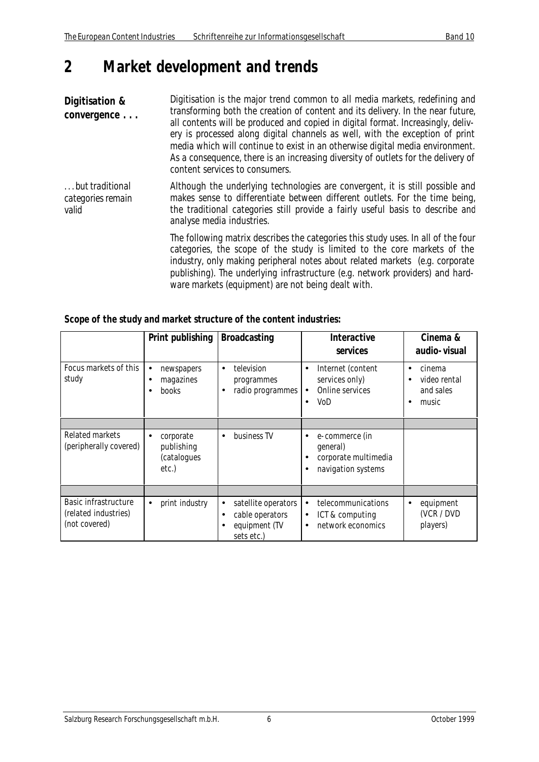# 2 Market development and trends

**Digitisation & convergence . . .**

Digitisation is the major trend common to all media markets, redefining and transforming both the creation of content and its delivery. In the near future, all contents will be produced and copied in digital format. Increasingly, delivery is processed along digital channels as well, with the exception of print media which will continue to exist in an otherwise digital media environment. As a consequence, there is an increasing diversity of outlets for the delivery of content services to consumers.

*. . . but traditional categories remain valid*

Although the underlying technologies are convergent, it is still possible and makes sense to differentiate between different outlets. For the time being, the traditional categories still provide a fairly useful basis to describe and analyse media industries.

The following matrix describes the categories this study uses. In all of the four categories, the scope of the study is limited to the core markets of the industry, only making peripheral notes about related markets (e.g. corporate publishing). The underlying infrastructure (e.g. network providers) and hardware markets (equipment) are not being dealt with.

**Scope of the study and market structure of the content industries:**

| | Print publishing | Broadcasting | Interactive services | Cinema & audio-visual |
|---|---|---|---|---|
| Focus markets of this study | • newspapers<br>• magazines<br>• books | • television programmes<br>• radio programmes | • Internet (content services only)<br>• Online services<br>• VoD | • cinema<br>• video rental and sales<br>• music |
| Related markets (peripherally covered) | • corporate publishing (catalogues etc.) | • business TV | • e-commerce (in general)<br>• corporate multimedia<br>• navigation systems | |
| Basic infrastructure (related industries) (not covered) | • print industry | • satellite operators<br>• cable operators<br>• equipment (TV sets etc.) | • telecommunications<br>• ICT & computing<br>• network economics | • equipment (VCR / DVD players) |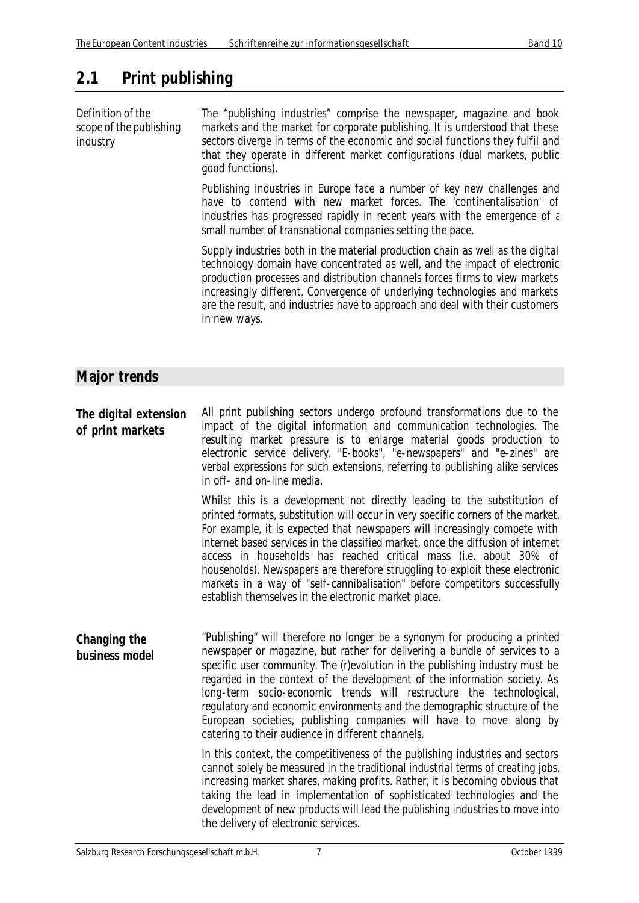## 2.1 Print publishing

*Definition of the scope of the publishing industry*

The "publishing industries" comprise the newspaper, magazine and book markets and the market for corporate publishing. It is understood that these sectors diverge in terms of the economic and social functions they fulfil and that they operate in different market configurations (dual markets, public good functions).

Publishing industries in Europe face a number of key new challenges and have to contend with new market forces. The 'continentalisation' of industries has progressed rapidly in recent years with the emergence of a small number of transnational companies setting the pace.

Supply industries both in the material production chain as well as the digital technology domain have concentrated as well, and the impact of electronic production processes and distribution channels forces firms to view markets increasingly different. Convergence of underlying technologies and markets are the result, and industries have to approach and deal with their customers in new ways.

### Major trends

**The digital extension of print markets**

All print publishing sectors undergo profound transformations due to the impact of the digital information and communication technologies. The resulting market pressure is to enlarge material goods production to electronic service delivery. "E-books", "e-newspapers" and "e-zines" are verbal expressions for such extensions, referring to publishing alike services in off- and on-line media.

Whilst this is a development not directly leading to the substitution of printed formats, substitution will occur in very specific corners of the market. For example, it is expected that newspapers will increasingly compete with internet based services in the classified market, once the diffusion of internet access in households has reached critical mass (i.e. about 30% of households). Newspapers are therefore struggling to exploit these electronic markets in a way of "self-cannibalisation" before competitors successfully establish themselves in the electronic market place.

**Changing the business model**

"Publishing" will therefore no longer be a synonym for producing a printed newspaper or magazine, but rather for delivering a bundle of services to a specific user community. The (r)evolution in the publishing industry must be regarded in the context of the development of the information society. As long-term socio-economic trends will restructure the technological, regulatory and economic environments and the demographic structure of the European societies, publishing companies will have to move along by catering to their audience in different channels.

In this context, the competitiveness of the publishing industries and sectors cannot solely be measured in the traditional industrial terms of creating jobs, increasing market shares, making profits. Rather, it is becoming obvious that taking the lead in implementation of sophisticated technologies and the development of new products will lead the publishing industries to move into the delivery of electronic services.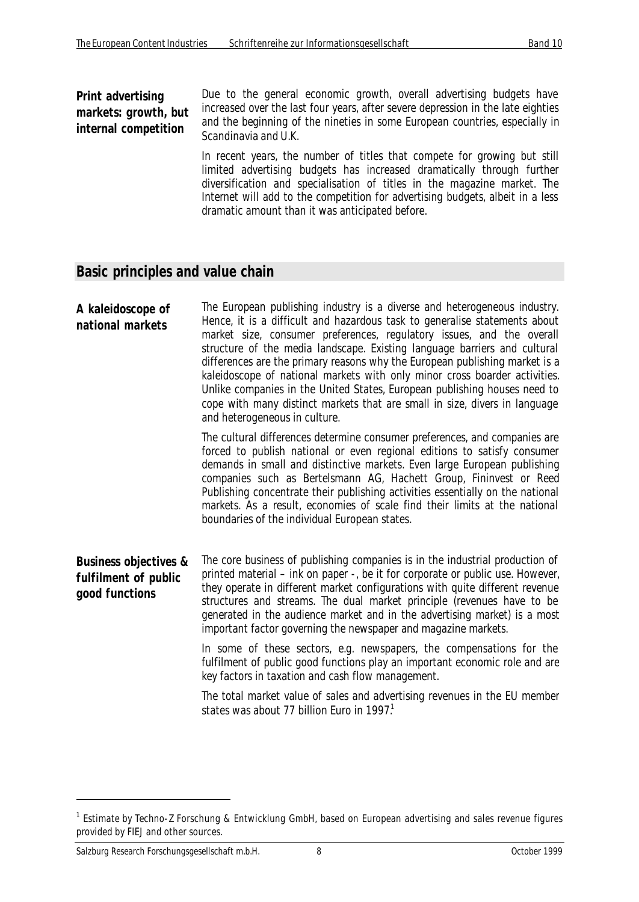**Print advertising markets: growth, but internal competition**

Due to the general economic growth, overall advertising budgets have increased over the last four years, after severe depression in the late eighties and the beginning of the nineties in some European countries, especially in Scandinavia and U.K.

In recent years, the number of titles that compete for growing but still limited advertising budgets has increased dramatically through further diversification and specialisation of titles in the magazine market. The Internet will add to the competition for advertising budgets, albeit in a less dramatic amount than it was anticipated before.

## Basic principles and value chain

**A kaleidoscope of national markets**

The European publishing industry is a diverse and heterogeneous industry. Hence, it is a difficult and hazardous task to generalise statements about market size, consumer preferences, regulatory issues, and the overall structure of the media landscape. Existing language barriers and cultural differences are the primary reasons why the European publishing market is a kaleidoscope of national markets with only minor cross boarder activities. Unlike companies in the United States, European publishing houses need to cope with many distinct markets that are small in size, divers in language and heterogeneous in culture.

The cultural differences determine consumer preferences, and companies are forced to publish national or even regional editions to satisfy consumer demands in small and distinctive markets. Even large European publishing companies such as Bertelsmann AG, Hachett Group, Fininvest or Reed Publishing concentrate their publishing activities essentially on the national markets. As a result, economies of scale find their limits at the national boundaries of the individual European states.

**Business objectives & fulfilment of public good functions**

The core business of publishing companies is in the industrial production of printed material – ink on paper -, be it for corporate or public use. However, they operate in different market configurations with quite different revenue structures and streams. The dual market principle (revenues have to be generated in the audience market and in the advertising market) is a most important factor governing the newspaper and magazine markets.

In some of these sectors, e.g. newspapers, the compensations for the fulfilment of public good functions play an important economic role and are key factors in taxation and cash flow management.

The total market value of sales and advertising revenues in the EU member states was about 77 billion Euro in 1997.[1]

[1] Estimate by Techno-Z Forschung & Entwicklung GmbH, based on European advertising and sales revenue figures provided by FIEJ and other sources.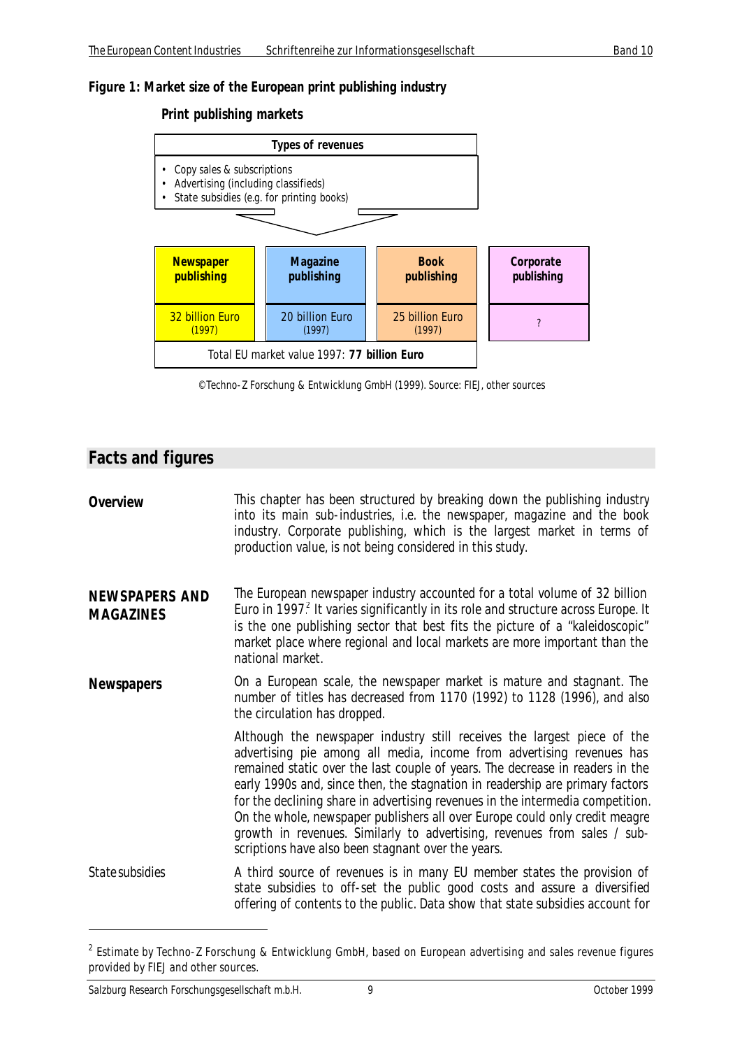**Figure 1: Market size of the European print publishing industry**

**Print publishing markets**

| Types of revenues |
|---|
| • Copy sales & subscriptions<br>• Advertising (including classifieds)<br>• State subsidies (e.g. for printing books) |

| **Newspaper publishing** | **Magazine publishing** | **Book publishing** | **Corporate publishing** |
|---|---|---|---|
| 32 billion Euro (1997) | 20 billion Euro (1997) | 25 billion Euro (1997) | ? |
| Total EU market value 1997: **77 billion Euro** | | | |

©Techno-Z Forschung & Entwicklung GmbH (1999). Source: FIEJ, other sources

## Facts and figures

**Overview**

This chapter has been structured by breaking down the publishing industry into its main sub-industries, i.e. the newspaper, magazine and the book industry. Corporate publishing, which is the largest market in terms of production value, is not being considered in this study.

**NEWSPAPERS AND MAGAZINES**

The European newspaper industry accounted for a total volume of 32 billion Euro in 1997.[2] It varies significantly in its role and structure across Europe. It is the one publishing sector that best fits the picture of a "kaleidoscopic" market place where regional and local markets are more important than the national market.

**Newspapers**

On a European scale, the newspaper market is mature and stagnant. The number of titles has decreased from 1170 (1992) to 1128 (1996), and also the circulation has dropped.

Although the newspaper industry still receives the largest piece of the advertising pie among all media, income from advertising revenues has remained static over the last couple of years. The decrease in readers in the early 1990s and, since then, the stagnation in readership are primary factors for the declining share in advertising revenues in the intermedia competition. On the whole, newspaper publishers all over Europe could only credit meagre growth in revenues. Similarly to advertising, revenues from sales / subscriptions have also been stagnant over the years.

State subsidies

A third source of revenues is in many EU member states the provision of state subsidies to off-set the public good costs and assure a diversified offering of contents to the public. Data show that state subsidies account for

[2] Estimate by Techno-Z Forschung & Entwicklung GmbH, based on European advertising and sales revenue figures provided by FIEJ and other sources.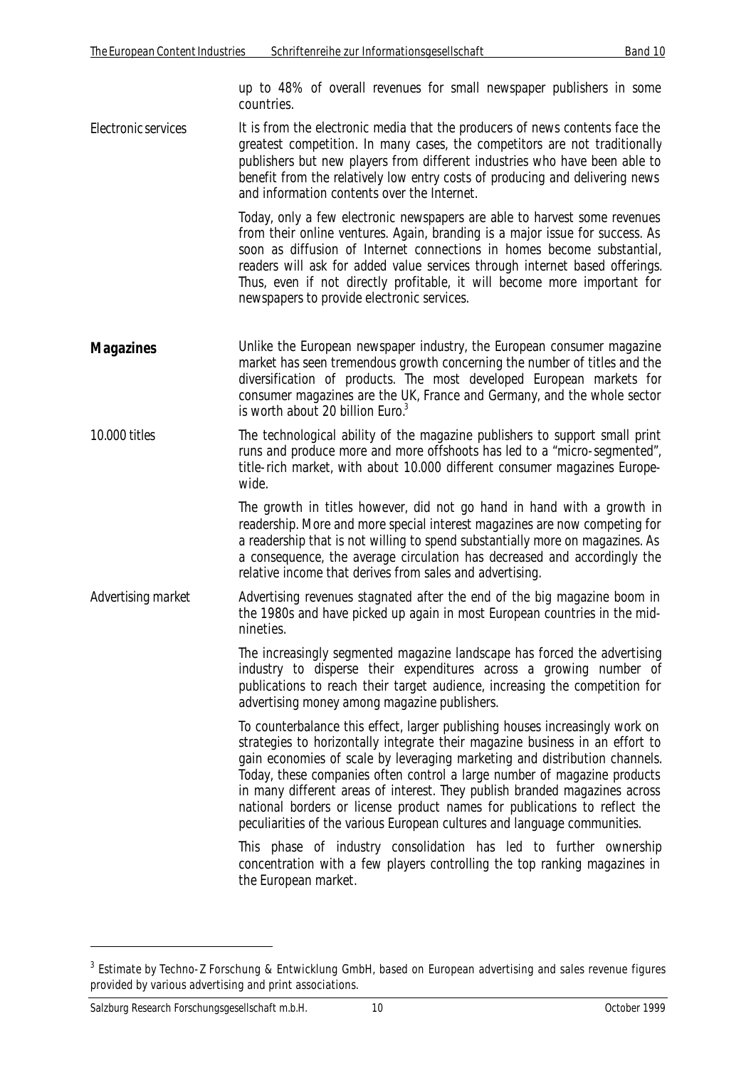up to 48% of overall revenues for small newspaper publishers in some countries.

*Electronic services*

It is from the electronic media that the producers of news contents face the greatest competition. In many cases, the competitors are not traditionally publishers but new players from different industries who have been able to benefit from the relatively low entry costs of producing and delivering news and information contents over the Internet.

Today, only a few electronic newspapers are able to harvest some revenues from their online ventures. Again, branding is a major issue for success. As soon as diffusion of Internet connections in homes become substantial, readers will ask for added value services through internet based offerings. Thus, even if not directly profitable, it will become more important for newspapers to provide electronic services.

## Magazines

Unlike the European newspaper industry, the European consumer magazine market has seen tremendous growth concerning the number of titles and the diversification of products. The most developed European markets for consumer magazines are the UK, France and Germany, and the whole sector is worth about 20 billion Euro.[3]

*10.000 titles*

The technological ability of the magazine publishers to support small print runs and produce more and more offshoots has led to a "micro-segmented", title-rich market, with about 10.000 different consumer magazines Europe-wide.

The growth in titles however, did not go hand in hand with a growth in readership. More and more special interest magazines are now competing for a readership that is not willing to spend substantially more on magazines. As a consequence, the average circulation has decreased and accordingly the relative income that derives from sales and advertising.

*Advertising market*

Advertising revenues stagnated after the end of the big magazine boom in the 1980s and have picked up again in most European countries in the mid-nineties.

The increasingly segmented magazine landscape has forced the advertising industry to disperse their expenditures across a growing number of publications to reach their target audience, increasing the competition for advertising money among magazine publishers.

To counterbalance this effect, larger publishing houses increasingly work on strategies to horizontally integrate their magazine business in an effort to gain economies of scale by leveraging marketing and distribution channels. Today, these companies often control a large number of magazine products in many different areas of interest. They publish branded magazines across national borders or license product names for publications to reflect the peculiarities of the various European cultures and language communities.

This phase of industry consolidation has led to further ownership concentration with a few players controlling the top ranking magazines in the European market.

---

[3] Estimate by Techno-Z Forschung & Entwicklung GmbH, based on European advertising and sales revenue figures provided by various advertising and print associations.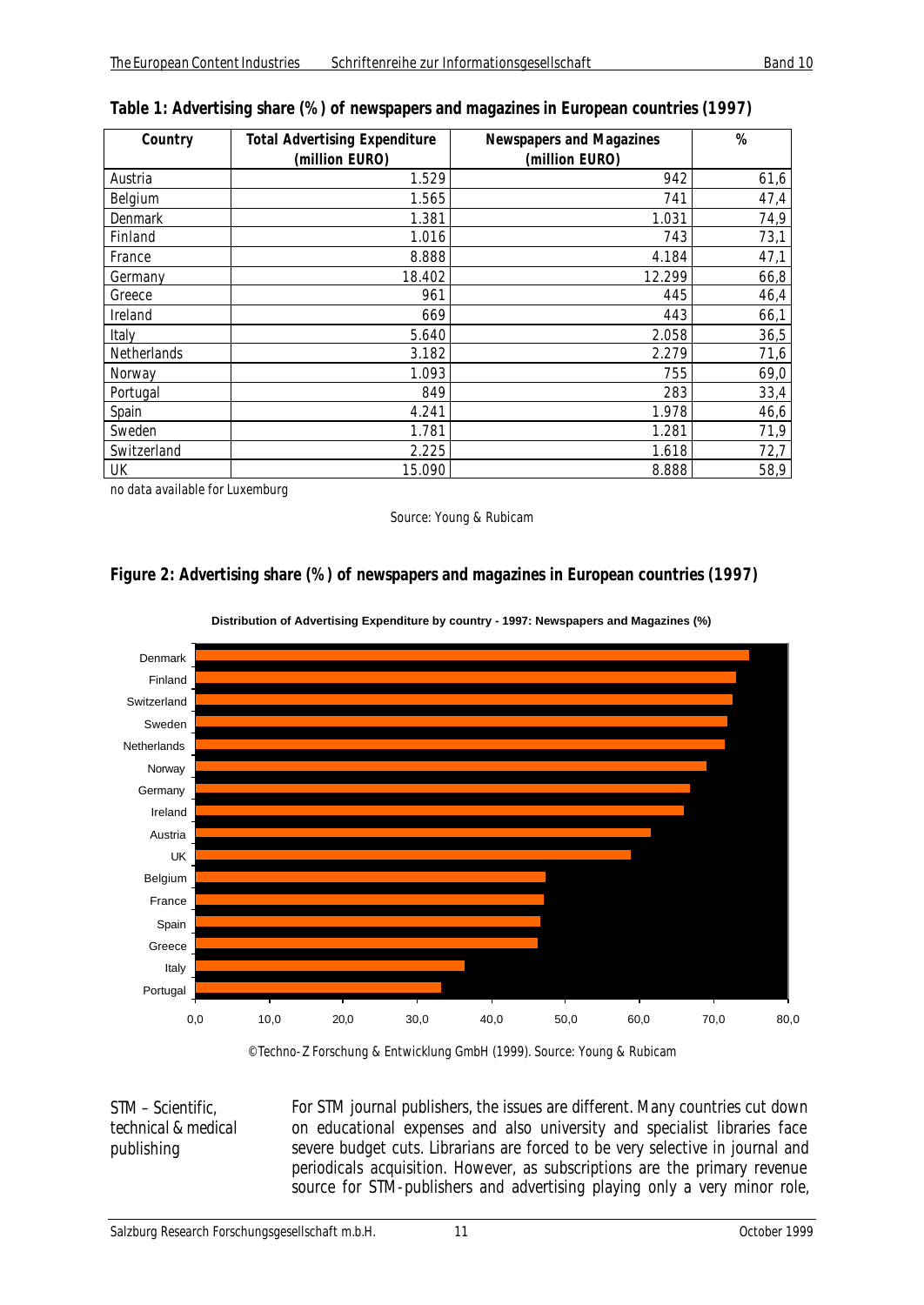**Table 1: Advertising share (%) of newspapers and magazines in European countries (1997)**

| Country | Total Advertising Expenditure (million EURO) | Newspapers and Magazines (million EURO) | % |
|---|---|---|---|
| Austria | 1.529 | 942 | 61,6 |
| Belgium | 1.565 | 741 | 47,4 |
| Denmark | 1.381 | 1.031 | 74,9 |
| Finland | 1.016 | 743 | 73,1 |
| France | 8.888 | 4.184 | 47,1 |
| Germany | 18.402 | 12.299 | 66,8 |
| Greece | 961 | 445 | 46,4 |
| Ireland | 669 | 443 | 66,1 |
| Italy | 5.640 | 2.058 | 36,5 |
| Netherlands | 3.182 | 2.279 | 71,6 |
| Norway | 1.093 | 755 | 69,0 |
| Portugal | 849 | 283 | 33,4 |
| Spain | 4.241 | 1.978 | 46,6 |
| Sweden | 1.781 | 1.281 | 71,9 |
| Switzerland | 2.225 | 1.618 | 72,7 |
| UK | 15.090 | 8.888 | 58,9 |

no data available for Luxemburg

Source: Young & Rubicam

**Figure 2: Advertising share (%) of newspapers and magazines in European countries (1997)**

Distribution of Advertising Expenditure by country - 1997: Newspapers and Magazines (%)

©Techno-Z Forschung & Entwicklung GmbH (1999). Source: Young & Rubicam

### STM – Scientific, technical & medical publishing

For STM journal publishers, the issues are different. Many countries cut down on educational expenses and also university and specialist libraries face severe budget cuts. Librarians are forced to be very selective in journal and periodicals acquisition. However, as subscriptions are the primary revenue source for STM-publishers and advertising playing only a very minor role,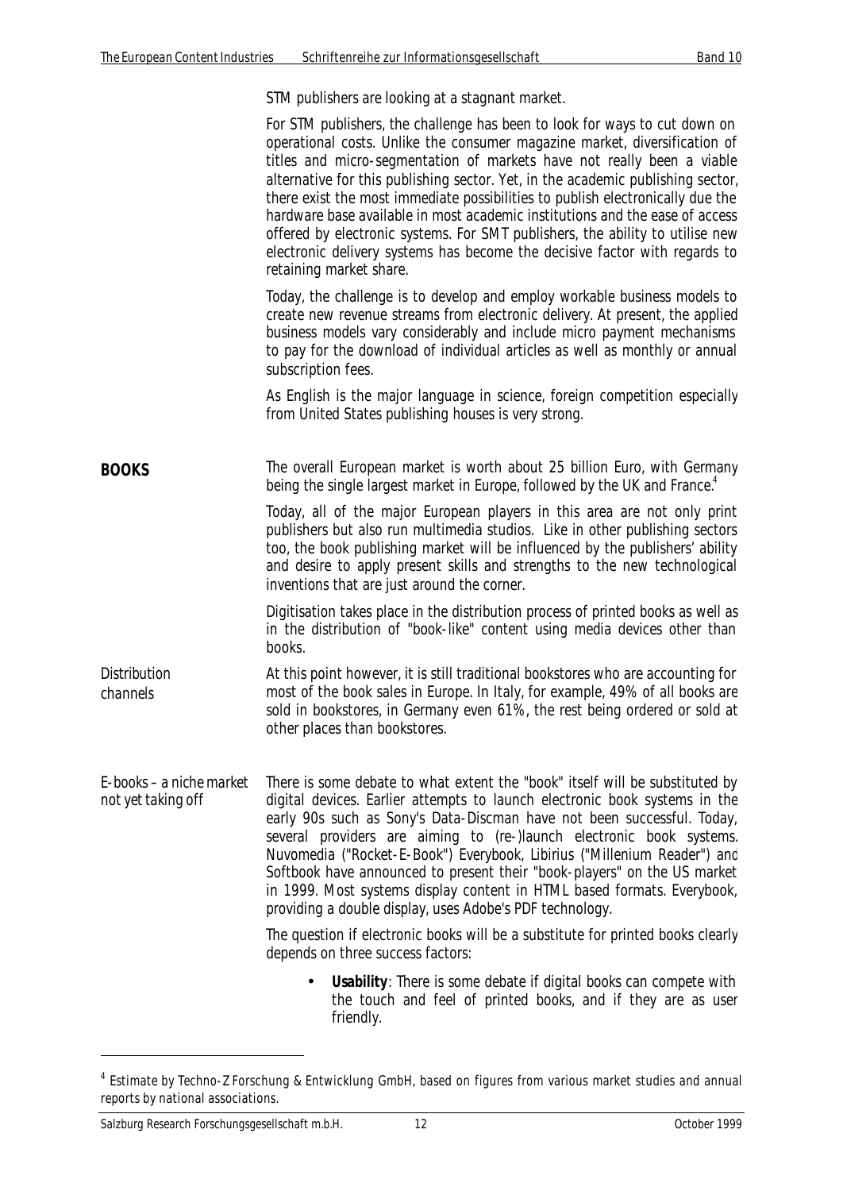STM publishers are looking at a stagnant market.

For STM publishers, the challenge has been to look for ways to cut down on operational costs. Unlike the consumer magazine market, diversification of titles and micro-segmentation of markets have not really been a viable alternative for this publishing sector. Yet, in the academic publishing sector, there exist the most immediate possibilities to publish electronically due the hardware base available in most academic institutions and the ease of access offered by electronic systems. For SMT publishers, the ability to utilise new electronic delivery systems has become the decisive factor with regards to retaining market share.

Today, the challenge is to develop and employ workable business models to create new revenue streams from electronic delivery. At present, the applied business models vary considerably and include micro payment mechanisms to pay for the download of individual articles as well as monthly or annual subscription fees.

As English is the major language in science, foreign competition especially from United States publishing houses is very strong.

## BOOKS

The overall European market is worth about 25 billion Euro, with Germany being the single largest market in Europe, followed by the UK and France.[4]

Today, all of the major European players in this area are not only print publishers but also run multimedia studios. Like in other publishing sectors too, the book publishing market will be influenced by the publishers' ability and desire to apply present skills and strengths to the new technological inventions that are just around the corner.

Digitisation takes place in the distribution process of printed books as well as in the distribution of "book-like" content using media devices other than books.

*Distribution channels*

At this point however, it is still traditional bookstores who are accounting for most of the book sales in Europe. In Italy, for example, 49% of all books are sold in bookstores, in Germany even 61%, the rest being ordered or sold at other places than bookstores.

*E-books – a niche market not yet taking off*

There is some debate to what extent the "book" itself will be substituted by digital devices. Earlier attempts to launch electronic book systems in the early 90s such as Sony's Data-Discman have not been successful. Today, several providers are aiming to (re-)launch electronic book systems. Nuvomedia ("Rocket-E-Book") Everybook, Libirius ("Millenium Reader") and Softbook have announced to present their "book-players" on the US market in 1999. Most systems display content in HTML based formats. Everybook, providing a double display, uses Adobe's PDF technology.

The question if electronic books will be a substitute for printed books clearly depends on three success factors:

- **Usability**: There is some debate if digital books can compete with the touch and feel of printed books, and if they are as user friendly.

---

[4] Estimate by Techno-Z Forschung & Entwicklung GmbH, based on figures from various market studies and annual reports by national associations.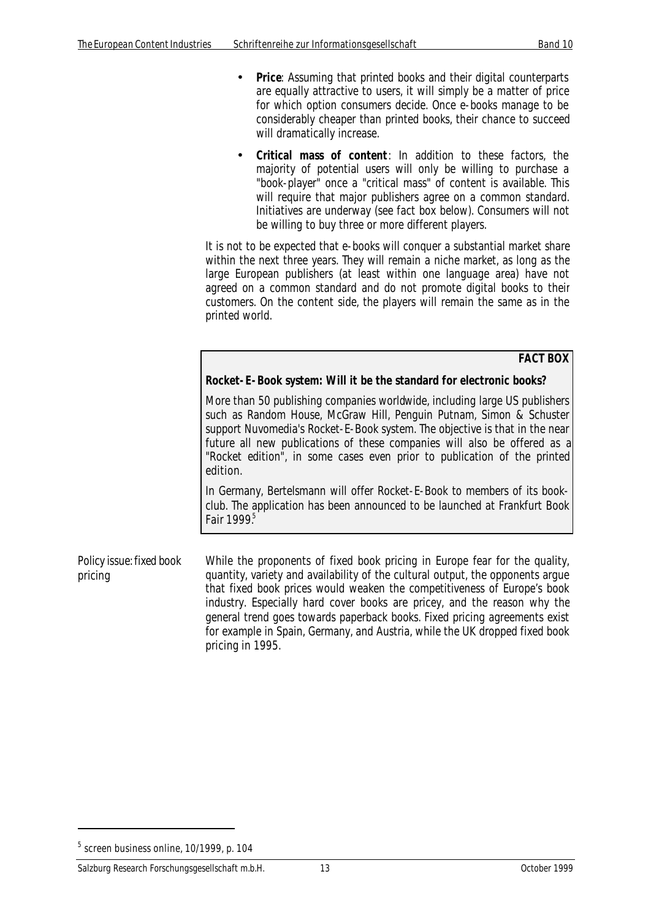- **Price**: Assuming that printed books and their digital counterparts are equally attractive to users, it will simply be a matter of price for which option consumers decide. Once e-books manage to be considerably cheaper than printed books, their chance to succeed will dramatically increase.
- **Critical mass of content**: In addition to these factors, the majority of potential users will only be willing to purchase a "book-player" once a "critical mass" of content is available. This will require that major publishers agree on a common standard. Initiatives are underway (see fact box below). Consumers will not be willing to buy three or more different players.

It is not to be expected that e-books will conquer a substantial market share within the next three years. They will remain a niche market, as long as the large European publishers (at least within one language area) have not agreed on a common standard and do not promote digital books to their customers. On the content side, the players will remain the same as in the printed world.

> **FACT BOX**
>
> **Rocket-E-Book system: Will it be the standard for electronic books?**
>
> More than 50 publishing companies worldwide, including large US publishers such as Random House, McGraw Hill, Penguin Putnam, Simon & Schuster support Nuvomedia's Rocket-E-Book system. The objective is that in the near future all new publications of these companies will also be offered as a "Rocket edition", in some cases even prior to publication of the printed edition.
>
> In Germany, Bertelsmann will offer Rocket-E-Book to members of its book-club. The application has been announced to be launched at Frankfurt Book Fair 1999.[5]

*Policy issue: fixed book pricing*

While the proponents of fixed book pricing in Europe fear for the quality, quantity, variety and availability of the cultural output, the opponents argue that fixed book prices would weaken the competitiveness of Europe's book industry. Especially hard cover books are pricey, and the reason why the general trend goes towards paperback books. Fixed pricing agreements exist for example in Spain, Germany, and Austria, while the UK dropped fixed book pricing in 1995.

---

[5] screen business online, 10/1999, p. 104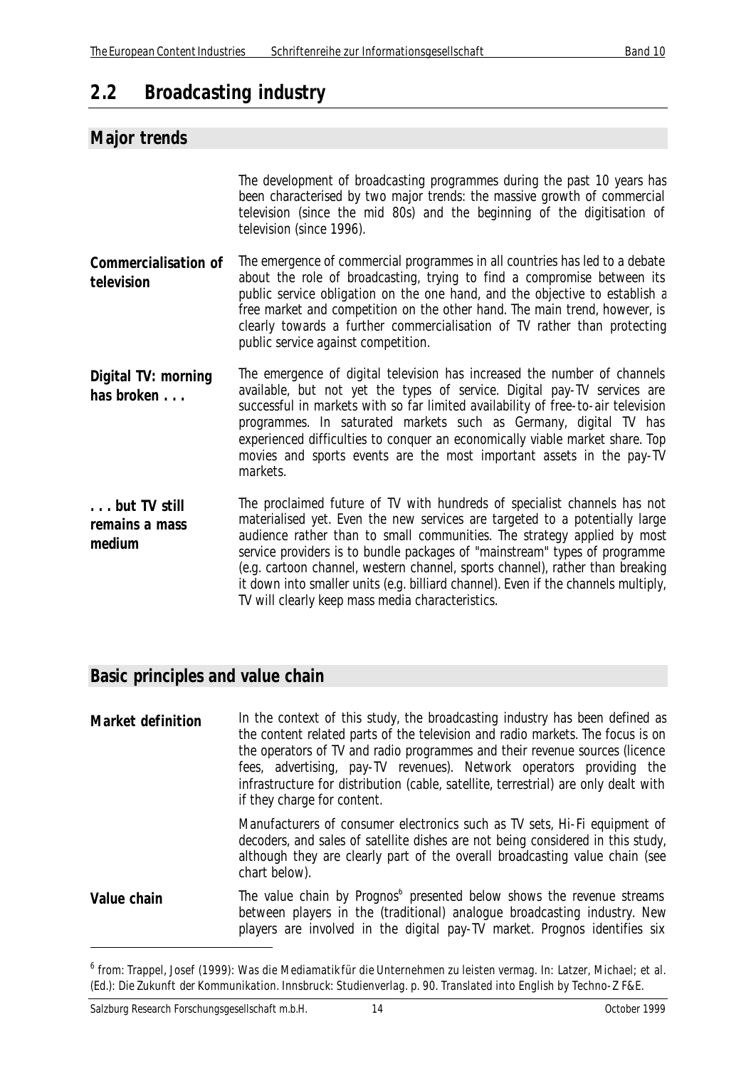## 2.2 Broadcasting industry

### Major trends

The development of broadcasting programmes during the past 10 years has been characterised by two major trends: the massive growth of commercial television (since the mid 80s) and the beginning of the digitisation of television (since 1996).

**Commercialisation of television**

The emergence of commercial programmes in all countries has led to a debate about the role of broadcasting, trying to find a compromise between its public service obligation on the one hand, and the objective to establish a free market and competition on the other hand. The main trend, however, is clearly towards a further commercialisation of TV rather than protecting public service against competition.

**Digital TV: morning has broken . . .**

The emergence of digital television has increased the number of channels available, but not yet the types of service. Digital pay-TV services are successful in markets with so far limited availability of free-to-air television programmes. In saturated markets such as Germany, digital TV has experienced difficulties to conquer an economically viable market share. Top movies and sports events are the most important assets in the pay-TV markets.

**. . . but TV still remains a mass medium**

The proclaimed future of TV with hundreds of specialist channels has not materialised yet. Even the new services are targeted to a potentially large audience rather than to small communities. The strategy applied by most service providers is to bundle packages of "mainstream" types of programme (e.g. cartoon channel, western channel, sports channel), rather than breaking it down into smaller units (e.g. billiard channel). Even if the channels multiply, TV will clearly keep mass media characteristics.

### Basic principles and value chain

**Market definition**

In the context of this study, the broadcasting industry has been defined as the content related parts of the television and radio markets. The focus is on the operators of TV and radio programmes and their revenue sources (licence fees, advertising, pay-TV revenues). Network operators providing the infrastructure for distribution (cable, satellite, terrestrial) are only dealt with if they charge for content.

Manufacturers of consumer electronics such as TV sets, Hi-Fi equipment of decoders, and sales of satellite dishes are not being considered in this study, although they are clearly part of the overall broadcasting value chain (see chart below).

**Value chain**

The value chain by Prognos[6] presented below shows the revenue streams between players in the (traditional) analogue broadcasting industry. New players are involved in the digital pay-TV market. Prognos identifies six

[6] from: Trappel, Josef (1999): *Was die Mediamatik für die Unternehmen zu leisten vermag*. In: Latzer, Michael; et al. (Ed.): *Die Zukunft der Kommunikation*. Innsbruck: Studienverlag. p. 90. Translated into English by Techno-Z F&E.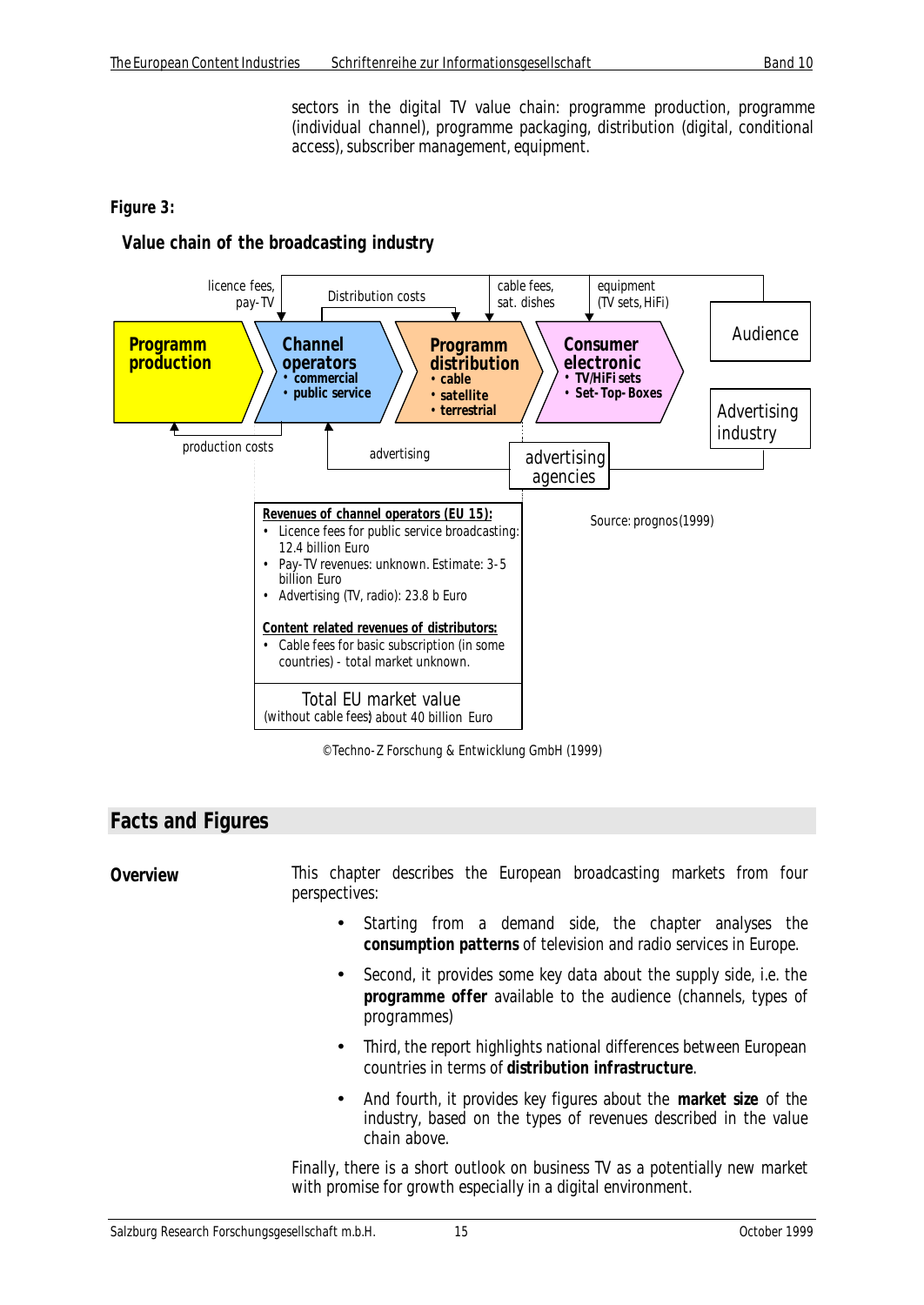sectors in the digital TV value chain: programme production, programme (individual channel), programme packaging, distribution (digital, conditional access), subscriber management, equipment.

**Figure 3:**

**Value chain of the broadcasting industry**

licence fees, pay-TV

Distribution costs

cable fees, sat. dishes

equipment (TV sets, HiFi)

**Programm production**

**Channel operators**
- commercial
- public service

**Programm distribution**
- cable
- satellite
- terrestrial

**Consumer electronic**
- TV/HiFi sets
- Set-Top-Boxes

Audience

Advertising industry

production costs

advertising

advertising agencies

**Revenues of channel operators (EU 15):**
- Licence fees for public service broadcasting: 12.4 billion Euro
- Pay-TV revenues: unknown. Estimate: 3-5 billion Euro
- Advertising (TV, radio): 23.8 b Euro

**Content related revenues of distributors:**
- Cable fees for basic subscription (in some countries) - total market unknown.

Total EU market value
(without cable fees) about 40 billion Euro

Source: prognos (1999)

©Techno-Z Forschung & Entwicklung GmbH (1999)

## Facts and Figures

**Overview**

This chapter describes the European broadcasting markets from four perspectives:

- Starting from a demand side, the chapter analyses the **consumption patterns** of television and radio services in Europe.
- Second, it provides some key data about the supply side, i.e. the **programme offer** available to the audience (channels, types of programmes)
- Third, the report highlights national differences between European countries in terms of **distribution infrastructure**.
- And fourth, it provides key figures about the **market size** of the industry, based on the types of revenues described in the value chain above.

Finally, there is a short outlook on business TV as a potentially new market with promise for growth especially in a digital environment.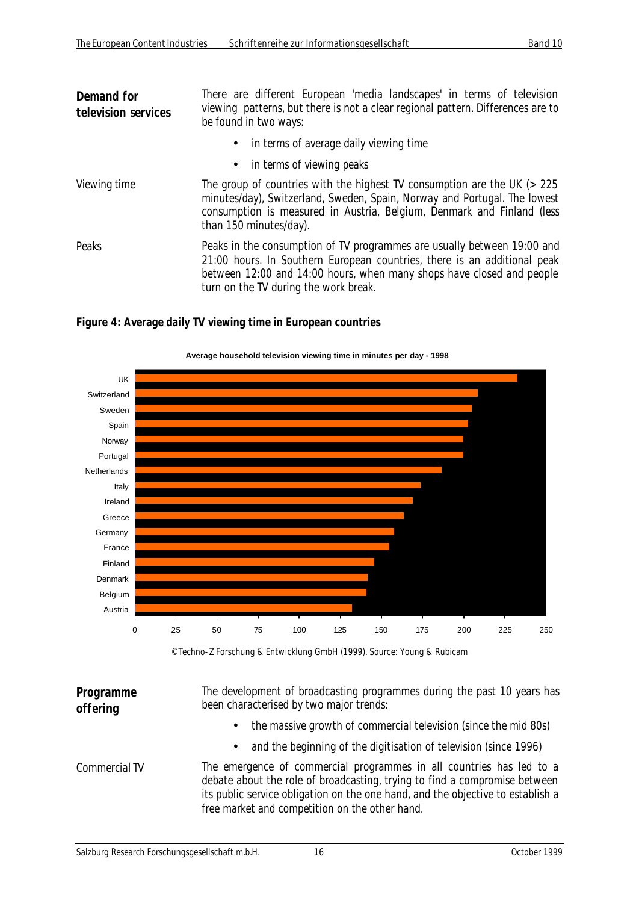**Demand for television services**

There are different European 'media landscapes' in terms of television viewing patterns, but there is not a clear regional pattern. Differences are to be found in two ways:

- in terms of average daily viewing time
- in terms of viewing peaks

Viewing time

The group of countries with the highest TV consumption are the UK (> 225 minutes/day), Switzerland, Sweden, Spain, Norway and Portugal. The lowest consumption is measured in Austria, Belgium, Denmark and Finland (less than 150 minutes/day).

Peaks

Peaks in the consumption of TV programmes are usually between 19:00 and 21:00 hours. In Southern European countries, there is an additional peak between 12:00 and 14:00 hours, when many shops have closed and people turn on the TV during the work break.

**Figure 4: Average daily TV viewing time in European countries**

**Average household television viewing time in minutes per day - 1998**

UK, Switzerland, Sweden, Spain, Norway, Portugal, Netherlands, Italy, Ireland, Greece, Germany, France, Finland, Denmark, Belgium, Austria

0, 25, 50, 75, 100, 125, 150, 175, 200, 225, 250

©Techno-Z Forschung & Entwicklung GmbH (1999). Source: Young & Rubicam

**Programme offering**

The development of broadcasting programmes during the past 10 years has been characterised by two major trends:

- the massive growth of commercial television (since the mid 80s)
- and the beginning of the digitisation of television (since 1996)

Commercial TV

The emergence of commercial programmes in all countries has led to a debate about the role of broadcasting, trying to find a compromise between its public service obligation on the one hand, and the objective to establish a free market and competition on the other hand.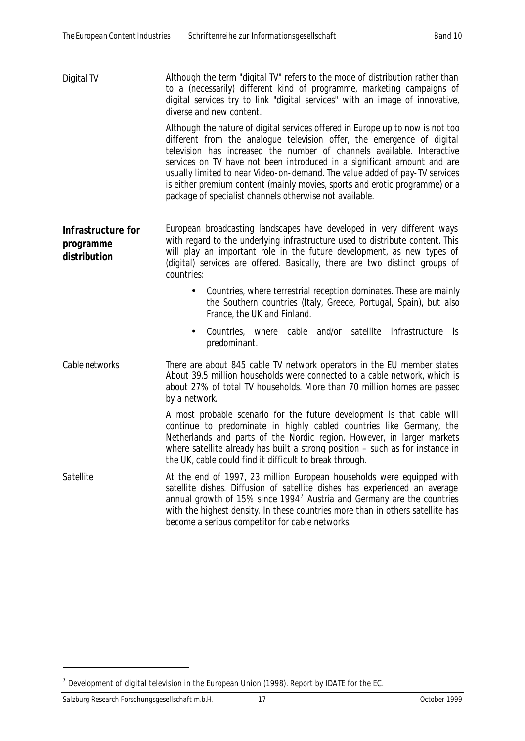Digital TV

Although the term "digital TV" refers to the mode of distribution rather than to a (necessarily) different kind of programme, marketing campaigns of digital services try to link "digital services" with an image of innovative, diverse and new content.

Although the nature of digital services offered in Europe up to now is not too different from the analogue television offer, the emergence of digital television has increased the number of channels available. Interactive services on TV have not been introduced in a significant amount and are usually limited to near Video-on-demand. The value added of pay-TV services is either premium content (mainly movies, sports and erotic programme) or a package of specialist channels otherwise not available.

## Infrastructure for programme distribution

European broadcasting landscapes have developed in very different ways with regard to the underlying infrastructure used to distribute content. This will play an important role in the future development, as new types of (digital) services are offered. Basically, there are two distinct groups of countries:

- Countries, where terrestrial reception dominates. These are mainly the Southern countries (Italy, Greece, Portugal, Spain), but also France, the UK and Finland.
- Countries, where cable and/or satellite infrastructure is predominant.

Cable networks

There are about 845 cable TV network operators in the EU member states About 39.5 million households were connected to a cable network, which is about 27% of total TV households. More than 70 million homes are passed by a network.

A most probable scenario for the future development is that cable will continue to predominate in highly cabled countries like Germany, the Netherlands and parts of the Nordic region. However, in larger markets where satellite already has built a strong position – such as for instance in the UK, cable could find it difficult to break through.

Satellite

At the end of 1997, 23 million European households were equipped with satellite dishes. Diffusion of satellite dishes has experienced an average annual growth of 15% since 1994[7] Austria and Germany are the countries with the highest density. In these countries more than in others satellite has become a serious competitor for cable networks.

[7] Development of digital television in the European Union (1998). Report by IDATE for the EC.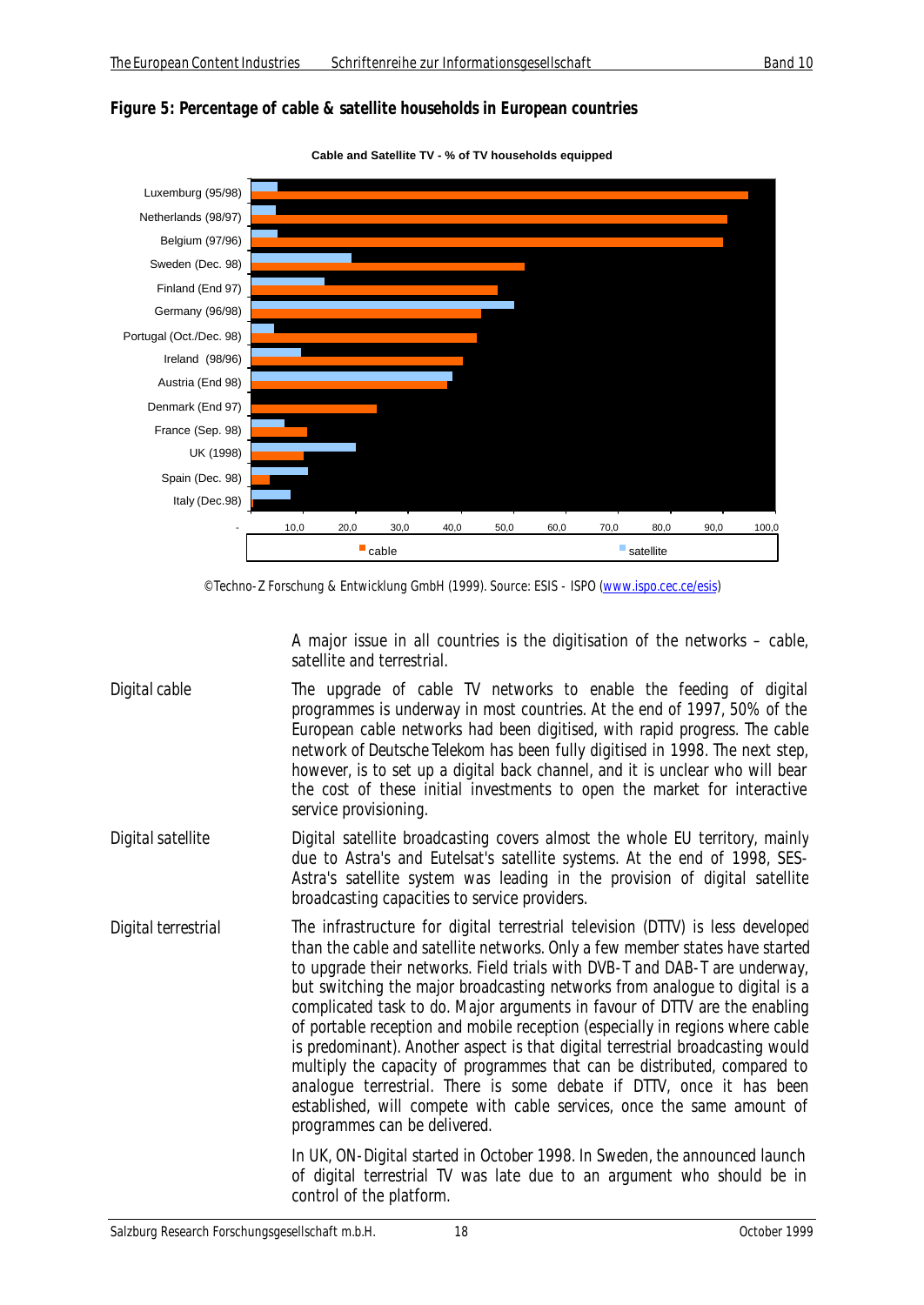**Figure 5: Percentage of cable & satellite households in European countries**

Cable and Satellite TV - % of TV households equipped

©Techno-Z Forschung & Entwicklung GmbH (1999). Source: ESIS - ISPO (www.ispo.cec.ce/esis)

A major issue in all countries is the digitisation of the networks – cable, satellite and terrestrial.

**Digital cable**

The upgrade of cable TV networks to enable the feeding of digital programmes is underway in most countries. At the end of 1997, 50% of the European cable networks had been digitised, with rapid progress. The cable network of Deutsche Telekom has been fully digitised in 1998. The next step, however, is to set up a digital back channel, and it is unclear who will bear the cost of these initial investments to open the market for interactive service provisioning.

**Digital satellite**

Digital satellite broadcasting covers almost the whole EU territory, mainly due to Astra's and Eutelsat's satellite systems. At the end of 1998, SES-Astra's satellite system was leading in the provision of digital satellite broadcasting capacities to service providers.

**Digital terrestrial**

The infrastructure for digital terrestrial television (DTTV) is less developed than the cable and satellite networks. Only a few member states have started to upgrade their networks. Field trials with DVB-T and DAB-T are underway, but switching the major broadcasting networks from analogue to digital is a complicated task to do. Major arguments in favour of DTTV are the enabling of portable reception and mobile reception (especially in regions where cable is predominant). Another aspect is that digital terrestrial broadcasting would multiply the capacity of programmes that can be distributed, compared to analogue terrestrial. There is some debate if DTTV, once it has been established, will compete with cable services, once the same amount of programmes can be delivered.

In UK, ON-Digital started in October 1998. In Sweden, the announced launch of digital terrestrial TV was late due to an argument who should be in control of the platform.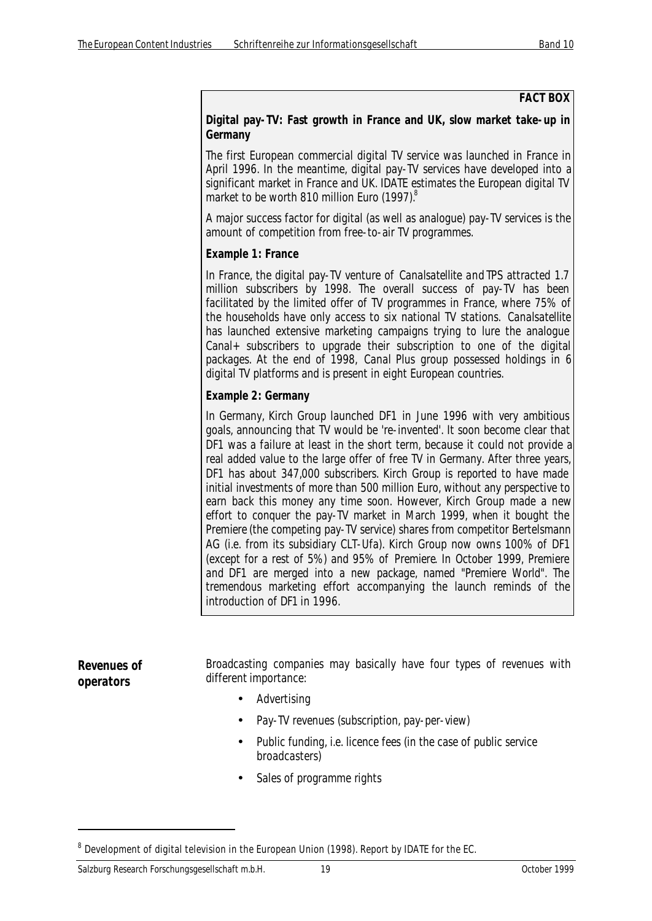**FACT BOX**

**Digital pay-TV: Fast growth in France and UK, slow market take-up in Germany**

The first European commercial digital TV service was launched in France in April 1996. In the meantime, digital pay-TV services have developed into a significant market in France and UK. IDATE estimates the European digital TV market to be worth 810 million Euro (1997).[8]

A major success factor for digital (as well as analogue) pay-TV services is the amount of competition from free-to-air TV programmes.

**Example 1: France**

In France, the digital pay-TV venture of Canalsatellite and TPS attracted 1.7 million subscribers by 1998. The overall success of pay-TV has been facilitated by the limited offer of TV programmes in France, where 75% of the households have only access to six national TV stations. Canalsatellite has launched extensive marketing campaigns trying to lure the analogue Canal+ subscribers to upgrade their subscription to one of the digital packages. At the end of 1998, Canal Plus group possessed holdings in 6 digital TV platforms and is present in eight European countries.

**Example 2: Germany**

In Germany, Kirch Group launched DF1 in June 1996 with very ambitious goals, announcing that TV would be 're-invented'. It soon become clear that DF1 was a failure at least in the short term, because it could not provide a real added value to the large offer of free TV in Germany. After three years, DF1 has about 347,000 subscribers. Kirch Group is reported to have made initial investments of more than 500 million Euro, without any perspective to earn back this money any time soon. However, Kirch Group made a new effort to conquer the pay-TV market in March 1999, when it bought the Premiere (the competing pay-TV service) shares from competitor Bertelsmann AG (i.e. from its subsidiary CLT-Ufa). Kirch Group now owns 100% of DF1 (except for a rest of 5%) and 95% of Premiere. In October 1999, Premiere and DF1 are merged into a new package, named "Premiere World". The tremendous marketing effort accompanying the launch reminds of the introduction of DF1 in 1996.

**Revenues of operators**

Broadcasting companies may basically have four types of revenues with different importance:

- Advertising
- Pay-TV revenues (subscription, pay-per-view)
- Public funding, i.e. licence fees (in the case of public service broadcasters)
- Sales of programme rights

[8] Development of digital television in the European Union (1998). Report by IDATE for the EC.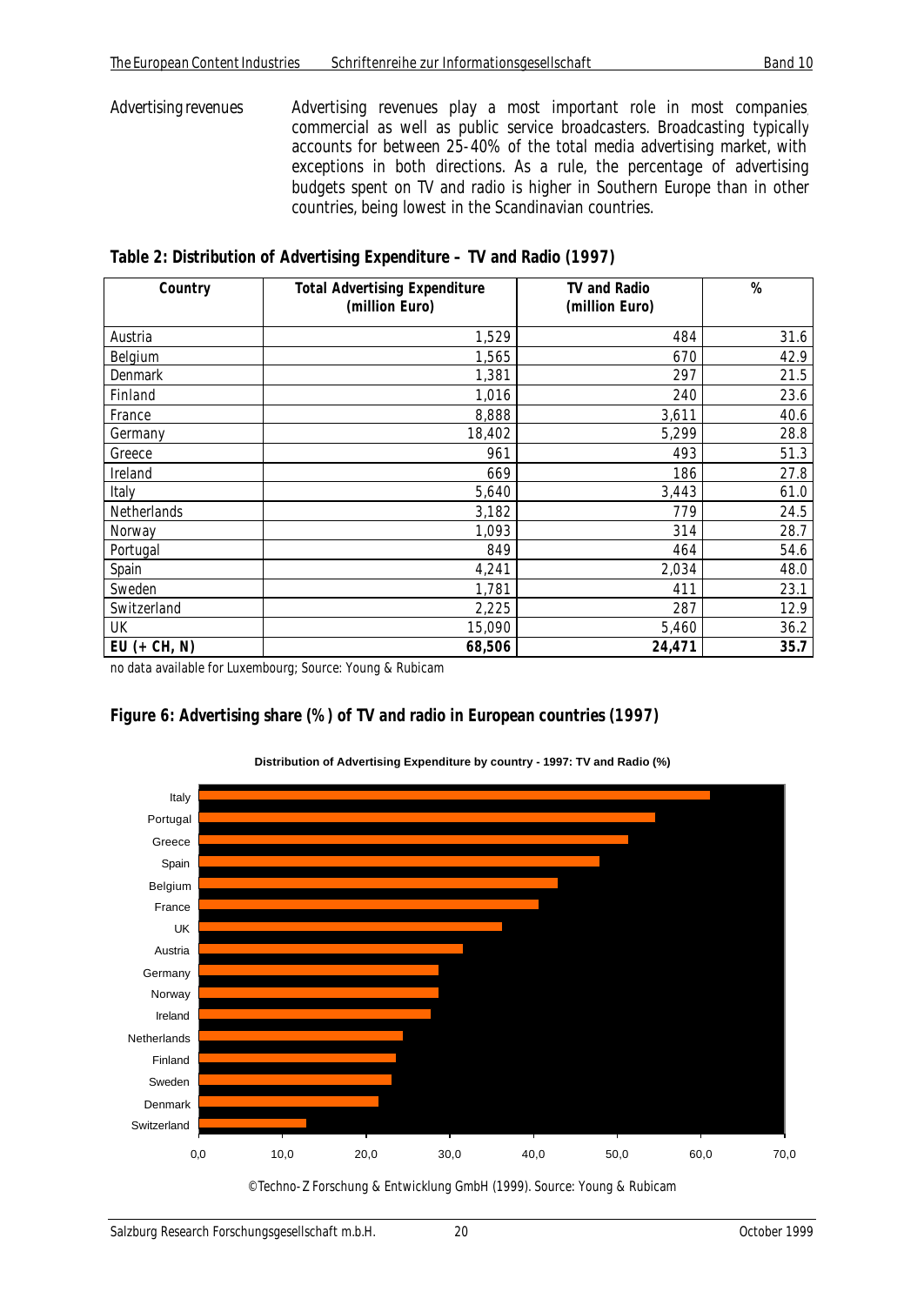**Advertising revenues**

Advertising revenues play a most important role in most companies, commercial as well as public service broadcasters. Broadcasting typically accounts for between 25-40% of the total media advertising market, with exceptions in both directions. As a rule, the percentage of advertising budgets spent on TV and radio is higher in Southern Europe than in other countries, being lowest in the Scandinavian countries.

**Table 2: Distribution of Advertising Expenditure – TV and Radio (1997)**

| Country | Total Advertising Expenditure (million Euro) | TV and Radio (million Euro) | % |
|---|---|---|---|
| Austria | 1,529 | 484 | 31.6 |
| Belgium | 1,565 | 670 | 42.9 |
| Denmark | 1,381 | 297 | 21.5 |
| Finland | 1,016 | 240 | 23.6 |
| France | 8,888 | 3,611 | 40.6 |
| Germany | 18,402 | 5,299 | 28.8 |
| Greece | 961 | 493 | 51.3 |
| Ireland | 669 | 186 | 27.8 |
| Italy | 5,640 | 3,443 | 61.0 |
| Netherlands | 3,182 | 779 | 24.5 |
| Norway | 1,093 | 314 | 28.7 |
| Portugal | 849 | 464 | 54.6 |
| Spain | 4,241 | 2,034 | 48.0 |
| Sweden | 1,781 | 411 | 23.1 |
| Switzerland | 2,225 | 287 | 12.9 |
| UK | 15,090 | 5,460 | 36.2 |
| **EU (+ CH, N)** | **68,506** | **24,471** | **35.7** |

no data available for Luxembourg; Source: Young & Rubicam

**Figure 6: Advertising share (%) of TV and radio in European countries (1997)**

©Techno-Z Forschung & Entwicklung GmbH (1999). Source: Young & Rubicam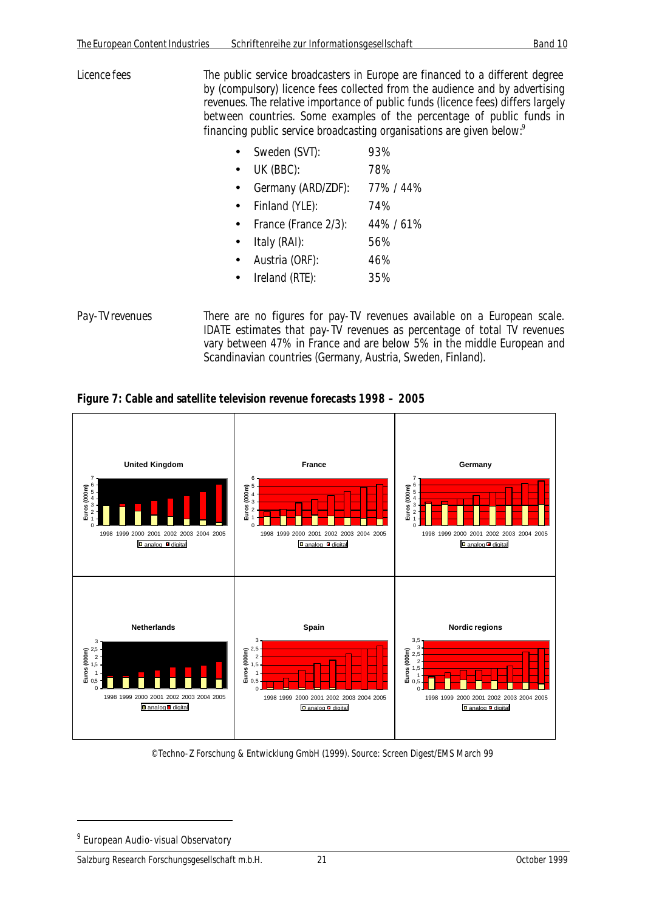**Licence fees**

The public service broadcasters in Europe are financed to a different degree by (compulsory) licence fees collected from the audience and by advertising revenues. The relative importance of public funds (licence fees) differs largely between countries. Some examples of the percentage of public funds in financing public service broadcasting organisations are given below:[9]

- Sweden (SVT): 93%
- UK (BBC): 78%
- Germany (ARD/ZDF): 77% / 44%
- Finland (YLE): 74%
- France (France 2/3): 44% / 61%
- Italy (RAI): 56%
- Austria (ORF): 46%
- Ireland (RTE): 35%

**Pay-TV revenues**

There are no figures for pay-TV revenues available on a European scale. IDATE estimates that pay-TV revenues as percentage of total TV revenues vary between 47% in France and are below 5% in the middle European and Scandinavian countries (Germany, Austria, Sweden, Finland).

**Figure 7: Cable and satellite television revenue forecasts 1998 – 2005**

©Techno-Z Forschung & Entwicklung GmbH (1999). Source: Screen Digest/EMS March 99

[9] European Audio-visual Observatory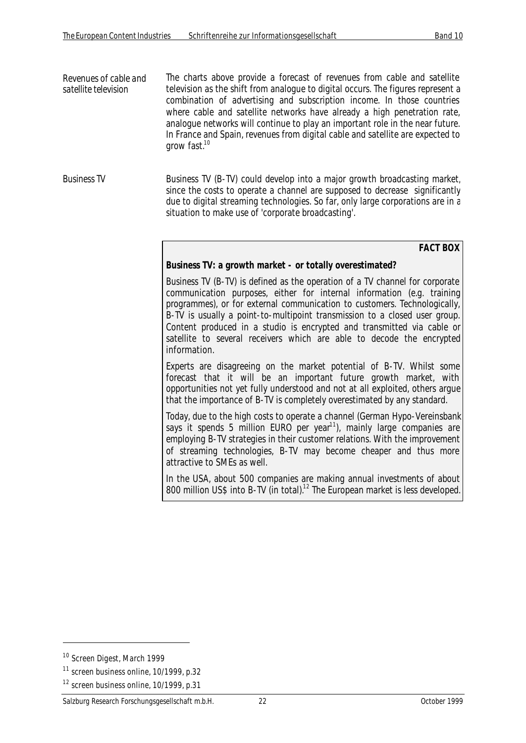**Revenues of cable and satellite television**

The charts above provide a forecast of revenues from cable and satellite television as the shift from analogue to digital occurs. The figures represent a combination of advertising and subscription income. In those countries where cable and satellite networks have already a high penetration rate, analogue networks will continue to play an important role in the near future. In France and Spain, revenues from digital cable and satellite are expected to grow fast.[10]

**Business TV**

Business TV (B-TV) could develop into a major growth broadcasting market, since the costs to operate a channel are supposed to decrease significantly due to digital streaming technologies. So far, only large corporations are in a situation to make use of 'corporate broadcasting'.

> **FACT BOX**
>
> **Business TV: a growth market - or totally overestimated?**
>
> Business TV (B-TV) is defined as the operation of a TV channel for corporate communication purposes, either for internal information (e.g. training programmes), or for external communication to customers. Technologically, B-TV is usually a point-to-multipoint transmission to a closed user group. Content produced in a studio is encrypted and transmitted via cable or satellite to several receivers which are able to decode the encrypted information.
>
> Experts are disagreeing on the market potential of B-TV. Whilst some forecast that it will be an important future growth market, with opportunities not yet fully understood and not at all exploited, others argue that the importance of B-TV is completely overestimated by any standard.
>
> Today, due to the high costs to operate a channel (German Hypo-Vereinsbank says it spends 5 million EURO per year[11]), mainly large companies are employing B-TV strategies in their customer relations. With the improvement of streaming technologies, B-TV may become cheaper and thus more attractive to SMEs as well.
>
> In the USA, about 500 companies are making annual investments of about 800 million US$ into B-TV (in total).[12] The European market is less developed.

---

[10] Screen Digest, March 1999

[11] screen business online, 10/1999, p.32

[12] screen business online, 10/1999, p.31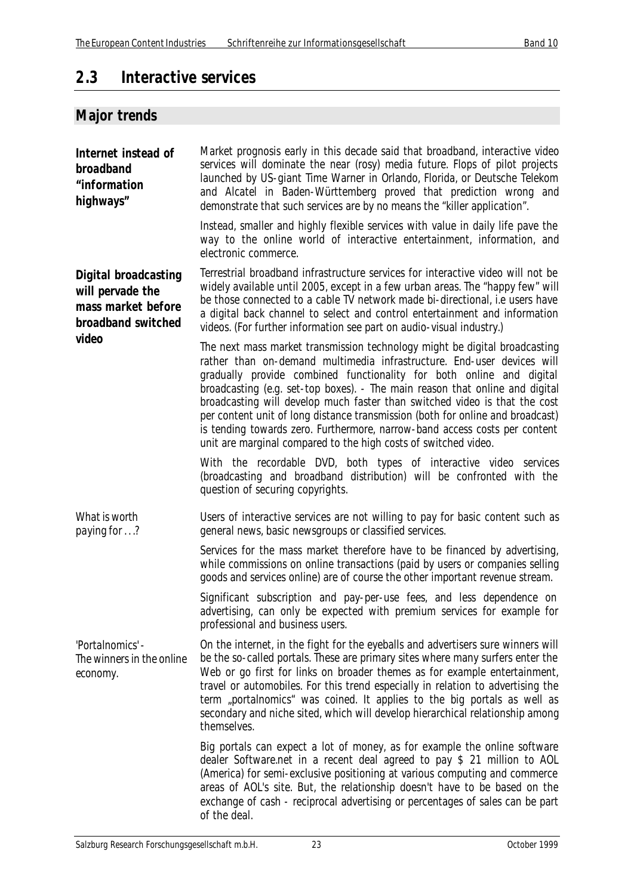## 2.3 Interactive services

### Major trends

**Internet instead of broadband "information highways"**

Market prognosis early in this decade said that broadband, interactive video services will dominate the near (rosy) media future. Flops of pilot projects launched by US-giant Time Warner in Orlando, Florida, or Deutsche Telekom and Alcatel in Baden-Württemberg proved that prediction wrong and demonstrate that such services are by no means the "killer application".

Instead, smaller and highly flexible services with value in daily life pave the way to the online world of interactive entertainment, information, and electronic commerce.

**Digital broadcasting will pervade the mass market before broadband switched video**

Terrestrial broadband infrastructure services for interactive video will not be widely available until 2005, except in a few urban areas. The "happy few" will be those connected to a cable TV network made bi-directional, i.e users have a digital back channel to select and control entertainment and information videos. (For further information see part on audio-visual industry.)

The next mass market transmission technology might be digital broadcasting rather than on-demand multimedia infrastructure. End-user devices will gradually provide combined functionality for both online and digital broadcasting (e.g. set-top boxes). - The main reason that online and digital broadcasting will develop much faster than switched video is that the cost per content unit of long distance transmission (both for online and broadcast) is tending towards zero. Furthermore, narrow-band access costs per content unit are marginal compared to the high costs of switched video.

With the recordable DVD, both types of interactive video services (broadcasting and broadband distribution) will be confronted with the question of securing copyrights.

*What is worth paying for ...?*

Users of interactive services are not willing to pay for basic content such as general news, basic newsgroups or classified services.

Services for the mass market therefore have to be financed by advertising, while commissions on online transactions (paid by users or companies selling goods and services online) are of course the other important revenue stream.

Significant subscription and pay-per-use fees, and less dependence on advertising, can only be expected with premium services for example for professional and business users.

*'Portalnomics' - The winners in the online economy.*

On the internet, in the fight for the eyeballs and advertisers sure winners will be the so-called portals. These are primary sites where many surfers enter the Web or go first for links on broader themes as for example entertainment, travel or automobiles. For this trend especially in relation to advertising the term „portalnomics" was coined. It applies to the big portals as well as secondary and niche sited, which will develop hierarchical relationship among themselves.

Big portals can expect a lot of money, as for example the online software dealer Software.net in a recent deal agreed to pay $ 21 million to AOL (America) for semi-exclusive positioning at various computing and commerce areas of AOL's site. But, the relationship doesn't have to be based on the exchange of cash - reciprocal advertising or percentages of sales can be part of the deal.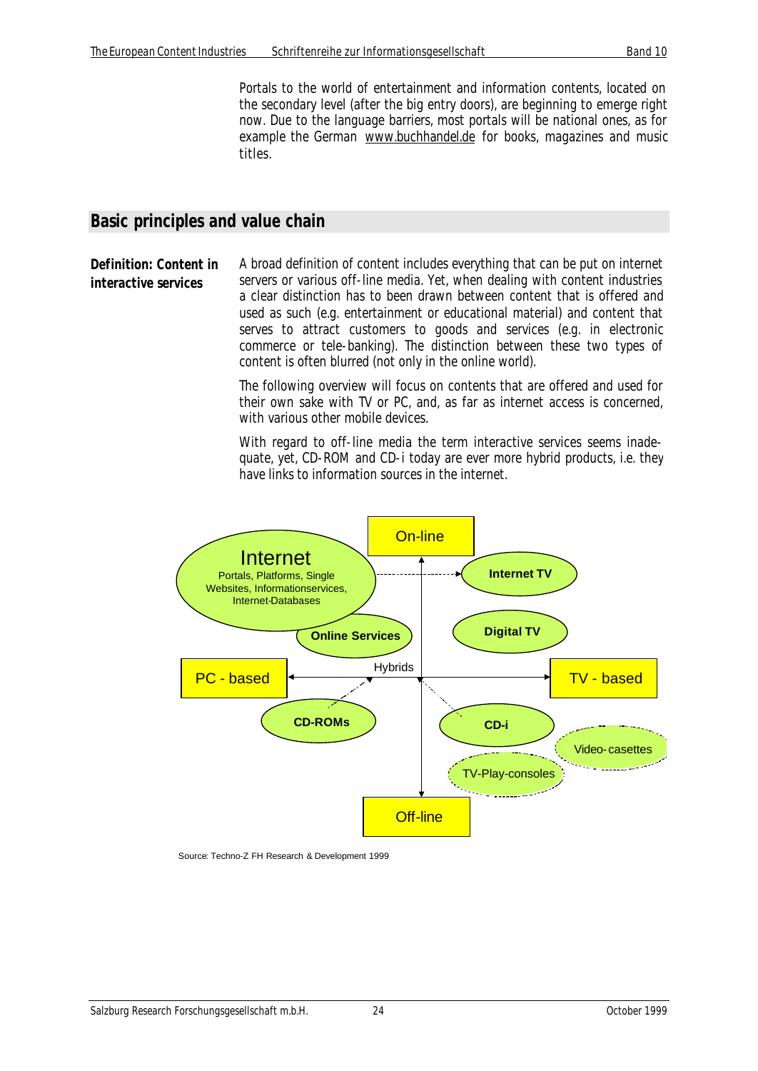Portals to the world of entertainment and information contents, located on the secondary level (after the big entry doors), are beginning to emerge right now. Due to the language barriers, most portals will be national ones, as for example the German www.buchhandel.de for books, magazines and music titles.

## Basic principles and value chain

**Definition: Content in interactive services**

A broad definition of content includes everything that can be put on internet servers or various off-line media. Yet, when dealing with content industries a clear distinction has to been drawn between content that is offered and used as such (e.g. entertainment or educational material) and content that serves to attract customers to goods and services (e.g. in electronic commerce or tele-banking). The distinction between these two types of content is often blurred (not only in the online world).

The following overview will focus on contents that are offered and used for their own sake with TV or PC, and, as far as internet access is concerned, with various other mobile devices.

With regard to off-line media the term interactive services seems inadequate, yet, CD-ROM and CD-i today are ever more hybrid products, i.e. they have links to information sources in the internet.

On-line

Internet
Portals, Platforms, Single Websites, Informationservices, Internet-Databases

Internet TV

Online Services

Digital TV

PC - based

Hybrids

TV - based

CD-ROMs

CD-i

Video-casettes

TV-Play-consoles

Off-line

Source: Techno-Z FH Research & Development 1999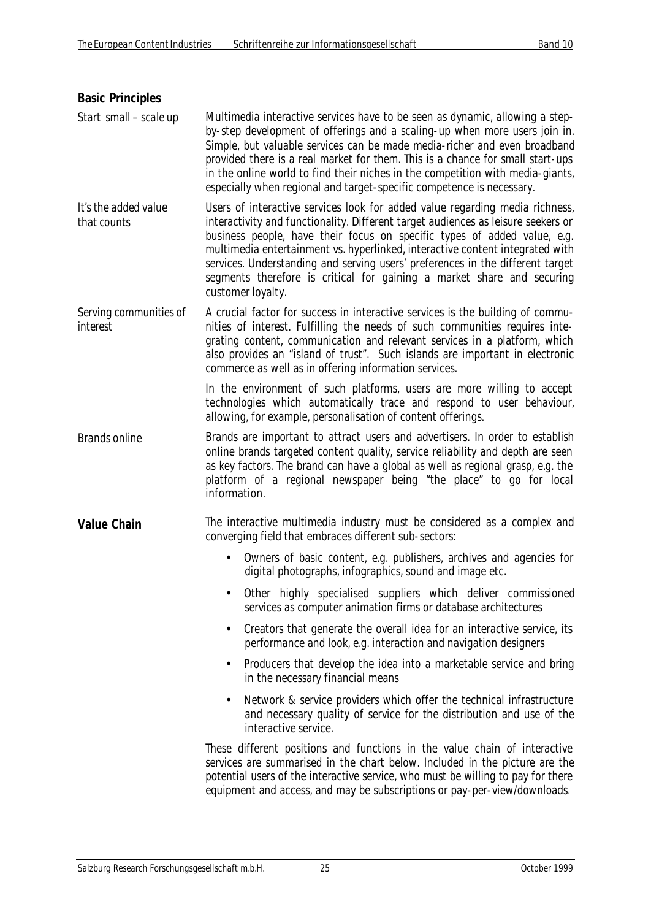## Basic Principles

*Start small – scale up*

Multimedia interactive services have to be seen as dynamic, allowing a step-by-step development of offerings and a scaling-up when more users join in. Simple, but valuable services can be made media-richer and even broadband provided there is a real market for them. This is a chance for small start-ups in the online world to find their niches in the competition with media-giants, especially when regional and target-specific competence is necessary.

*It's the added value that counts*

Users of interactive services look for added value regarding media richness, interactivity and functionality. Different target audiences as leisure seekers or business people, have their focus on specific types of added value, e.g. multimedia entertainment vs. hyperlinked, interactive content integrated with services. Understanding and serving users' preferences in the different target segments therefore is critical for gaining a market share and securing customer loyalty.

*Serving communities of interest*

A crucial factor for success in interactive services is the building of communities of interest. Fulfilling the needs of such communities requires integrating content, communication and relevant services in a platform, which also provides an "island of trust". Such islands are important in electronic commerce as well as in offering information services.

In the environment of such platforms, users are more willing to accept technologies which automatically trace and respond to user behaviour, allowing, for example, personalisation of content offerings.

*Brands online*

Brands are important to attract users and advertisers. In order to establish online brands targeted content quality, service reliability and depth are seen as key factors. The brand can have a global as well as regional grasp, e.g. the platform of a regional newspaper being "the place" to go for local information.

## Value Chain

The interactive multimedia industry must be considered as a complex and converging field that embraces different sub-sectors:

- Owners of basic content, e.g. publishers, archives and agencies for digital photographs, infographics, sound and image etc.
- Other highly specialised suppliers which deliver commissioned services as computer animation firms or database architectures
- Creators that generate the overall idea for an interactive service, its performance and look, e.g. interaction and navigation designers
- Producers that develop the idea into a marketable service and bring in the necessary financial means
- Network & service providers which offer the technical infrastructure and necessary quality of service for the distribution and use of the interactive service.

These different positions and functions in the value chain of interactive services are summarised in the chart below. Included in the picture are the potential users of the interactive service, who must be willing to pay for there equipment and access, and may be subscriptions or pay-per-view/downloads.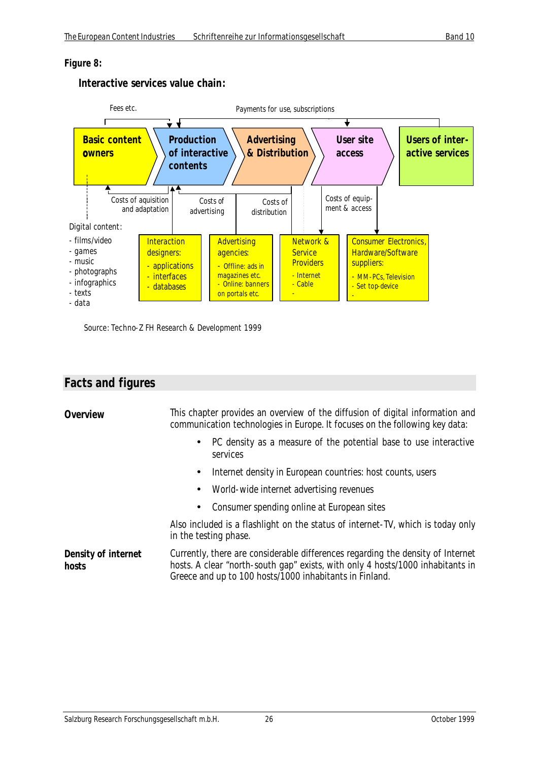**Figure 8:**

**Interactive services value chain:**

Fees etc.

Payments for use, subscriptions

**Basic content owners** → **Production of interactive contents** → **Advertising & Distribution** → **User site access** → **Users of interactive services**

Costs of aquisition and adaptation

Costs of advertising

Costs of distribution

Costs of equipment & access

Digital content:
- films/video
- games
- music
- photographs
- infographics
- texts
- data

Interaction designers:
- applications
- interfaces
- databases

Advertising agencies:
- Offline: ads in magazines etc.
- Online: banners on portals etc.

Network & Service Providers
- Internet
- Cable
-

Consumer Electronics, Hardware/Software suppliers:
- MM-PCs, Television
- Set top-device
-

Source: Techno-Z FH Research & Development 1999

## Facts and figures

**Overview**

This chapter provides an overview of the diffusion of digital information and communication technologies in Europe. It focuses on the following key data:

- PC density as a measure of the potential base to use interactive services
- Internet density in European countries: host counts, users
- World-wide internet advertising revenues
- Consumer spending online at European sites

Also included is a flashlight on the status of internet-TV, which is today only in the testing phase.

**Density of internet hosts**

Currently, there are considerable differences regarding the density of Internet hosts. A clear “north-south gap” exists, with only 4 hosts/1000 inhabitants in Greece and up to 100 hosts/1000 inhabitants in Finland.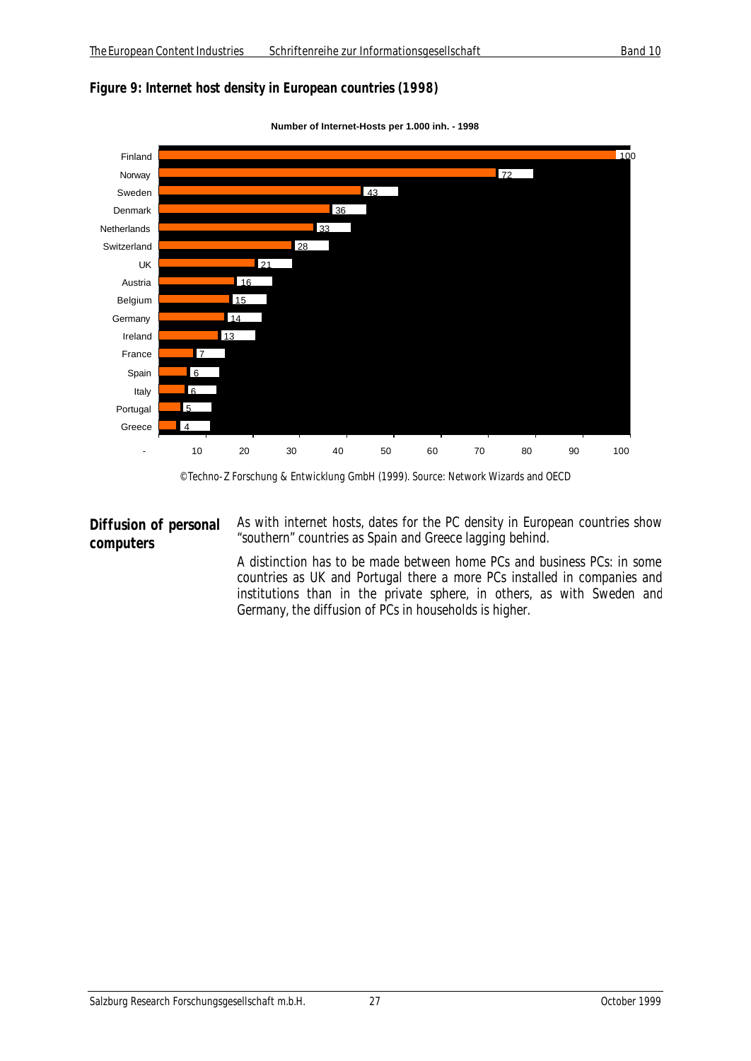**Figure 9: Internet host density in European countries (1998)**

Number of Internet-Hosts per 1.000 inh. - 1998

| Country | Hosts per 1.000 inh. |
|---|---|
| Finland | 100 |
| Norway | 72 |
| Sweden | 43 |
| Denmark | 36 |
| Netherlands | 33 |
| Switzerland | 28 |
| UK | 21 |
| Austria | 16 |
| Belgium | 15 |
| Germany | 14 |
| Ireland | 13 |
| France | 7 |
| Spain | 6 |
| Italy | 6 |
| Portugal | 5 |
| Greece | 4 |

©Techno-Z Forschung & Entwicklung GmbH (1999). Source: Network Wizards and OECD

**Diffusion of personal computers**

As with internet hosts, dates for the PC density in European countries show "southern" countries as Spain and Greece lagging behind.

A distinction has to be made between home PCs and business PCs: in some countries as UK and Portugal there a more PCs installed in companies and institutions than in the private sphere, in others, as with Sweden and Germany, the diffusion of PCs in households is higher.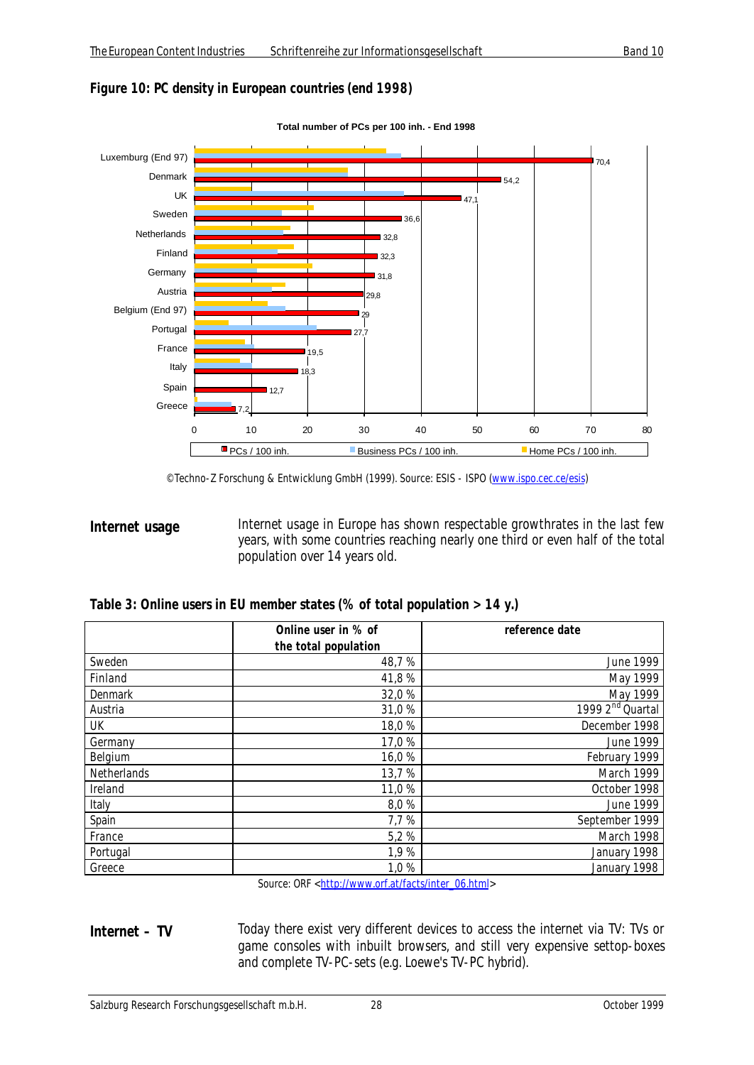**Figure 10: PC density in European countries (end 1998)**

Total number of PCs per 100 inh. - End 1998

| Country | PCs / 100 inh. |
|---|---|
| Luxemburg (End 97) | 70,4 |
| Denmark | 54,2 |
| UK | 47,1 |
| Sweden | 36,6 |
| Netherlands | 32,8 |
| Finland | 32,3 |
| Germany | 31,8 |
| Austria | 29,8 |
| Belgium (End 97) | 29 |
| Portugal | 27,7 |
| France | 19,5 |
| Italy | 18,3 |
| Spain | 12,7 |
| Greece | 7,2 |

Legend: PCs / 100 inh. · Business PCs / 100 inh. · Home PCs / 100 inh.

©Techno-Z Forschung & Entwicklung GmbH (1999). Source: ESIS - ISPO (www.ispo.cec.ce/esis)

**Internet usage**

Internet usage in Europe has shown respectable growthrates in the last few years, with some countries reaching nearly one third or even half of the total population over 14 years old.

**Table 3: Online users in EU member states (% of total population > 14 y.)**

| | Online user in % of the total population | reference date |
|---|---|---|
| Sweden | 48,7 % | June 1999 |
| Finland | 41,8 % | May 1999 |
| Denmark | 32,0 % | May 1999 |
| Austria | 31,0 % | 1999 2nd Quartal |
| UK | 18,0 % | December 1998 |
| Germany | 17,0 % | June 1999 |
| Belgium | 16,0 % | February 1999 |
| Netherlands | 13,7 % | March 1999 |
| Ireland | 11,0 % | October 1998 |
| Italy | 8,0 % | June 1999 |
| Spain | 7,7 % | September 1999 |
| France | 5,2 % | March 1998 |
| Portugal | 1,9 % | January 1998 |
| Greece | 1,0 % | January 1998 |

Source: ORF <http://www.orf.at/facts/inter_06.html>

**Internet – TV**

Today there exist very different devices to access the internet via TV: TVs or game consoles with inbuilt browsers, and still very expensive settop-boxes and complete TV-PC-sets (e.g. Loewe's TV-PC hybrid).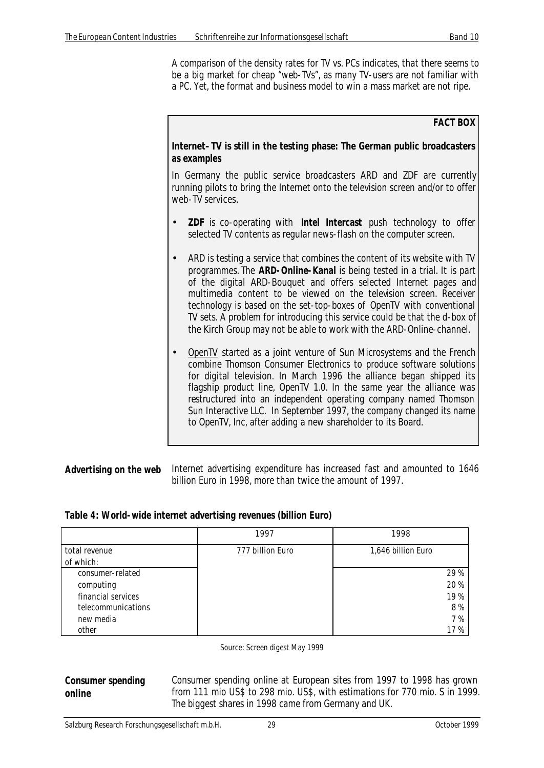A comparison of the density rates for TV vs. PCs indicates, that there seems to be a big market for cheap "web-TVs", as many TV-users are not familiar with a PC. Yet, the format and business model to win a mass market are not ripe.

> **FACT BOX**
>
> **Internet-TV is still in the testing phase: The German public broadcasters as examples**
>
> In Germany the public service broadcasters ARD and ZDF are currently running pilots to bring the Internet onto the television screen and/or to offer web-TV services.
>
> - **ZDF** is co-operating with **Intel Intercast** push technology to offer selected TV contents as regular news-flash on the computer screen.
> - ARD is testing a service that combines the content of its website with TV programmes. The **ARD-Online-Kanal** is being tested in a trial. It is part of the digital ARD-Bouquet and offers selected Internet pages and multimedia content to be viewed on the television screen. Receiver technology is based on the set-top-boxes of OpenTV with conventional TV sets. A problem for introducing this service could be that the d-box of the Kirch Group may not be able to work with the ARD-Online-channel.
> - OpenTV started as a joint venture of Sun Microsystems and the French combine Thomson Consumer Electronics to produce software solutions for digital television. In March 1996 the alliance began shipped its flagship product line, OpenTV 1.0. In the same year the alliance was restructured into an independent operating company named Thomson Sun Interactive LLC. In September 1997, the company changed its name to OpenTV, Inc, after adding a new shareholder to its Board.

**Advertising on the web**

Internet advertising expenditure has increased fast and amounted to 1646 billion Euro in 1998, more than twice the amount of 1997.

**Table 4: World-wide internet advertising revenues (billion Euro)**

| | 1997 | 1998 |
|---|---|---|
| total revenue | 777 billion Euro | 1,646 billion Euro |
| of which: | | |
| consumer-related | | 29 % |
| computing | | 20 % |
| financial services | | 19 % |
| telecommunications | | 8 % |
| new media | | 7 % |
| other | | 17 % |

Source: Screen digest May 1999

**Consumer spending online**

Consumer spending online at European sites from 1997 to 1998 has grown from 111 mio US$ to 298 mio. US$, with estimations for 770 mio. S in 1999. The biggest shares in 1998 came from Germany and UK.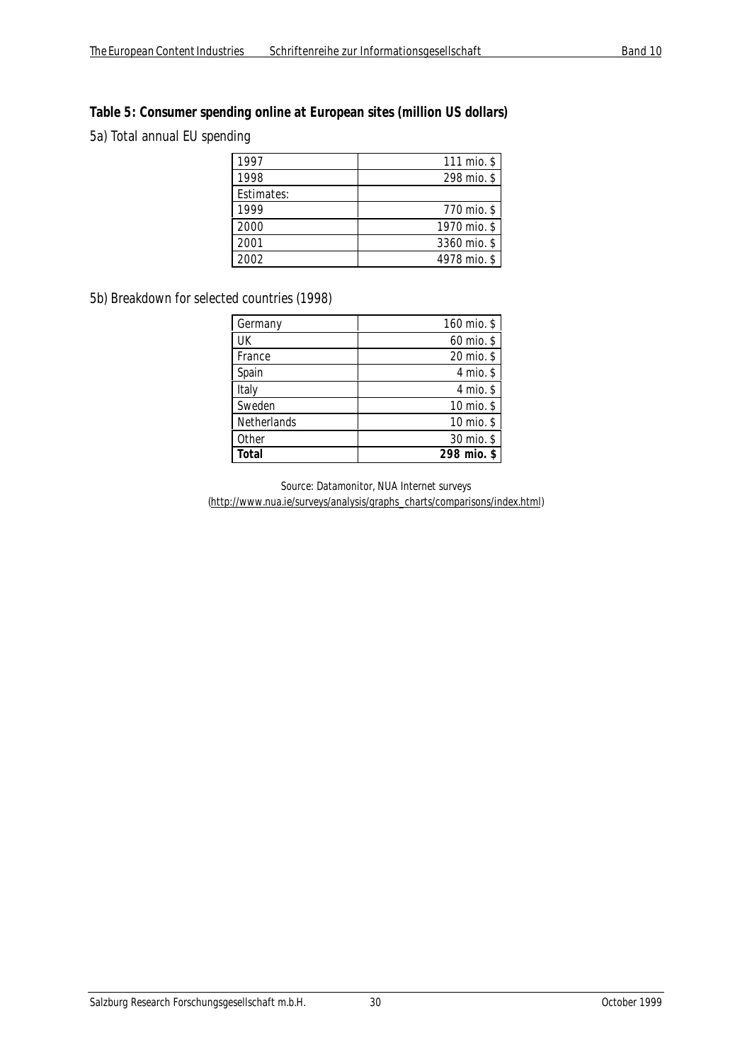**Table 5: Consumer spending online at European sites (million US dollars)**

5a) Total annual EU spending

| | |
|---|---|
| 1997 | 111 mio. $ |
| 1998 | 298 mio. $ |
| Estimates: | |
| 1999 | 770 mio. $ |
| 2000 | 1970 mio. $ |
| 2001 | 3360 mio. $ |
| 2002 | 4978 mio. $ |

5b) Breakdown for selected countries (1998)

| | |
|---|---|
| Germany | 160 mio. $ |
| UK | 60 mio. $ |
| France | 20 mio. $ |
| Spain | 4 mio. $ |
| Italy | 4 mio. $ |
| Sweden | 10 mio. $ |
| Netherlands | 10 mio. $ |
| Other | 30 mio. $ |
| **Total** | **298 mio. $** |

Source: Datamonitor, NUA Internet surveys
(http://www.nua.ie/surveys/analysis/graphs_charts/comparisons/index.html)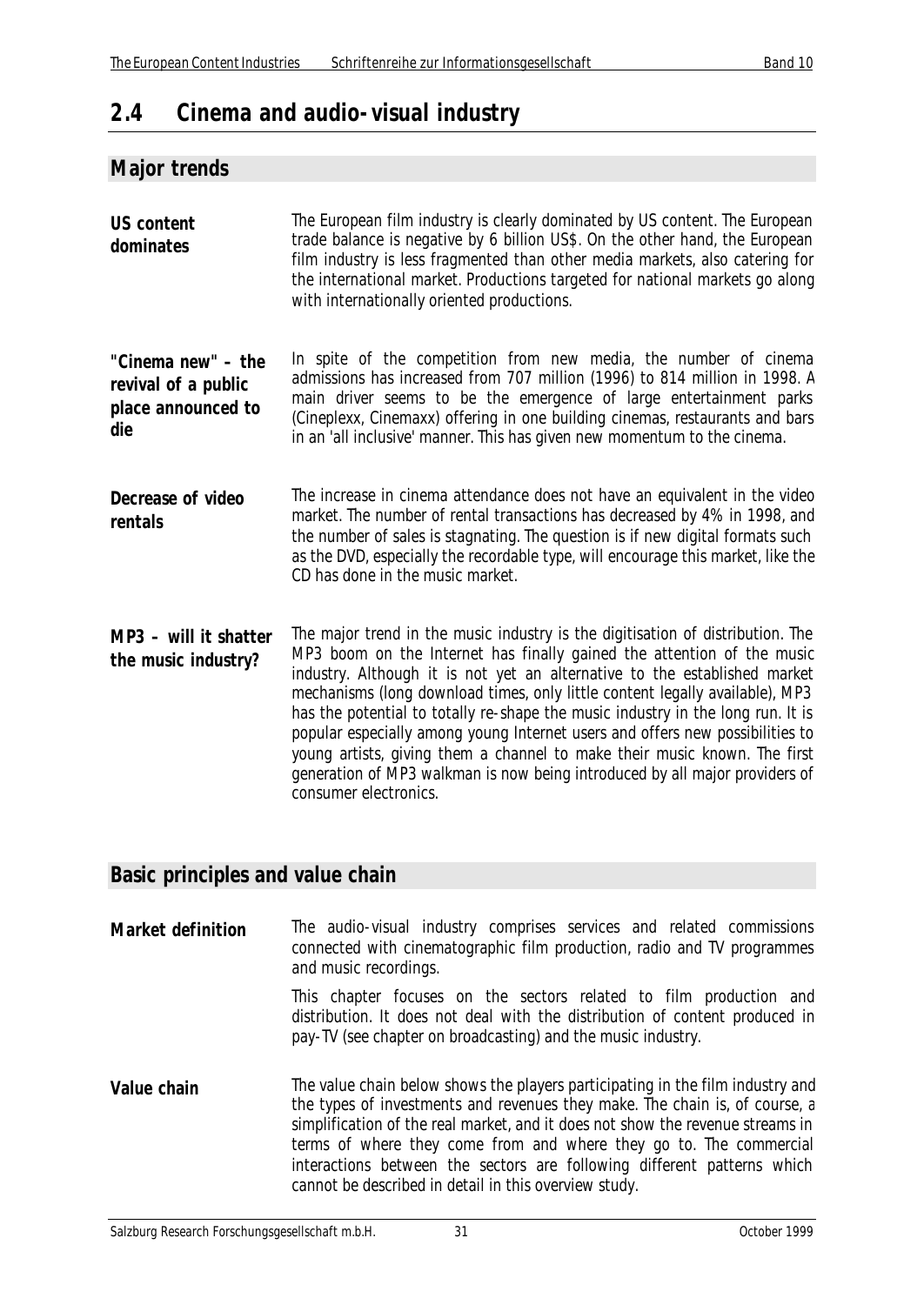## 2.4 Cinema and audio-visual industry

### Major trends

**US content dominates**

The European film industry is clearly dominated by US content. The European trade balance is negative by 6 billion US$. On the other hand, the European film industry is less fragmented than other media markets, also catering for the international market. Productions targeted for national markets go along with internationally oriented productions.

**"Cinema new" – the revival of a public place announced to die**

In spite of the competition from new media, the number of cinema admissions has increased from 707 million (1996) to 814 million in 1998. A main driver seems to be the emergence of large entertainment parks (Cineplexx, Cinemaxx) offering in one building cinemas, restaurants and bars in an 'all inclusive' manner. This has given new momentum to the cinema.

**Decrease of video rentals**

The increase in cinema attendance does not have an equivalent in the video market. The number of rental transactions has decreased by 4% in 1998, and the number of sales is stagnating. The question is if new digital formats such as the DVD, especially the recordable type, will encourage this market, like the CD has done in the music market.

**MP3 – will it shatter the music industry?**

The major trend in the music industry is the digitisation of distribution. The MP3 boom on the Internet has finally gained the attention of the music industry. Although it is not yet an alternative to the established market mechanisms (long download times, only little content legally available), MP3 has the potential to totally re-shape the music industry in the long run. It is popular especially among young Internet users and offers new possibilities to young artists, giving them a channel to make their music known. The first generation of MP3 walkman is now being introduced by all major providers of consumer electronics.

### Basic principles and value chain

**Market definition**

The audio-visual industry comprises services and related commissions connected with cinematographic film production, radio and TV programmes and music recordings.

This chapter focuses on the sectors related to film production and distribution. It does not deal with the distribution of content produced in pay-TV (see chapter on broadcasting) and the music industry.

**Value chain**

The value chain below shows the players participating in the film industry and the types of investments and revenues they make. The chain is, of course, a simplification of the real market, and it does not show the revenue streams in terms of where they come from and where they go to. The commercial interactions between the sectors are following different patterns which cannot be described in detail in this overview study.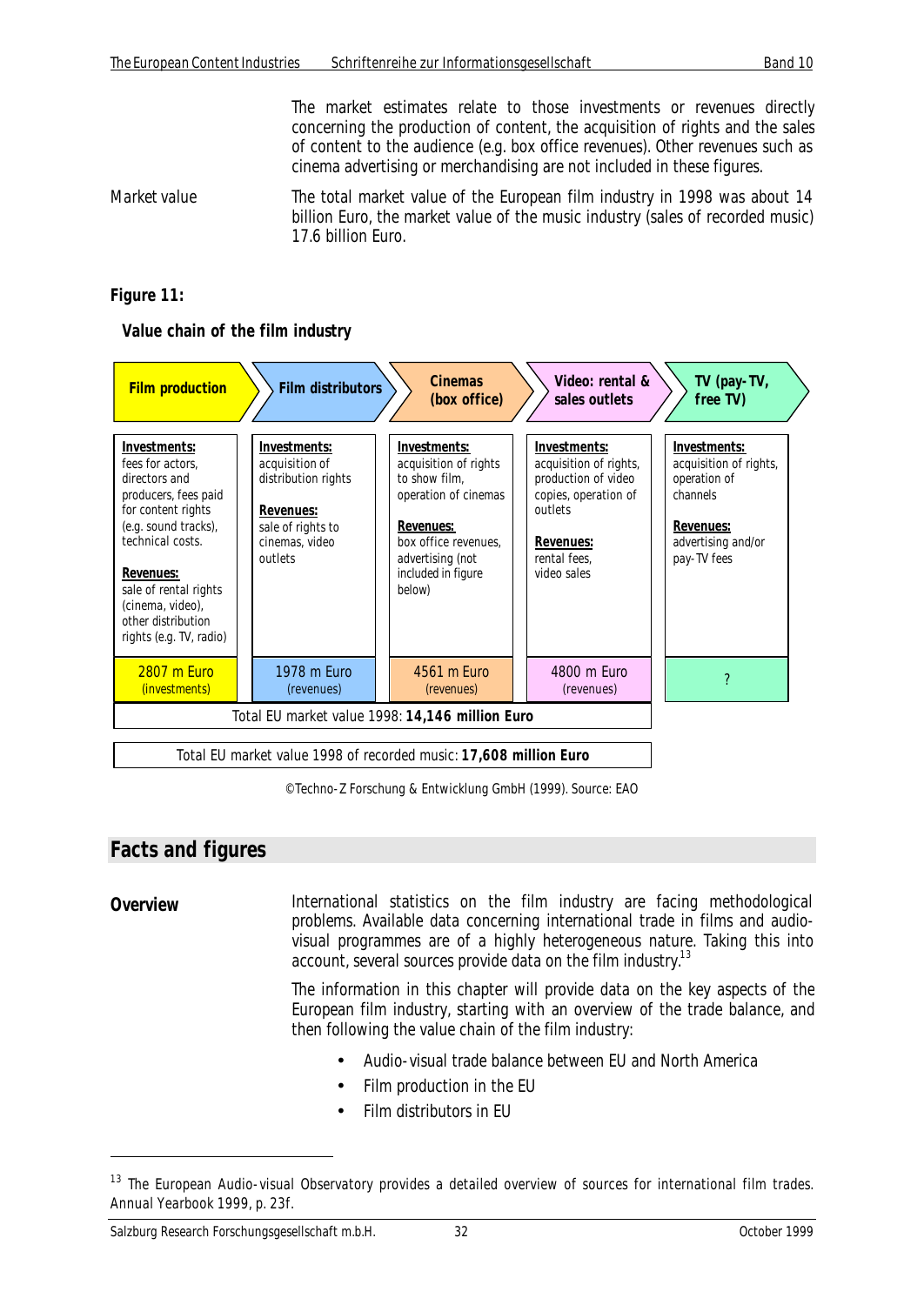The market estimates relate to those investments or revenues directly concerning the production of content, the acquisition of rights and the sales of content to the audience (e.g. box office revenues). Other revenues such as cinema advertising or merchandising are not included in these figures.

**Market value**

The total market value of the European film industry in 1998 was about 14 billion Euro, the market value of the music industry (sales of recorded music) 17.6 billion Euro.

**Figure 11:**

**Value chain of the film industry**

| Film production | Film distributors | Cinemas (box office) | Video: rental & sales outlets | TV (pay-TV, free TV) |
|---|---|---|---|---|
| **Investments:** fees for actors, directors and producers, fees paid for content rights (e.g. sound tracks), technical costs. **Revenues:** sale of rental rights (cinema, video), other distribution rights (e.g. TV, radio) | **Investments:** acquisition of distribution rights **Revenues:** sale of rights to cinemas, video outlets | **Investments:** acquisition of rights to show film, operation of cinemas **Revenues:** box office revenues, advertising (not included in figure below) | **Investments:** acquisition of rights, production of video copies, operation of outlets **Revenues:** rental fees, video sales | **Investments:** acquisition of rights, operation of channels **Revenues:** advertising and/or pay-TV fees |
| 2807 m Euro (investments) | 1978 m Euro (revenues) | 4561 m Euro (revenues) | 4800 m Euro (revenues) | ? |
| Total EU market value 1998: **14,146 million Euro** | | | | |
| Total EU market value 1998 of recorded music: **17,608 million Euro** | | | | |

©Techno-Z Forschung & Entwicklung GmbH (1999). Source: EAO

## Facts and figures

**Overview**

International statistics on the film industry are facing methodological problems. Available data concerning international trade in films and audio-visual programmes are of a highly heterogeneous nature. Taking this into account, several sources provide data on the film industry.[13]

The information in this chapter will provide data on the key aspects of the European film industry, starting with an overview of the trade balance, and then following the value chain of the film industry:

- Audio-visual trade balance between EU and North America
- Film production in the EU
- Film distributors in EU

[13] The European Audio-visual Observatory provides a detailed overview of sources for international film trades. Annual Yearbook 1999, p. 23f.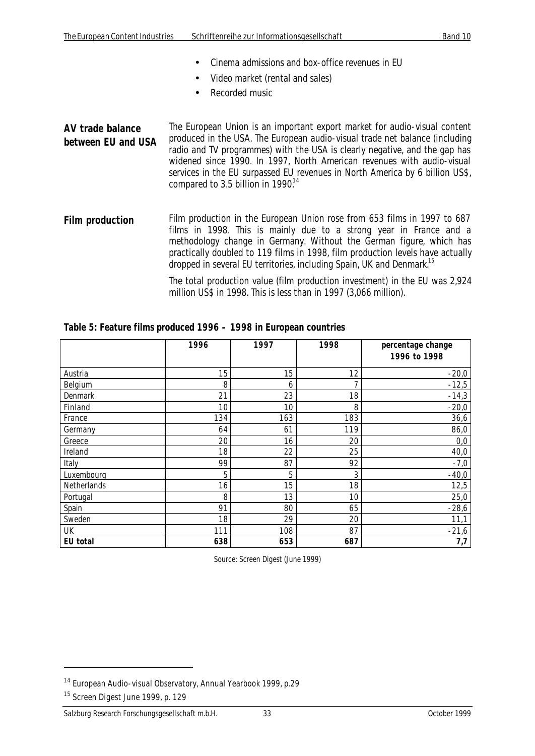- Cinema admissions and box-office revenues in EU
- Video market (rental and sales)
- Recorded music

**AV trade balance between EU and USA**

The European Union is an important export market for audio-visual content produced in the USA. The European audio-visual trade net balance (including radio and TV programmes) with the USA is clearly negative, and the gap has widened since 1990. In 1997, North American revenues with audio-visual services in the EU surpassed EU revenues in North America by 6 billion US$, compared to 3.5 billion in 1990.[14]

**Film production**

Film production in the European Union rose from 653 films in 1997 to 687 films in 1998. This is mainly due to a strong year in France and a methodology change in Germany. Without the German figure, which has practically doubled to 119 films in 1998, film production levels have actually dropped in several EU territories, including Spain, UK and Denmark.[15]

The total production value (film production investment) in the EU was 2,924 million US$ in 1998. This is less than in 1997 (3,066 million).

**Table 5: Feature films produced 1996 – 1998 in European countries**

| | 1996 | 1997 | 1998 | percentage change 1996 to 1998 |
|---|---|---|---|---|
| Austria | 15 | 15 | 12 | -20,0 |
| Belgium | 8 | 6 | 7 | -12,5 |
| Denmark | 21 | 23 | 18 | -14,3 |
| Finland | 10 | 10 | 8 | -20,0 |
| France | 134 | 163 | 183 | 36,6 |
| Germany | 64 | 61 | 119 | 86,0 |
| Greece | 20 | 16 | 20 | 0,0 |
| Ireland | 18 | 22 | 25 | 40,0 |
| Italy | 99 | 87 | 92 | -7,0 |
| Luxembourg | 5 | 5 | 3 | -40,0 |
| Netherlands | 16 | 15 | 18 | 12,5 |
| Portugal | 8 | 13 | 10 | 25,0 |
| Spain | 91 | 80 | 65 | -28,6 |
| Sweden | 18 | 29 | 20 | 11,1 |
| UK | 111 | 108 | 87 | -21,6 |
| **EU total** | **638** | **653** | **687** | **7,7** |

Source: Screen Digest (June 1999)

[14] European Audio-visual Observatory, Annual Yearbook 1999, p.29

[15] Screen Digest June 1999, p. 129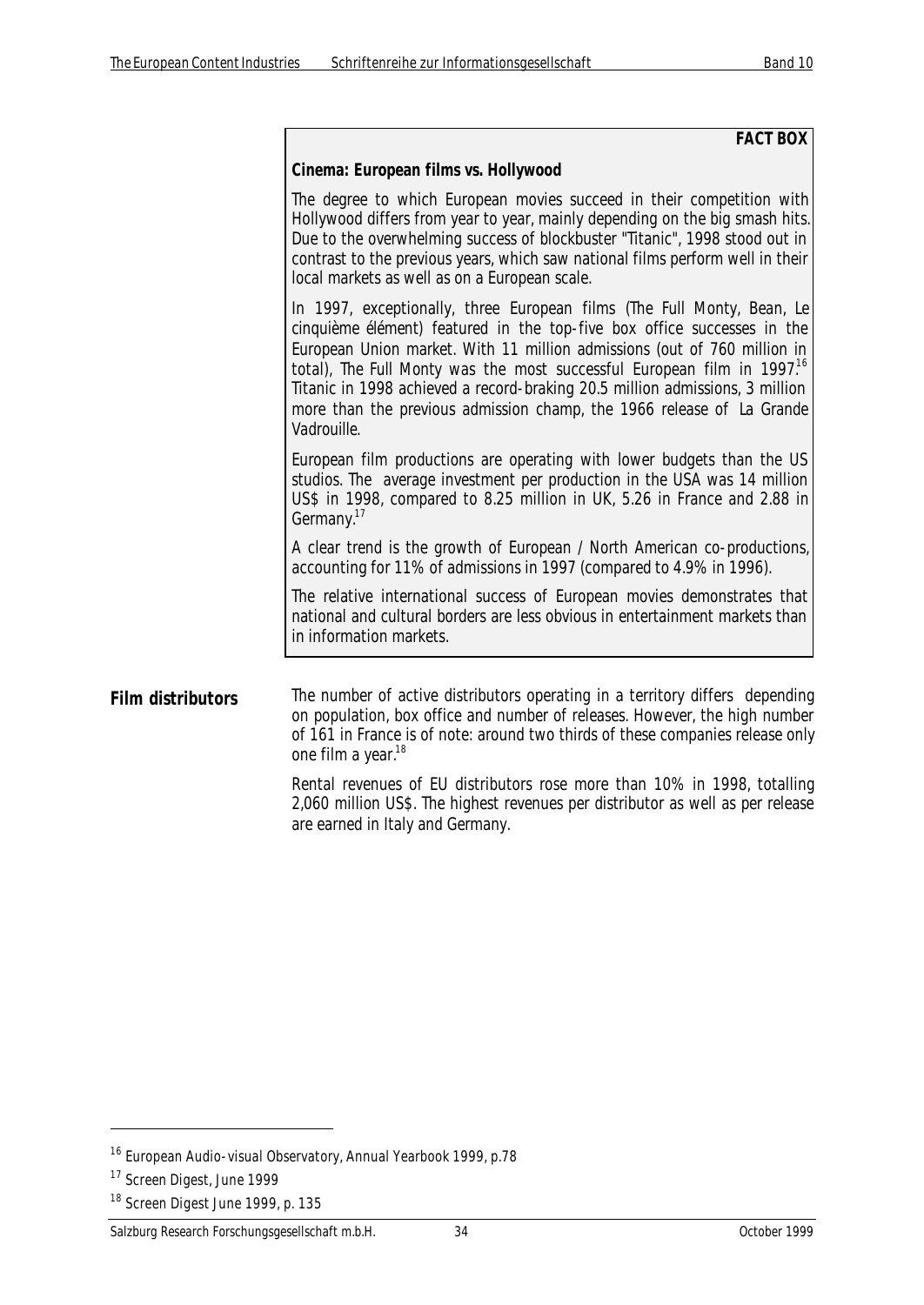**FACT BOX**

**Cinema: European films vs. Hollywood**

The degree to which European movies succeed in their competition with Hollywood differs from year to year, mainly depending on the big smash hits. Due to the overwhelming success of blockbuster "Titanic", 1998 stood out in contrast to the previous years, which saw national films perform well in their local markets as well as on a European scale.

In 1997, exceptionally, three European films (The Full Monty, Bean, Le cinquième élément) featured in the top-five box office successes in the European Union market. With 11 million admissions (out of 760 million in total), The Full Monty was the most successful European film in 1997.[16] Titanic in 1998 achieved a record-braking 20.5 million admissions, 3 million more than the previous admission champ, the 1966 release of La Grande Vadrouille.

European film productions are operating with lower budgets than the US studios. The average investment per production in the USA was 14 million US$ in 1998, compared to 8.25 million in UK, 5.26 in France and 2.88 in Germany.[17]

A clear trend is the growth of European / North American co-productions, accounting for 11% of admissions in 1997 (compared to 4.9% in 1996).

The relative international success of European movies demonstrates that national and cultural borders are less obvious in entertainment markets than in information markets.

**Film distributors**

The number of active distributors operating in a territory differs depending on population, box office and number of releases. However, the high number of 161 in France is of note: around two thirds of these companies release only one film a year.[18]

Rental revenues of EU distributors rose more than 10% in 1998, totalling 2,060 million US$. The highest revenues per distributor as well as per release are earned in Italy and Germany.

---

[16] European Audio-visual Observatory, Annual Yearbook 1999, p.78

[17] Screen Digest, June 1999

[18] Screen Digest June 1999, p. 135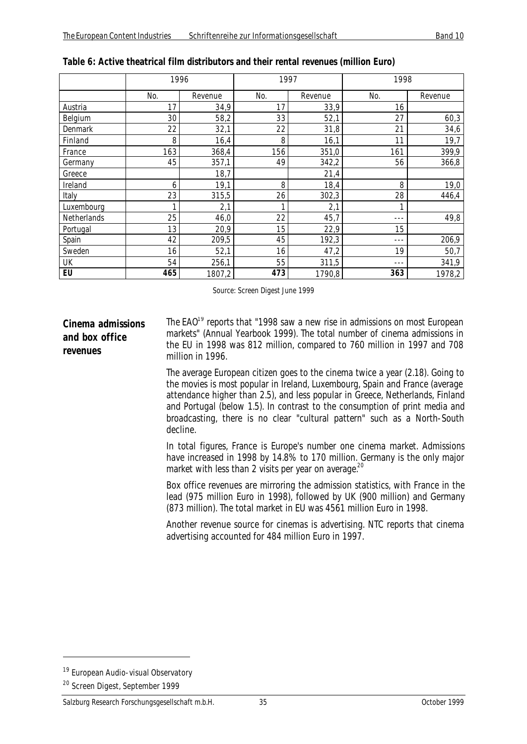**Table 6: Active theatrical film distributors and their rental revenues (million Euro)**

| | 1996 | | 1997 | | 1998 | |
|---|---|---|---|---|---|---|
| | No. | Revenue | No. | Revenue | No. | Revenue |
| Austria | 17 | 34,9 | 17 | 33,9 | 16 | |
| Belgium | 30 | 58,2 | 33 | 52,1 | 27 | 60,3 |
| Denmark | 22 | 32,1 | 22 | 31,8 | 21 | 34,6 |
| Finland | 8 | 16,4 | 8 | 16,1 | 11 | 19,7 |
| France | 163 | 368,4 | 156 | 351,0 | 161 | 399,9 |
| Germany | 45 | 357,1 | 49 | 342,2 | 56 | 366,8 |
| Greece | | 18,7 | | 21,4 | | |
| Ireland | 6 | 19,1 | 8 | 18,4 | 8 | 19,0 |
| Italy | 23 | 315,5 | 26 | 302,3 | 28 | 446,4 |
| Luxembourg | 1 | 2,1 | 1 | 2,1 | 1 | |
| Netherlands | 25 | 46,0 | 22 | 45,7 | --- | 49,8 |
| Portugal | 13 | 20,9 | 15 | 22,9 | 15 | |
| Spain | 42 | 209,5 | 45 | 192,3 | --- | 206,9 |
| Sweden | 16 | 52,1 | 16 | 47,2 | 19 | 50,7 |
| UK | 54 | 256,1 | 55 | 311,5 | --- | 341,9 |
| **EU** | **465** | 1807,2 | **473** | 1790,8 | **363** | 1978,2 |

Source: Screen Digest June 1999

**Cinema admissions and box office revenues**

The EAO[19] reports that "1998 saw a new rise in admissions on most European markets" (Annual Yearbook 1999). The total number of cinema admissions in the EU in 1998 was 812 million, compared to 760 million in 1997 and 708 million in 1996.

The average European citizen goes to the cinema twice a year (2.18). Going to the movies is most popular in Ireland, Luxembourg, Spain and France (average attendance higher than 2.5), and less popular in Greece, Netherlands, Finland and Portugal (below 1.5). In contrast to the consumption of print media and broadcasting, there is no clear "cultural pattern" such as a North-South decline.

In total figures, France is Europe's number one cinema market. Admissions have increased in 1998 by 14.8% to 170 million. Germany is the only major market with less than 2 visits per year on average.[20]

Box office revenues are mirroring the admission statistics, with France in the lead (975 million Euro in 1998), followed by UK (900 million) and Germany (873 million). The total market in EU was 4561 million Euro in 1998.

Another revenue source for cinemas is advertising. NTC reports that cinema advertising accounted for 484 million Euro in 1997.

---

[19] European Audio-visual Observatory

[20] Screen Digest, September 1999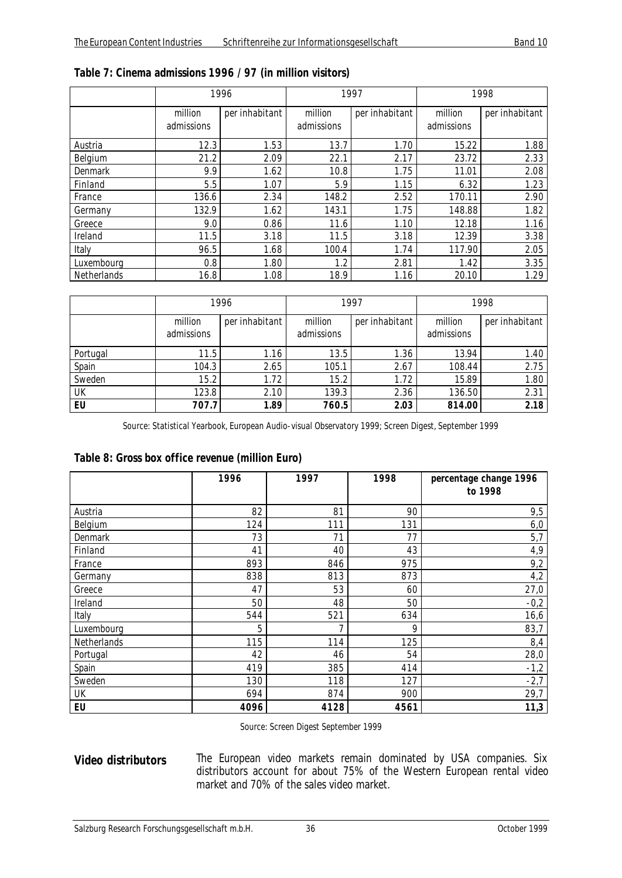**Table 7: Cinema admissions 1996 / 97 (in million visitors)**

| | 1996 | | 1997 | | 1998 | |
|---|---|---|---|---|---|---|
| | million admissions | per inhabitant | million admissions | per inhabitant | million admissions | per inhabitant |
| Austria | 12.3 | 1.53 | 13.7 | 1.70 | 15.22 | 1.88 |
| Belgium | 21.2 | 2.09 | 22.1 | 2.17 | 23.72 | 2.33 |
| Denmark | 9.9 | 1.62 | 10.8 | 1.75 | 11.01 | 2.08 |
| Finland | 5.5 | 1.07 | 5.9 | 1.15 | 6.32 | 1.23 |
| France | 136.6 | 2.34 | 148.2 | 2.52 | 170.11 | 2.90 |
| Germany | 132.9 | 1.62 | 143.1 | 1.75 | 148.88 | 1.82 |
| Greece | 9.0 | 0.86 | 11.6 | 1.10 | 12.18 | 1.16 |
| Ireland | 11.5 | 3.18 | 11.5 | 3.18 | 12.39 | 3.38 |
| Italy | 96.5 | 1.68 | 100.4 | 1.74 | 117.90 | 2.05 |
| Luxembourg | 0.8 | 1.80 | 1.2 | 2.81 | 1.42 | 3.35 |
| Netherlands | 16.8 | 1.08 | 18.9 | 1.16 | 20.10 | 1.29 |
| Portugal | 11.5 | 1.16 | 13.5 | 1.36 | 13.94 | 1.40 |
| Spain | 104.3 | 2.65 | 105.1 | 2.67 | 108.44 | 2.75 |
| Sweden | 15.2 | 1.72 | 15.2 | 1.72 | 15.89 | 1.80 |
| UK | 123.8 | 2.10 | 139.3 | 2.36 | 136.50 | 2.31 |
| **EU** | **707.7** | **1.89** | **760.5** | **2.03** | **814.00** | **2.18** |

Source: Statistical Yearbook, European Audio-visual Observatory 1999; Screen Digest, September 1999

**Table 8: Gross box office revenue (million Euro)**

| | 1996 | 1997 | 1998 | percentage change 1996 to 1998 |
|---|---|---|---|---|
| Austria | 82 | 81 | 90 | 9,5 |
| Belgium | 124 | 111 | 131 | 6,0 |
| Denmark | 73 | 71 | 77 | 5,7 |
| Finland | 41 | 40 | 43 | 4,9 |
| France | 893 | 846 | 975 | 9,2 |
| Germany | 838 | 813 | 873 | 4,2 |
| Greece | 47 | 53 | 60 | 27,0 |
| Ireland | 50 | 48 | 50 | -0,2 |
| Italy | 544 | 521 | 634 | 16,6 |
| Luxembourg | 5 | 7 | 9 | 83,7 |
| Netherlands | 115 | 114 | 125 | 8,4 |
| Portugal | 42 | 46 | 54 | 28,0 |
| Spain | 419 | 385 | 414 | -1,2 |
| Sweden | 130 | 118 | 127 | -2,7 |
| UK | 694 | 874 | 900 | 29,7 |
| **EU** | **4096** | **4128** | **4561** | **11,3** |

Source: Screen Digest September 1999

**Video distributors**

The European video markets remain dominated by USA companies. Six distributors account for about 75% of the Western European rental video market and 70% of the sales video market.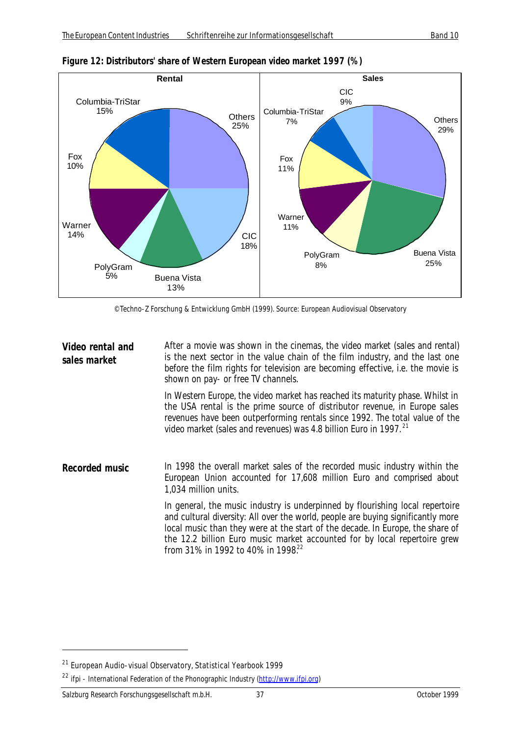**Figure 12: Distributors' share of Western European video market 1997 (%)**

©Techno-Z Forschung & Entwicklung GmbH (1999). Source: European Audiovisual Observatory

**Video rental and sales market**

After a movie was shown in the cinemas, the video market (sales and rental) is the next sector in the value chain of the film industry, and the last one before the film rights for television are becoming effective, i.e. the movie is shown on pay- or free TV channels.

In Western Europe, the video market has reached its maturity phase. Whilst in the USA rental is the prime source of distributor revenue, in Europe sales revenues have been outperforming rentals since 1992. The total value of the video market (sales and revenues) was 4.8 billion Euro in 1997.[21]

**Recorded music**

In 1998 the overall market sales of the recorded music industry within the European Union accounted for 17,608 million Euro and comprised about 1,034 million units.

In general, the music industry is underpinned by flourishing local repertoire and cultural diversity: All over the world, people are buying significantly more local music than they were at the start of the decade. In Europe, the share of the 12.2 billion Euro music market accounted for by local repertoire grew from 31% in 1992 to 40% in 1998.[22]

[21] European Audio-visual Observatory, Statistical Yearbook 1999

[22] ifpi - International Federation of the Phonographic Industry (http://www.ifpi.org)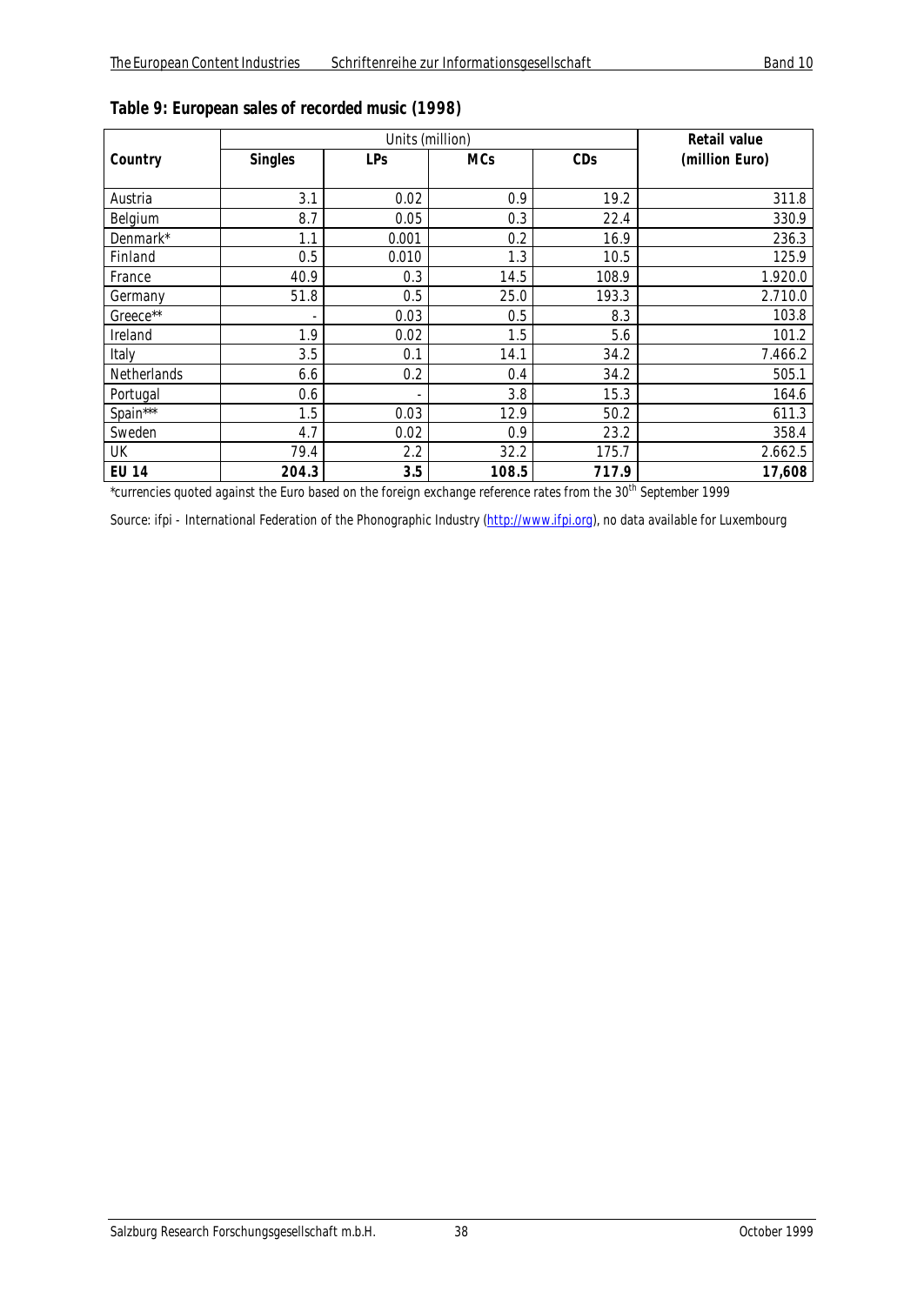**Table 9: European sales of recorded music (1998)**

| Country | Units (million) | | | | Retail value (million Euro) |
|---|---|---|---|---|---|
| | Singles | LPs | MCs | CDs | |
| Austria | 3.1 | 0.02 | 0.9 | 19.2 | 311.8 |
| Belgium | 8.7 | 0.05 | 0.3 | 22.4 | 330.9 |
| Denmark* | 1.1 | 0.001 | 0.2 | 16.9 | 236.3 |
| Finland | 0.5 | 0.010 | 1.3 | 10.5 | 125.9 |
| France | 40.9 | 0.3 | 14.5 | 108.9 | 1.920.0 |
| Germany | 51.8 | 0.5 | 25.0 | 193.3 | 2.710.0 |
| Greece** | - | 0.03 | 0.5 | 8.3 | 103.8 |
| Ireland | 1.9 | 0.02 | 1.5 | 5.6 | 101.2 |
| Italy | 3.5 | 0.1 | 14.1 | 34.2 | 7.466.2 |
| Netherlands | 6.6 | 0.2 | 0.4 | 34.2 | 505.1 |
| Portugal | 0.6 | - | 3.8 | 15.3 | 164.6 |
| Spain*** | 1.5 | 0.03 | 12.9 | 50.2 | 611.3 |
| Sweden | 4.7 | 0.02 | 0.9 | 23.2 | 358.4 |
| UK | 79.4 | 2.2 | 32.2 | 175.7 | 2.662.5 |
| **EU 14** | **204.3** | **3.5** | **108.5** | **717.9** | **17,608** |

*currencies quoted against the Euro based on the foreign exchange reference rates from the 30th September 1999

Source: ifpi - International Federation of the Phonographic Industry (http://www.ifpi.org), no data available for Luxembourg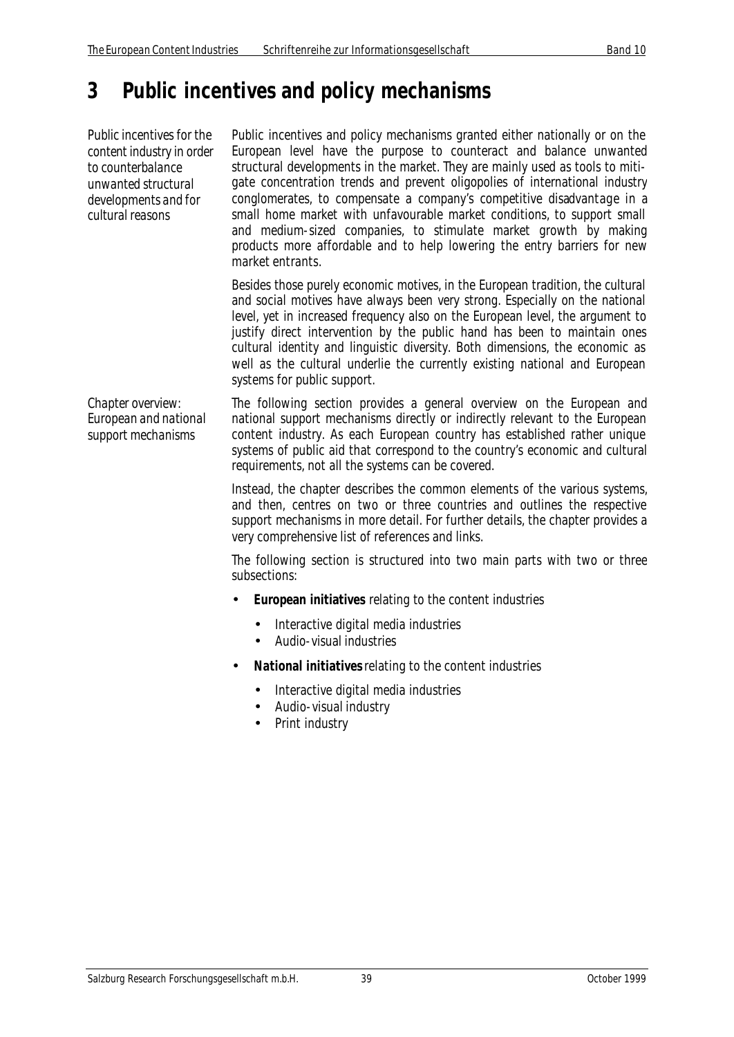# 3 Public incentives and policy mechanisms

*Public incentives for the content industry in order to counterbalance unwanted structural developments and for cultural reasons*

Public incentives and policy mechanisms granted either nationally or on the European level have the purpose to counteract and balance unwanted structural developments in the market. They are mainly used as tools to mitigate concentration trends and prevent oligopolies of international industry conglomerates, to compensate a company's competitive disadvantage in a small home market with unfavourable market conditions, to support small and medium-sized companies, to stimulate market growth by making products more affordable and to help lowering the entry barriers for new market entrants.

Besides those purely economic motives, in the European tradition, the cultural and social motives have always been very strong. Especially on the national level, yet in increased frequency also on the European level, the argument to justify direct intervention by the public hand has been to maintain ones cultural identity and linguistic diversity. Both dimensions, the economic as well as the cultural underlie the currently existing national and European systems for public support.

*Chapter overview: European and national support mechanisms*

The following section provides a general overview on the European and national support mechanisms directly or indirectly relevant to the European content industry. As each European country has established rather unique systems of public aid that correspond to the country's economic and cultural requirements, not all the systems can be covered.

Instead, the chapter describes the common elements of the various systems, and then, centres on two or three countries and outlines the respective support mechanisms in more detail. For further details, the chapter provides a very comprehensive list of references and links.

The following section is structured into two main parts with two or three subsections:

- **European initiatives** relating to the content industries
  - Interactive digital media industries
  - Audio-visual industries
- **National initiatives** relating to the content industries
  - Interactive digital media industries
  - Audio-visual industry
  - Print industry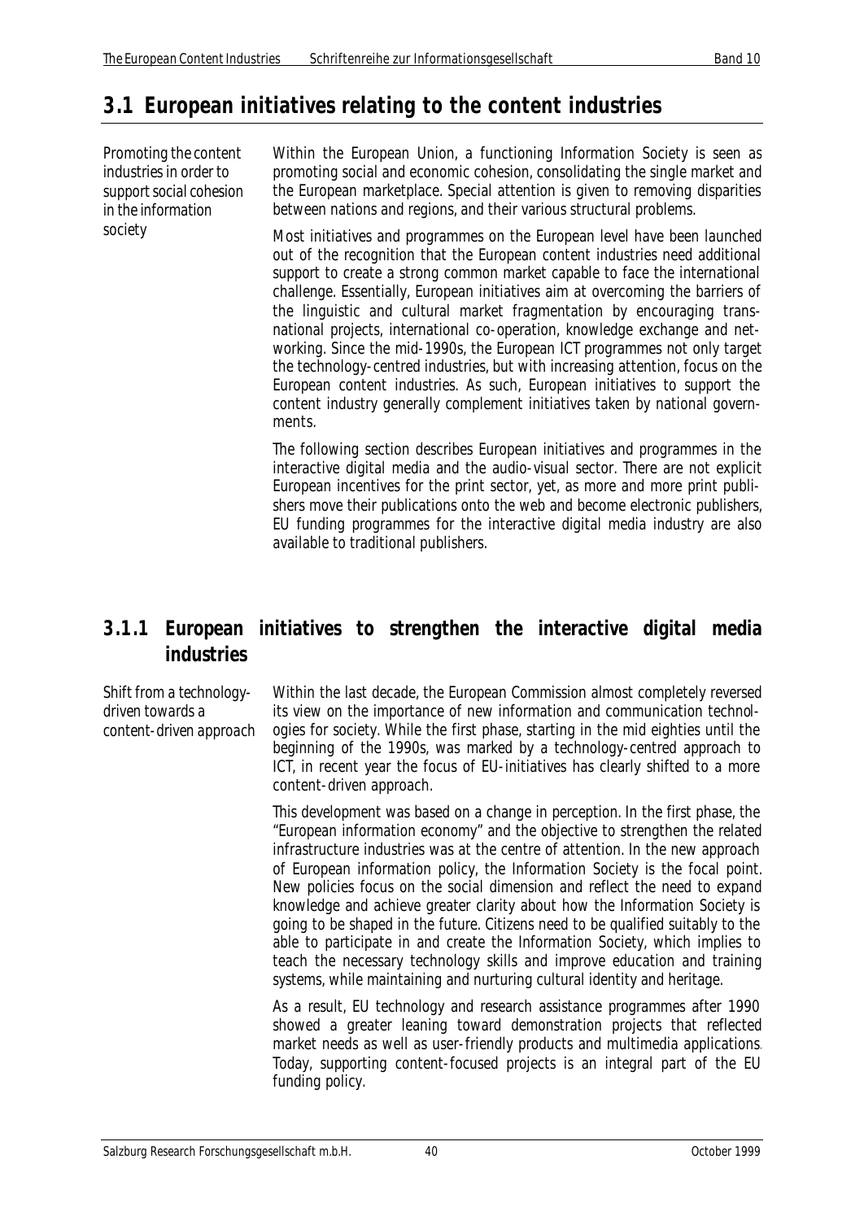## 3.1 European initiatives relating to the content industries

*Promoting the content industries in order to support social cohesion in the information society*

Within the European Union, a functioning Information Society is seen as promoting social and economic cohesion, consolidating the single market and the European marketplace. Special attention is given to removing disparities between nations and regions, and their various structural problems.

Most initiatives and programmes on the European level have been launched out of the recognition that the European content industries need additional support to create a strong common market capable to face the international challenge. Essentially, European initiatives aim at overcoming the barriers of the linguistic and cultural market fragmentation by encouraging trans-national projects, international co-operation, knowledge exchange and net-working. Since the mid-1990s, the European ICT programmes not only target the technology-centred industries, but with increasing attention, focus on the European content industries. As such, European initiatives to support the content industry generally complement initiatives taken by national governments.

The following section describes European initiatives and programmes in the interactive digital media and the audio-visual sector. There are not explicit European incentives for the print sector, yet, as more and more print publishers move their publications onto the web and become electronic publishers, EU funding programmes for the interactive digital media industry are also available to traditional publishers.

### 3.1.1 European initiatives to strengthen the interactive digital media industries

*Shift from a technology-driven towards a content-driven approach*

Within the last decade, the European Commission almost completely reversed its view on the importance of new information and communication technologies for society. While the first phase, starting in the mid eighties until the beginning of the 1990s, was marked by a technology-centred approach to ICT, in recent year the focus of EU-initiatives has clearly shifted to a more content-driven approach.

This development was based on a change in perception. In the first phase, the "European information economy" and the objective to strengthen the related infrastructure industries was at the centre of attention. In the new approach of European information policy, the Information Society is the focal point. New policies focus on the social dimension and reflect the need to expand knowledge and achieve greater clarity about how the Information Society is going to be shaped in the future. Citizens need to be qualified suitably to the able to participate in and create the Information Society, which implies to teach the necessary technology skills and improve education and training systems, while maintaining and nurturing cultural identity and heritage.

As a result, EU technology and research assistance programmes after 1990 showed a greater leaning toward demonstration projects that reflected market needs as well as user-friendly products and multimedia applications. Today, supporting content-focused projects is an integral part of the EU funding policy.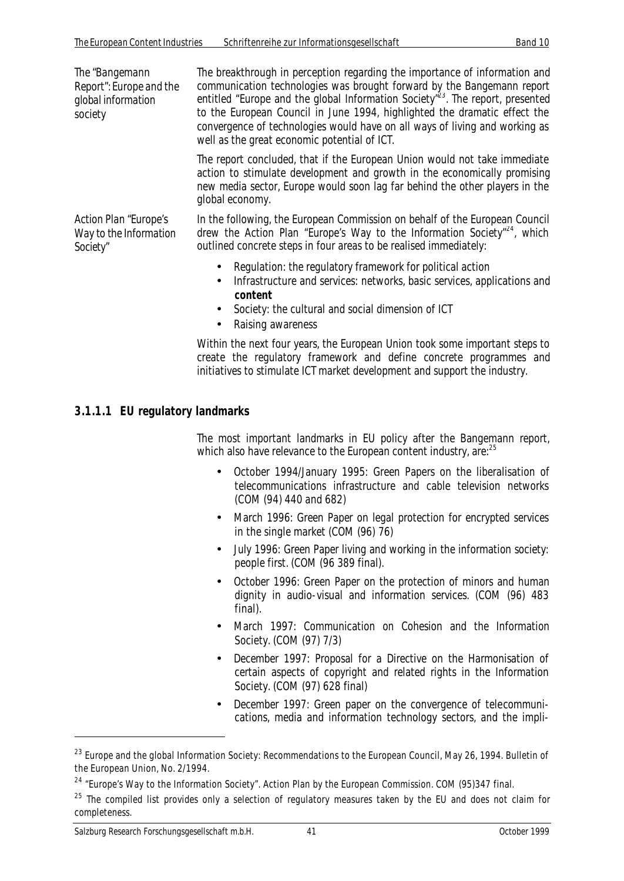The "Bangemann Report": Europe and the global information society

The breakthrough in perception regarding the importance of information and communication technologies was brought forward by the Bangemann report entitled "Europe and the global Information Society"[23]. The report, presented to the European Council in June 1994, highlighted the dramatic effect the convergence of technologies would have on all ways of living and working as well as the great economic potential of ICT.

The report concluded, that if the European Union would not take immediate action to stimulate development and growth in the economically promising new media sector, Europe would soon lag far behind the other players in the global economy.

Action Plan "Europe's Way to the Information Society"

In the following, the European Commission on behalf of the European Council drew the Action Plan "Europe's Way to the Information Society"[24], which outlined concrete steps in four areas to be realised immediately:

- Regulation: the regulatory framework for political action
- Infrastructure and services: networks, basic services, applications and **content**
- Society: the cultural and social dimension of ICT
- Raising awareness

Within the next four years, the European Union took some important steps to create the regulatory framework and define concrete programmes and initiatives to stimulate ICT market development and support the industry.

#### 3.1.1.1 EU regulatory landmarks

The most important landmarks in EU policy after the Bangemann report, which also have relevance to the European content industry, are:[25]

- October 1994/January 1995: Green Papers on the liberalisation of telecommunications infrastructure and cable television networks (COM (94) 440 and 682)
- March 1996: Green Paper on legal protection for encrypted services in the single market (COM (96) 76)
- July 1996: Green Paper living and working in the information society: people first. (COM (96 389 final).
- October 1996: Green Paper on the protection of minors and human dignity in audio-visual and information services. (COM (96) 483 final).
- March 1997: Communication on Cohesion and the Information Society. (COM (97) 7/3)
- December 1997: Proposal for a Directive on the Harmonisation of certain aspects of copyright and related rights in the Information Society. (COM (97) 628 final)
- December 1997: Green paper on the convergence of telecommunications, media and information technology sectors, and the impli-

[23] Europe and the global Information Society: Recommendations to the European Council, May 26, 1994. Bulletin of the European Union, No. 2/1994.

[24] "Europe's Way to the Information Society". Action Plan by the European Commission. COM (95)347 final.

[25] The compiled list provides only a selection of regulatory measures taken by the EU and does not claim for completeness.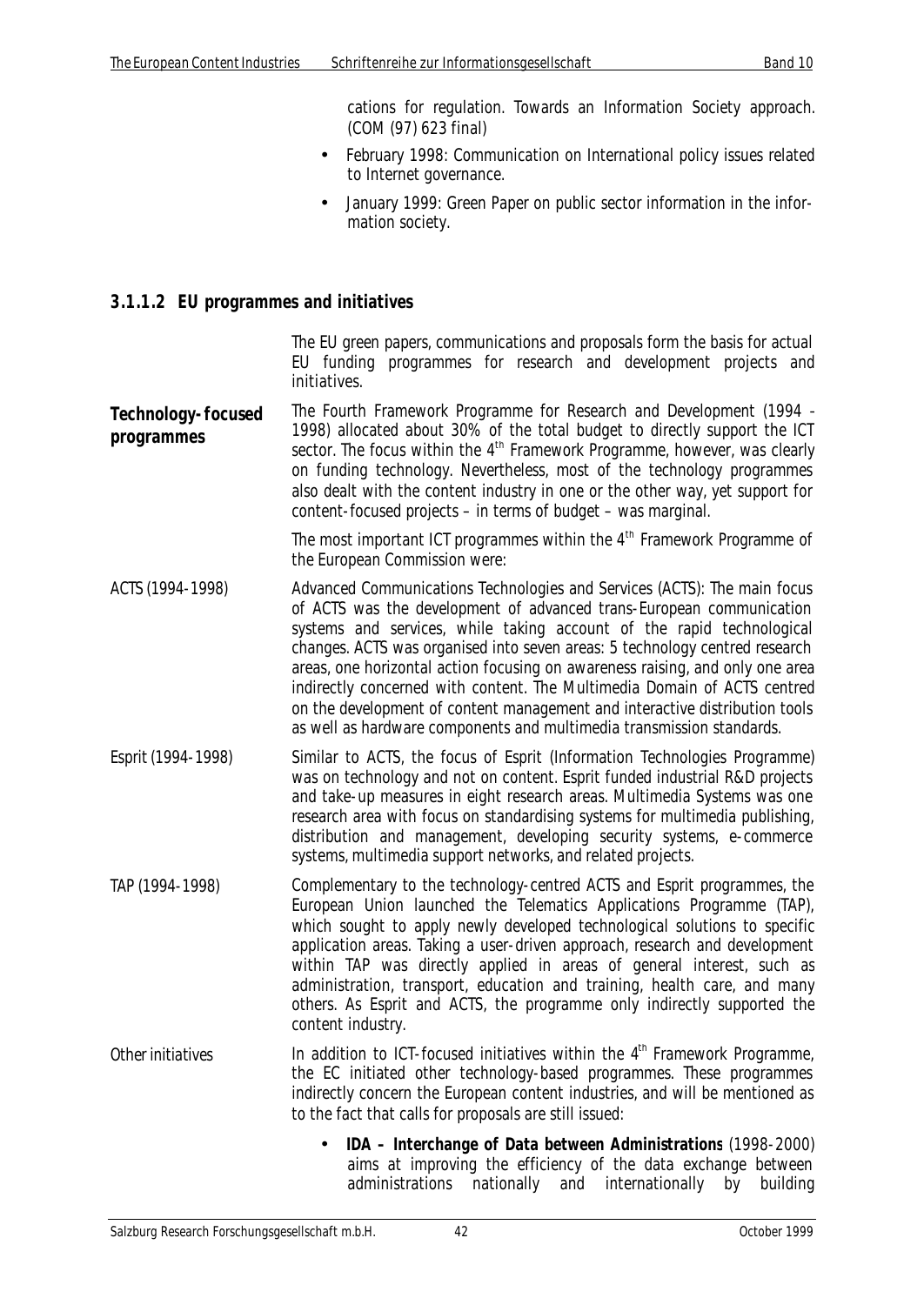cations for regulation. Towards an Information Society approach. (COM (97) 623 final)

- February 1998: Communication on International policy issues related to Internet governance.
- January 1999: Green Paper on public sector information in the information society.

### 3.1.1.2 EU programmes and initiatives

The EU green papers, communications and proposals form the basis for actual EU funding programmes for research and development projects and initiatives.

**Technology-focused programmes**

The Fourth Framework Programme for Research and Development (1994 - 1998) allocated about 30% of the total budget to directly support the ICT sector. The focus within the 4th Framework Programme, however, was clearly on funding technology. Nevertheless, most of the technology programmes also dealt with the content industry in one or the other way, yet support for content-focused projects – in terms of budget – was marginal.

The most important ICT programmes within the 4th Framework Programme of the European Commission were:

ACTS (1994-1998)

Advanced Communications Technologies and Services (ACTS): The main focus of ACTS was the development of advanced trans-European communication systems and services, while taking account of the rapid technological changes. ACTS was organised into seven areas: 5 technology centred research areas, one horizontal action focusing on awareness raising, and only one area indirectly concerned with content. The Multimedia Domain of ACTS centred on the development of content management and interactive distribution tools as well as hardware components and multimedia transmission standards.

Esprit (1994-1998)

Similar to ACTS, the focus of Esprit (Information Technologies Programme) was on technology and not on content. Esprit funded industrial R&D projects and take-up measures in eight research areas. Multimedia Systems was one research area with focus on standardising systems for multimedia publishing, distribution and management, developing security systems, e-commerce systems, multimedia support networks, and related projects.

TAP (1994-1998)

Complementary to the technology-centred ACTS and Esprit programmes, the European Union launched the Telematics Applications Programme (TAP), which sought to apply newly developed technological solutions to specific application areas. Taking a user-driven approach, research and development within TAP was directly applied in areas of general interest, such as administration, transport, education and training, health care, and many others. As Esprit and ACTS, the programme only indirectly supported the content industry.

Other initiatives

In addition to ICT-focused initiatives within the 4th Framework Programme, the EC initiated other technology-based programmes. These programmes indirectly concern the European content industries, and will be mentioned as to the fact that calls for proposals are still issued:

- **IDA – Interchange of Data between Administrations** (1998-2000) aims at improving the efficiency of the data exchange between administrations nationally and internationally by building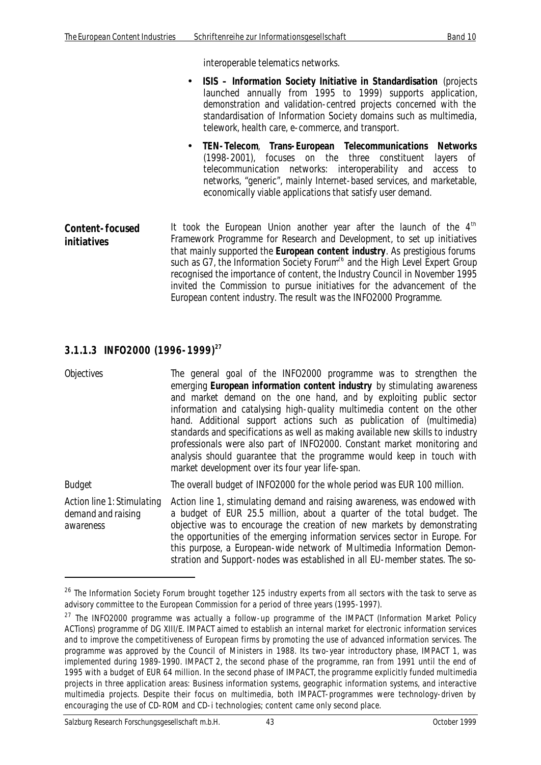interoperable telematics networks.

- **ISIS – Information Society Initiative in Standardisation** (projects launched annually from 1995 to 1999) supports application, demonstration and validation-centred projects concerned with the standardisation of Information Society domains such as multimedia, telework, health care, e-commerce, and transport.
- **TEN-Telecom**, **Trans-European Telecommunications Networks** (1998-2001), focuses on the three constituent layers of telecommunication networks: interoperability and access to networks, "generic", mainly Internet-based services, and marketable, economically viable applications that satisfy user demand.

**Content-focused initiatives**

It took the European Union another year after the launch of the 4th Framework Programme for Research and Development, to set up initiatives that mainly supported the **European content industry**. As prestigious forums such as G7, the Information Society Forum[26] and the High Level Expert Group recognised the importance of content, the Industry Council in November 1995 invited the Commission to pursue initiatives for the advancement of the European content industry. The result was the INFO2000 Programme.

### 3.1.1.3 INFO2000 (1996-1999)[27]

*Objectives*

The general goal of the INFO2000 programme was to strengthen the emerging **European information content industry** by stimulating awareness and market demand on the one hand, and by exploiting public sector information and catalysing high-quality multimedia content on the other hand. Additional support actions such as publication of (multimedia) standards and specifications as well as making available new skills to industry professionals were also part of INFO2000. Constant market monitoring and analysis should guarantee that the programme would keep in touch with market development over its four year life-span.

*Budget*

The overall budget of INFO2000 for the whole period was EUR 100 million.

*Action line 1: Stimulating demand and raising awareness*

Action line 1, stimulating demand and raising awareness, was endowed with a budget of EUR 25.5 million, about a quarter of the total budget. The objective was to encourage the creation of new markets by demonstrating the opportunities of the emerging information services sector in Europe. For this purpose, a European-wide network of Multimedia Information Demonstration and Support-nodes was established in all EU-member states. The so-

---

[26] The Information Society Forum brought together 125 industry experts from all sectors with the task to serve as advisory committee to the European Commission for a period of three years (1995-1997).

[27] The INFO2000 programme was actually a follow-up programme of the IMPACT (Information Market Policy ACTions) programme of DG XIII/E. IMPACT aimed to establish an internal market for electronic information services and to improve the competitiveness of European firms by promoting the use of advanced information services. The programme was approved by the Council of Ministers in 1988. Its two-year introductory phase, IMPACT 1, was implemented during 1989-1990. IMPACT 2, the second phase of the programme, ran from 1991 until the end of 1995 with a budget of EUR 64 million. In the second phase of IMPACT, the programme explicitly funded multimedia projects in three application areas: Business information systems, geographic information systems, and interactive multimedia projects. Despite their focus on multimedia, both IMPACT-programmes were technology-driven by encouraging the use of CD-ROM and CD-i technologies; content came only second place.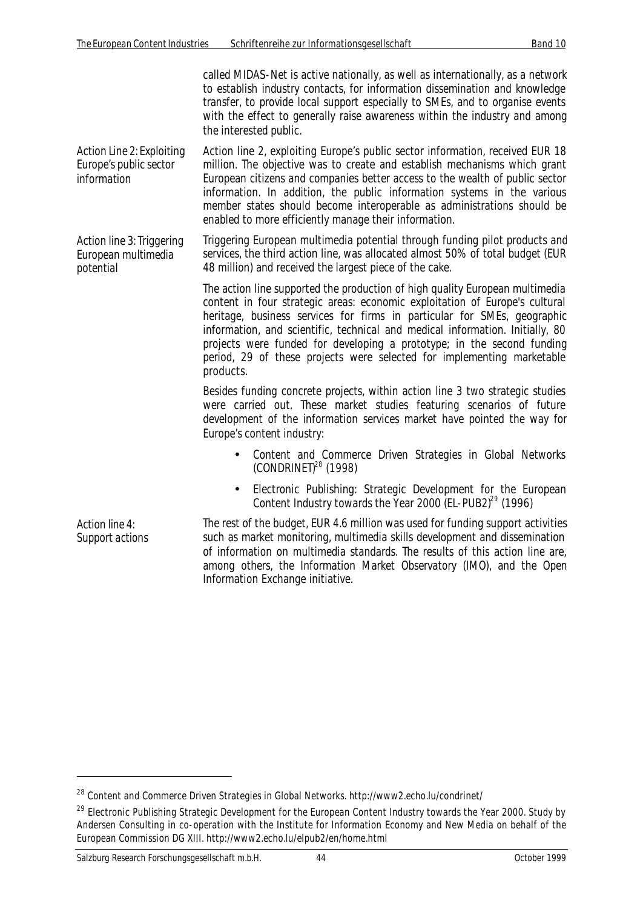called MIDAS-Net is active nationally, as well as internationally, as a network to establish industry contacts, for information dissemination and knowledge transfer, to provide local support especially to SMEs, and to organise events with the effect to generally raise awareness within the industry and among the interested public.

*Action Line 2: Exploiting Europe's public sector information*

Action line 2, exploiting Europe's public sector information, received EUR 18 million. The objective was to create and establish mechanisms which grant European citizens and companies better access to the wealth of public sector information. In addition, the public information systems in the various member states should become interoperable as administrations should be enabled to more efficiently manage their information.

*Action line 3: Triggering European multimedia potential*

Triggering European multimedia potential through funding pilot products and services, the third action line, was allocated almost 50% of total budget (EUR 48 million) and received the largest piece of the cake.

The action line supported the production of high quality European multimedia content in four strategic areas: economic exploitation of Europe's cultural heritage, business services for firms in particular for SMEs, geographic information, and scientific, technical and medical information. Initially, 80 projects were funded for developing a prototype; in the second funding period, 29 of these projects were selected for implementing marketable products.

Besides funding concrete projects, within action line 3 two strategic studies were carried out. These market studies featuring scenarios of future development of the information services market have pointed the way for Europe's content industry:

- Content and Commerce Driven Strategies in Global Networks (CONDRINET)[28] (1998)
- Electronic Publishing: Strategic Development for the European Content Industry towards the Year 2000 (EL-PUB2)[29] (1996)

*Action line 4: Support actions*

The rest of the budget, EUR 4.6 million was used for funding support activities such as market monitoring, multimedia skills development and dissemination of information on multimedia standards. The results of this action line are, among others, the Information Market Observatory (IMO), and the Open Information Exchange initiative.

---

[28] Content and Commerce Driven Strategies in Global Networks. http://www2.echo.lu/condrinet/

[29] Electronic Publishing Strategic Development for the European Content Industry towards the Year 2000. Study by Andersen Consulting in co-operation with the Institute for Information Economy and New Media on behalf of the European Commission DG XIII. http://www2.echo.lu/elpub2/en/home.html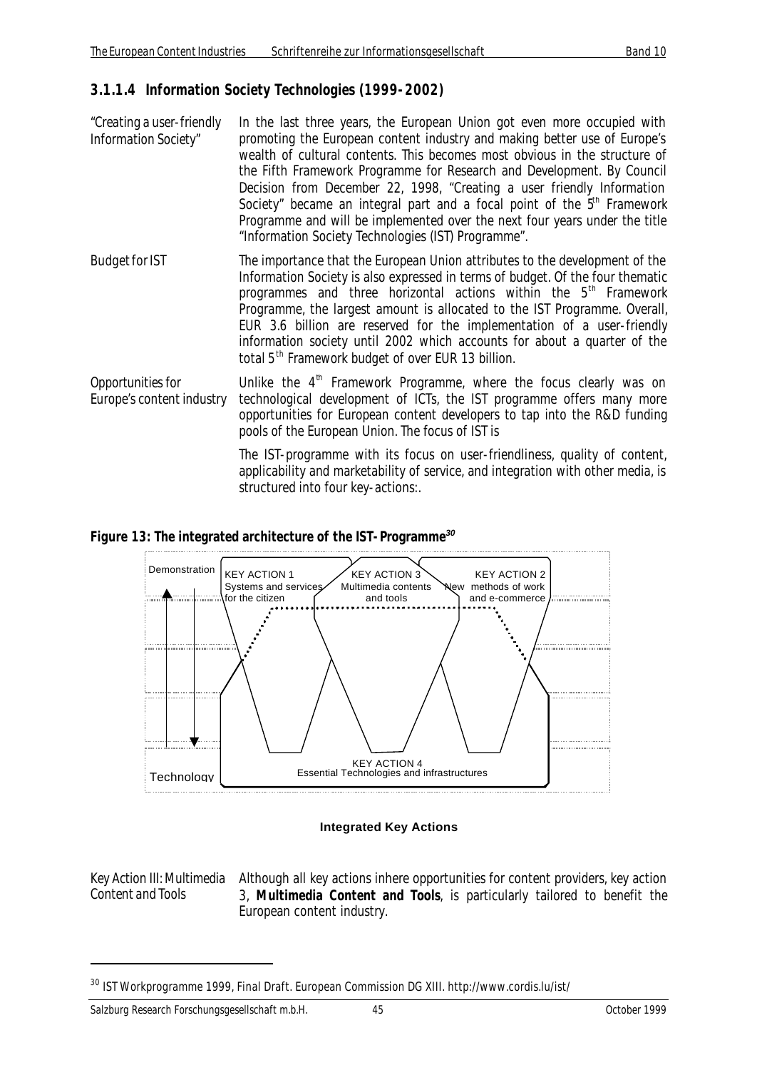### 3.1.1.4 Information Society Technologies (1999-2002)

*"Creating a user-friendly Information Society"*

In the last three years, the European Union got even more occupied with promoting the European content industry and making better use of Europe's wealth of cultural contents. This becomes most obvious in the structure of the Fifth Framework Programme for Research and Development. By Council Decision from December 22, 1998, "Creating a user friendly Information Society" became an integral part and a focal point of the 5th Framework Programme and will be implemented over the next four years under the title "Information Society Technologies (IST) Programme".

*Budget for IST*

The importance that the European Union attributes to the development of the Information Society is also expressed in terms of budget. Of the four thematic programmes and three horizontal actions within the 5th Framework Programme, the largest amount is allocated to the IST Programme. Overall, EUR 3.6 billion are reserved for the implementation of a user-friendly information society until 2002 which accounts for about a quarter of the total 5th Framework budget of over EUR 13 billion.

*Opportunities for Europe's content industry*

Unlike the 4th Framework Programme, where the focus clearly was on technological development of ICTs, the IST programme offers many more opportunities for European content developers to tap into the R&D funding pools of the European Union. The focus of IST is

The IST-programme with its focus on user-friendliness, quality of content, applicability and marketability of service, and integration with other media, is structured into four key-actions:.

**Figure 13: The integrated architecture of the IST-Programme[30]**

Demonstration

Technology

KEY ACTION 1
Systems and services for the citizen

KEY ACTION 3
Multimedia contents and tools

KEY ACTION 2
New methods of work and e-commerce

KEY ACTION 4
Essential Technologies and infrastructures

**Integrated Key Actions**

*Key Action III: Multimedia Content and Tools*

Although all key actions inhere opportunities for content providers, key action 3, **Multimedia Content and Tools**, is particularly tailored to benefit the European content industry.

---

[30] IST Workprogramme 1999, Final Draft. European Commission DG XIII. http://www.cordis.lu/ist/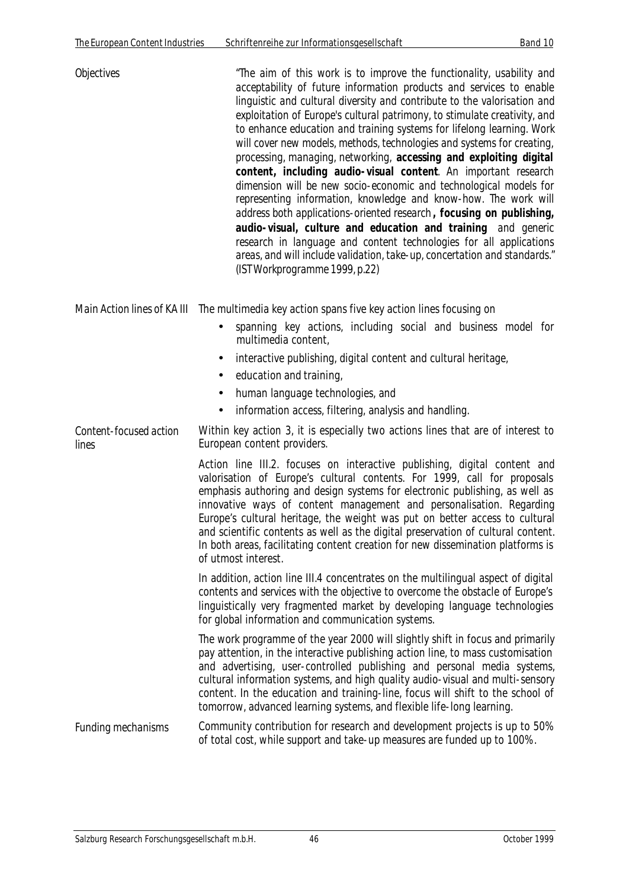Objectives

"The aim of this work is to improve the functionality, usability and acceptability of future information products and services to enable linguistic and cultural diversity and contribute to the valorisation and exploitation of Europe's cultural patrimony, to stimulate creativity, and to enhance education and training systems for lifelong learning. Work will cover new models, methods, technologies and systems for creating, processing, managing, networking, **accessing and exploiting digital content, including audio-visual content**. An important research dimension will be new socio-economic and technological models for representing information, knowledge and know-how. The work will address both applications-oriented research **, focusing on publishing, audio-visual, culture and education and training** and generic research in language and content technologies for all applications areas, and will include validation, take-up, concertation and standards." (IST Workprogramme 1999, p.22)

Main Action lines of KA III

The multimedia key action spans five key action lines focusing on

- spanning key actions, including social and business model for multimedia content,
- interactive publishing, digital content and cultural heritage,
- education and training,
- human language technologies, and
- information access, filtering, analysis and handling.

Content-focused action lines

Within key action 3, it is especially two actions lines that are of interest to European content providers.

Action line III.2. focuses on interactive publishing, digital content and valorisation of Europe's cultural contents. For 1999, call for proposals emphasis authoring and design systems for electronic publishing, as well as innovative ways of content management and personalisation. Regarding Europe's cultural heritage, the weight was put on better access to cultural and scientific contents as well as the digital preservation of cultural content. In both areas, facilitating content creation for new dissemination platforms is of utmost interest.

In addition, action line III.4 concentrates on the multilingual aspect of digital contents and services with the objective to overcome the obstacle of Europe's linguistically very fragmented market by developing language technologies for global information and communication systems.

The work programme of the year 2000 will slightly shift in focus and primarily pay attention, in the interactive publishing action line, to mass customisation and advertising, user-controlled publishing and personal media systems, cultural information systems, and high quality audio-visual and multi-sensory content. In the education and training-line, focus will shift to the school of tomorrow, advanced learning systems, and flexible life-long learning.

Funding mechanisms

Community contribution for research and development projects is up to 50% of total cost, while support and take-up measures are funded up to 100%.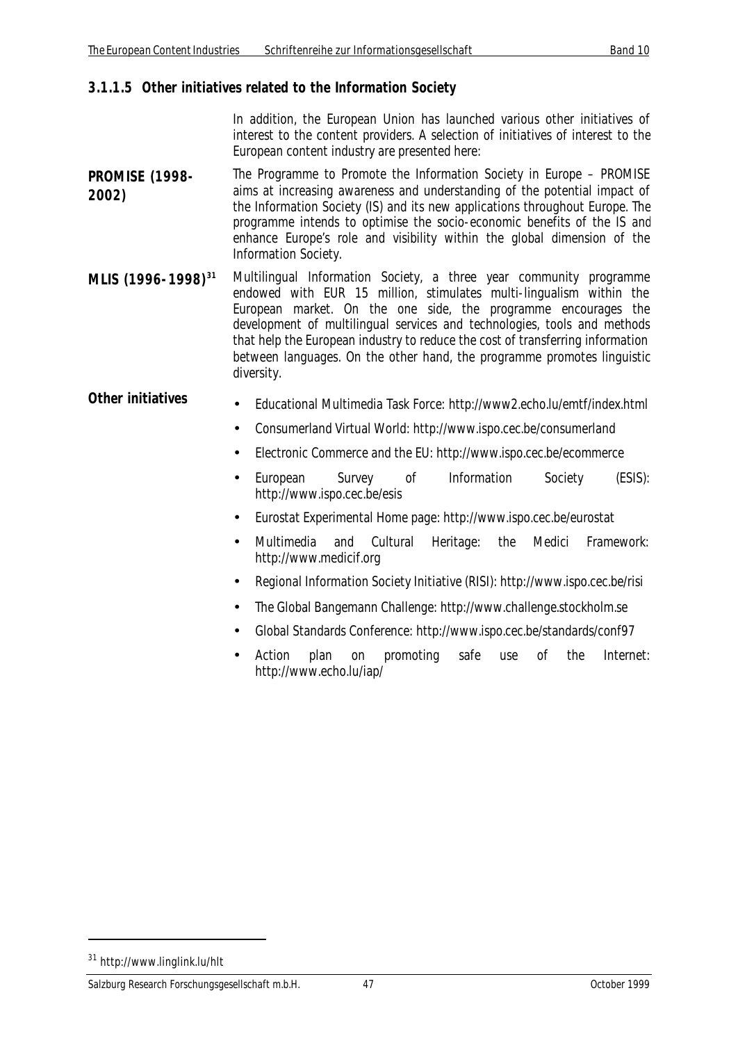### 3.1.1.5 Other initiatives related to the Information Society

In addition, the European Union has launched various other initiatives of interest to the content providers. A selection of initiatives of interest to the European content industry are presented here:

**PROMISE (1998-2002)**

The Programme to Promote the Information Society in Europe – PROMISE aims at increasing awareness and understanding of the potential impact of the Information Society (IS) and its new applications throughout Europe. The programme intends to optimise the socio-economic benefits of the IS and enhance Europe's role and visibility within the global dimension of the Information Society.

**MLIS (1996-1998)[31]**

Multilingual Information Society, a three year community programme endowed with EUR 15 million, stimulates multi-lingualism within the European market. On the one side, the programme encourages the development of multilingual services and technologies, tools and methods that help the European industry to reduce the cost of transferring information between languages. On the other hand, the programme promotes linguistic diversity.

**Other initiatives**

- Educational Multimedia Task Force: http://www2.echo.lu/emtf/index.html
- Consumerland Virtual World: http://www.ispo.cec.be/consumerland
- Electronic Commerce and the EU: http://www.ispo.cec.be/ecommerce
- European Survey of Information Society (ESIS): http://www.ispo.cec.be/esis
- Eurostat Experimental Home page: http://www.ispo.cec.be/eurostat
- Multimedia and Cultural Heritage: the Medici Framework: http://www.medicif.org
- Regional Information Society Initiative (RISI): http://www.ispo.cec.be/risi
- The Global Bangemann Challenge: http://www.challenge.stockholm.se
- Global Standards Conference: http://www.ispo.cec.be/standards/conf97
- Action plan on promoting safe use of the Internet: http://www.echo.lu/iap/

[31] http://www.linglink.lu/hlt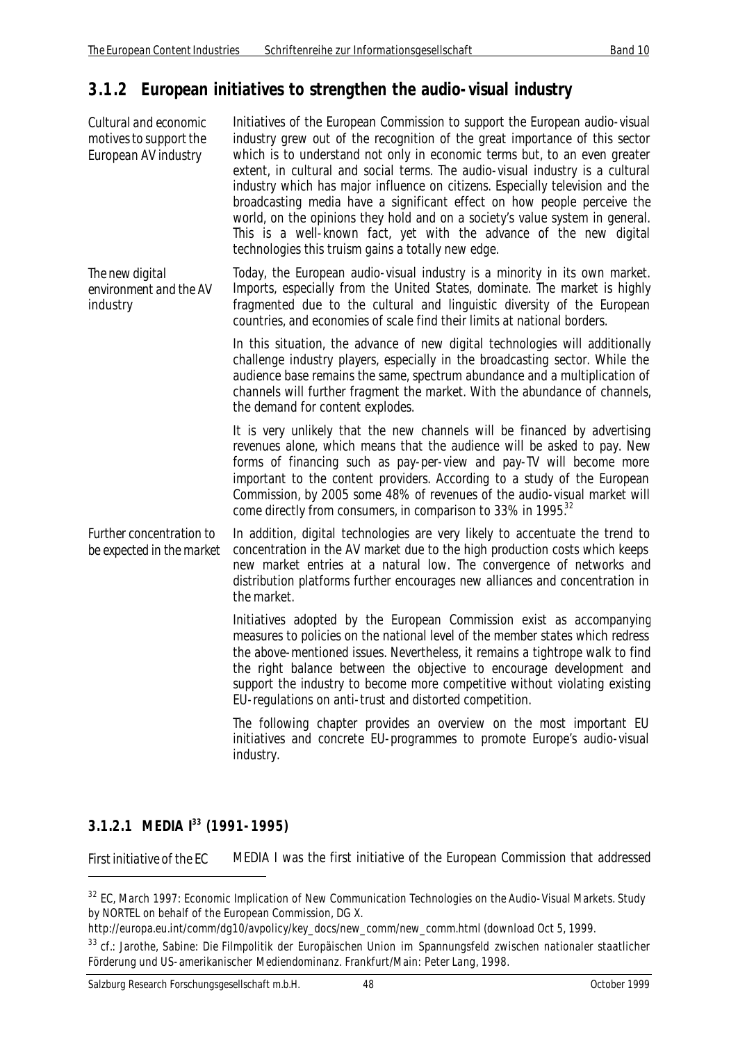## 3.1.2 European initiatives to strengthen the audio-visual industry

*Cultural and economic motives to support the European AV industry*

Initiatives of the European Commission to support the European audio-visual industry grew out of the recognition of the great importance of this sector which is to understand not only in economic terms but, to an even greater extent, in cultural and social terms. The audio-visual industry is a cultural industry which has major influence on citizens. Especially television and the broadcasting media have a significant effect on how people perceive the world, on the opinions they hold and on a society's value system in general. This is a well-known fact, yet with the advance of the new digital technologies this truism gains a totally new edge.

*The new digital environment and the AV industry*

Today, the European audio-visual industry is a minority in its own market. Imports, especially from the United States, dominate. The market is highly fragmented due to the cultural and linguistic diversity of the European countries, and economies of scale find their limits at national borders.

In this situation, the advance of new digital technologies will additionally challenge industry players, especially in the broadcasting sector. While the audience base remains the same, spectrum abundance and a multiplication of channels will further fragment the market. With the abundance of channels, the demand for content explodes.

It is very unlikely that the new channels will be financed by advertising revenues alone, which means that the audience will be asked to pay. New forms of financing such as pay-per-view and pay-TV will become more important to the content providers. According to a study of the European Commission, by 2005 some 48% of revenues of the audio-visual market will come directly from consumers, in comparison to 33% in 1995.[32]

*Further concentration to be expected in the market*

In addition, digital technologies are very likely to accentuate the trend to concentration in the AV market due to the high production costs which keeps new market entries at a natural low. The convergence of networks and distribution platforms further encourages new alliances and concentration in the market.

Initiatives adopted by the European Commission exist as accompanying measures to policies on the national level of the member states which redress the above-mentioned issues. Nevertheless, it remains a tightrope walk to find the right balance between the objective to encourage development and support the industry to become more competitive without violating existing EU-regulations on anti-trust and distorted competition.

The following chapter provides an overview on the most important EU initiatives and concrete EU-programmes to promote Europe's audio-visual industry.

### 3.1.2.1 MEDIA I[33] (1991-1995)

*First initiative of the EC*

MEDIA I was the first initiative of the European Commission that addressed

---

[32] EC, March 1997: Economic Implication of New Communication Technologies on the Audio-Visual Markets. Study by NORTEL on behalf of the European Commission, DG X.
http://europa.eu.int/comm/dg10/avpolicy/key_docs/new_comm/new_comm.html (download Oct 5, 1999.

[33] cf.: Jarothe, Sabine: Die Filmpolitik der Europäischen Union im Spannungsfeld zwischen nationaler staatlicher Förderung und US-amerikanischer Mediendominanz. Frankfurt/Main: Peter Lang, 1998.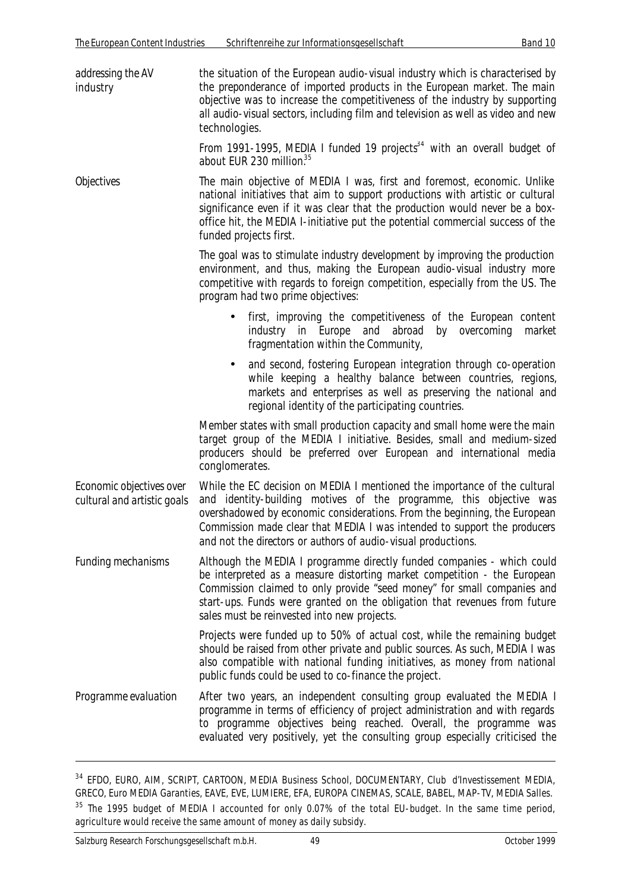**addressing the AV industry**

the situation of the European audio-visual industry which is characterised by the preponderance of imported products in the European market. The main objective was to increase the competitiveness of the industry by supporting all audio-visual sectors, including film and television as well as video and new technologies.

From 1991-1995, MEDIA I funded 19 projects[34] with an overall budget of about EUR 230 million.[35]

**Objectives**

The main objective of MEDIA I was, first and foremost, economic. Unlike national initiatives that aim to support productions with artistic or cultural significance even if it was clear that the production would never be a box-office hit, the MEDIA I-initiative put the potential commercial success of the funded projects first.

The goal was to stimulate industry development by improving the production environment, and thus, making the European audio-visual industry more competitive with regards to foreign competition, especially from the US. The program had two prime objectives:

- first, improving the competitiveness of the European content industry in Europe and abroad by overcoming market fragmentation within the Community,
- and second, fostering European integration through co-operation while keeping a healthy balance between countries, regions, markets and enterprises as well as preserving the national and regional identity of the participating countries.

Member states with small production capacity and small home were the main target group of the MEDIA I initiative. Besides, small and medium-sized producers should be preferred over European and international media conglomerates.

**Economic objectives over cultural and artistic goals**

While the EC decision on MEDIA I mentioned the importance of the cultural and identity-building motives of the programme, this objective was overshadowed by economic considerations. From the beginning, the European Commission made clear that MEDIA I was intended to support the producers and not the directors or authors of audio-visual productions.

**Funding mechanisms**

Although the MEDIA I programme directly funded companies - which could be interpreted as a measure distorting market competition - the European Commission claimed to only provide "seed money" for small companies and start-ups. Funds were granted on the obligation that revenues from future sales must be reinvested into new projects.

Projects were funded up to 50% of actual cost, while the remaining budget should be raised from other private and public sources. As such, MEDIA I was also compatible with national funding initiatives, as money from national public funds could be used to co-finance the project.

**Programme evaluation**

After two years, an independent consulting group evaluated the MEDIA I programme in terms of efficiency of project administration and with regards to programme objectives being reached. Overall, the programme was evaluated very positively, yet the consulting group especially criticised the

---

[34] EFDO, EURO, AIM, SCRIPT, CARTOON, MEDIA Business School, DOCUMENTARY, Club d'Investissement MEDIA, GRECO, Euro MEDIA Garanties, EAVE, EVE, LUMIERE, EFA, EUROPA CINEMAS, SCALE, BABEL, MAP-TV, MEDIA Salles.

[35] The 1995 budget of MEDIA I accounted for only 0.07% of the total EU-budget. In the same time period, agriculture would receive the same amount of money as daily subsidy.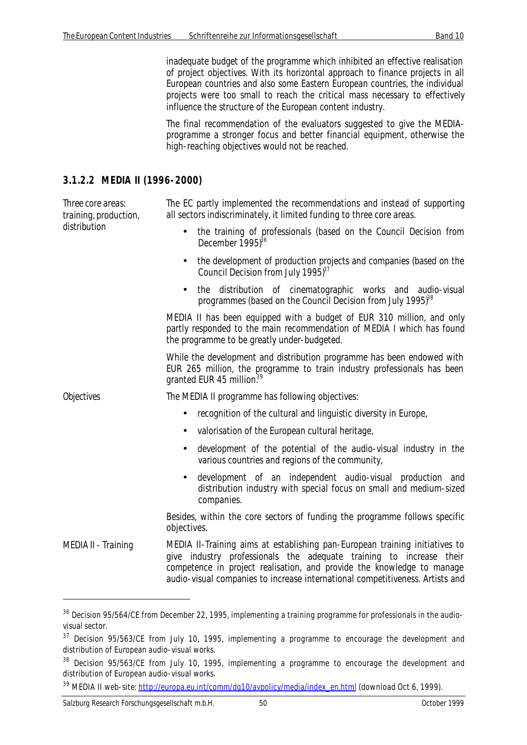inadequate budget of the programme which inhibited an effective realisation of project objectives. With its horizontal approach to finance projects in all European countries and also some Eastern European countries, the individual projects were too small to reach the critical mass necessary to effectively influence the structure of the European content industry.

The final recommendation of the evaluators suggested to give the MEDIA-programme a stronger focus and better financial equipment, otherwise the high-reaching objectives would not be reached.

### 3.1.2.2 MEDIA II (1996-2000)

*Three core areas: training, production, distribution*

The EC partly implemented the recommendations and instead of supporting all sectors indiscriminately, it limited funding to three core areas.

- the training of professionals (based on the Council Decision from December 1995)[36]
- the development of production projects and companies (based on the Council Decision from July 1995)[37]
- the distribution of cinematographic works and audio-visual programmes (based on the Council Decision from July 1995)[38]

MEDIA II has been equipped with a budget of EUR 310 million, and only partly responded to the main recommendation of MEDIA I which has found the programme to be greatly under-budgeted.

While the development and distribution programme has been endowed with EUR 265 million, the programme to train industry professionals has been granted EUR 45 million.[39]

*Objectives*

The MEDIA II programme has following objectives:

- recognition of the cultural and linguistic diversity in Europe,
- valorisation of the European cultural heritage,
- development of the potential of the audio-visual industry in the various countries and regions of the community,
- development of an independent audio-visual production and distribution industry with special focus on small and medium-sized companies.

Besides, within the core sectors of funding the programme follows specific objectives.

*MEDIA II - Training*

MEDIA II-Training aims at establishing pan-European training initiatives to give industry professionals the adequate training to increase their competence in project realisation, and provide the knowledge to manage audio-visual companies to increase international competitiveness. Artists and

---

[36] Decision 95/564/CE from December 22, 1995, implementing a training programme for professionals in the audio-visual sector.

[37] Decision 95/563/CE from July 10, 1995, implementing a programme to encourage the development and distribution of European audio-visual works.

[38] Decision 95/563/CE from July 10, 1995, implementing a programme to encourage the development and distribution of European audio-visual works.

[39] MEDIA II web-site: http://europa.eu.int/comm/dg10/avpolicy/media/index_en.html (download Oct 6, 1999).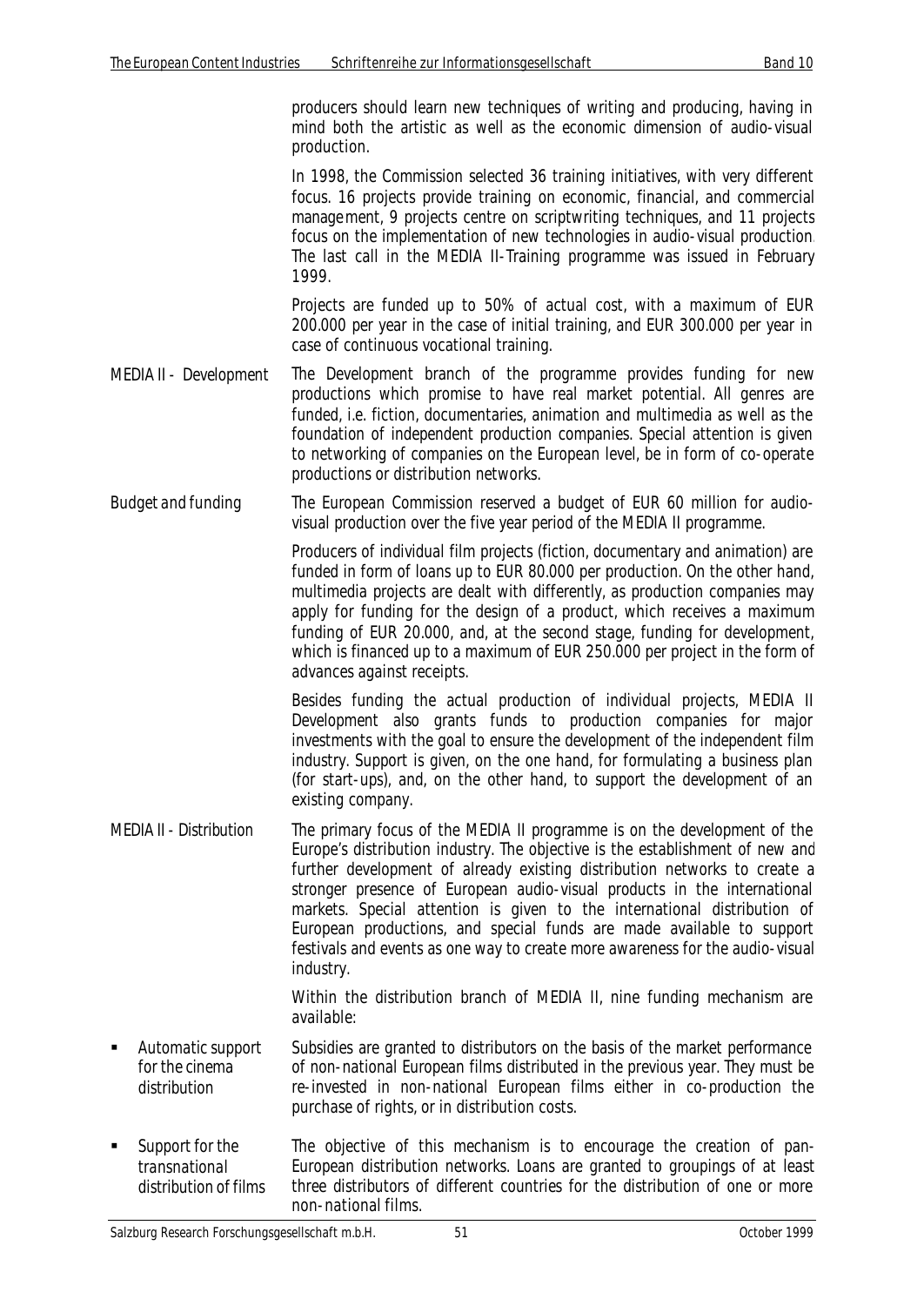producers should learn new techniques of writing and producing, having in mind both the artistic as well as the economic dimension of audio-visual production.

In 1998, the Commission selected 36 training initiatives, with very different focus. 16 projects provide training on economic, financial, and commercial management, 9 projects centre on scriptwriting techniques, and 11 projects focus on the implementation of new technologies in audio-visual production. The last call in the MEDIA II-Training programme was issued in February 1999.

Projects are funded up to 50% of actual cost, with a maximum of EUR 200.000 per year in the case of initial training, and EUR 300.000 per year in case of continuous vocational training.

*MEDIA II - Development*

The Development branch of the programme provides funding for new productions which promise to have real market potential. All genres are funded, i.e. fiction, documentaries, animation and multimedia as well as the foundation of independent production companies. Special attention is given to networking of companies on the European level, be in form of co-operate productions or distribution networks.

*Budget and funding*

The European Commission reserved a budget of EUR 60 million for audio-visual production over the five year period of the MEDIA II programme.

Producers of individual film projects (fiction, documentary and animation) are funded in form of loans up to EUR 80.000 per production. On the other hand, multimedia projects are dealt with differently, as production companies may apply for funding for the design of a product, which receives a maximum funding of EUR 20.000, and, at the second stage, funding for development, which is financed up to a maximum of EUR 250.000 per project in the form of advances against receipts.

Besides funding the actual production of individual projects, MEDIA II Development also grants funds to production companies for major investments with the goal to ensure the development of the independent film industry. Support is given, on the one hand, for formulating a business plan (for start-ups), and, on the other hand, to support the development of an existing company.

*MEDIA II - Distribution*

The primary focus of the MEDIA II programme is on the development of the Europe's distribution industry. The objective is the establishment of new and further development of already existing distribution networks to create a stronger presence of European audio-visual products in the international markets. Special attention is given to the international distribution of European productions, and special funds are made available to support festivals and events as one way to create more awareness for the audio-visual industry.

Within the distribution branch of MEDIA II, nine funding mechanism are available:

- *Automatic support for the cinema distribution*

  Subsidies are granted to distributors on the basis of the market performance of non-national European films distributed in the previous year. They must be re-invested in non-national European films either in co-production the purchase of rights, or in distribution costs.

- *Support for the transnational distribution of films*

  The objective of this mechanism is to encourage the creation of pan-European distribution networks. Loans are granted to groupings of at least three distributors of different countries for the distribution of one or more non-national films.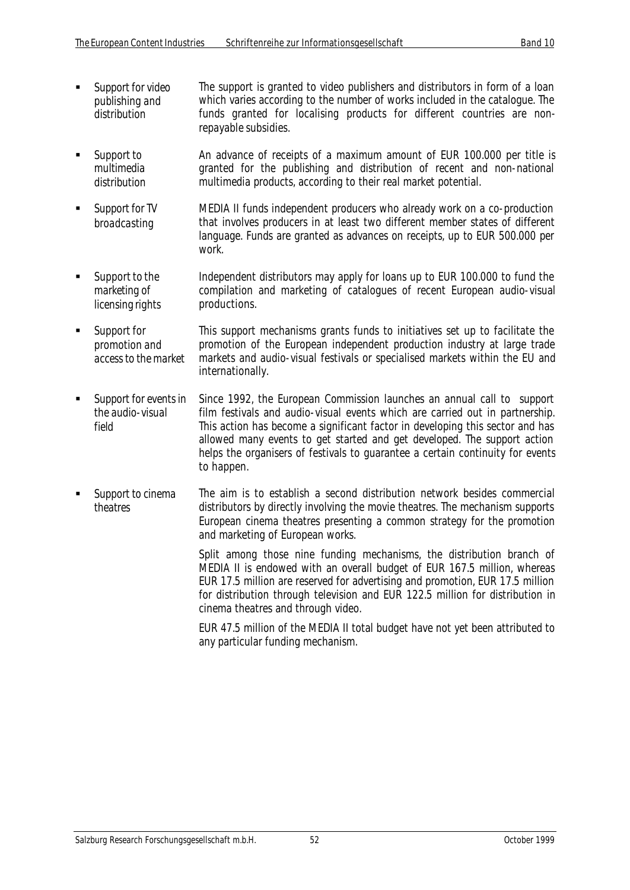- **Support for video publishing and distribution** — The support is granted to video publishers and distributors in form of a loan which varies according to the number of works included in the catalogue. The funds granted for localising products for different countries are non-repayable subsidies.

- **Support to multimedia distribution** — An advance of receipts of a maximum amount of EUR 100.000 per title is granted for the publishing and distribution of recent and non-national multimedia products, according to their real market potential.

- **Support for TV broadcasting** — MEDIA II funds independent producers who already work on a co-production that involves producers in at least two different member states of different language. Funds are granted as advances on receipts, up to EUR 500.000 per work.

- **Support to the marketing of licensing rights** — Independent distributors may apply for loans up to EUR 100.000 to fund the compilation and marketing of catalogues of recent European audio-visual productions.

- **Support for promotion and access to the market** — This support mechanisms grants funds to initiatives set up to facilitate the promotion of the European independent production industry at large trade markets and audio-visual festivals or specialised markets within the EU and internationally.

- **Support for events in the audio-visual field** — Since 1992, the European Commission launches an annual call to support film festivals and audio-visual events which are carried out in partnership. This action has become a significant factor in developing this sector and has allowed many events to get started and get developed. The support action helps the organisers of festivals to guarantee a certain continuity for events to happen.

- **Support to cinema theatres** — The aim is to establish a second distribution network besides commercial distributors by directly involving the movie theatres. The mechanism supports European cinema theatres presenting a common strategy for the promotion and marketing of European works.

Split among those nine funding mechanisms, the distribution branch of MEDIA II is endowed with an overall budget of EUR 167.5 million, whereas EUR 17.5 million are reserved for advertising and promotion, EUR 17.5 million for distribution through television and EUR 122.5 million for distribution in cinema theatres and through video.

EUR 47.5 million of the MEDIA II total budget have not yet been attributed to any particular funding mechanism.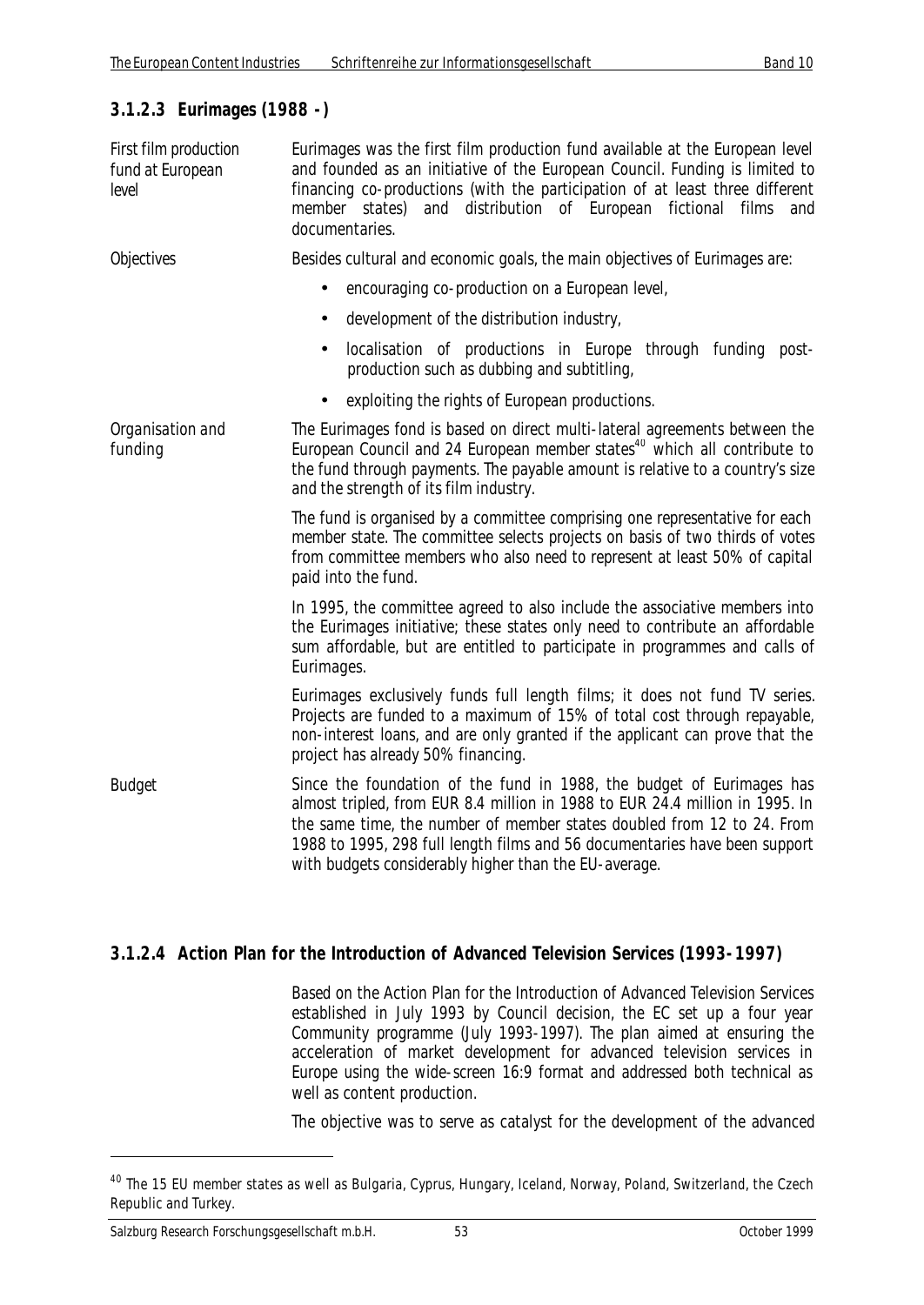### 3.1.2.3 Eurimages (1988 - )

*First film production fund at European level*

Eurimages was the first film production fund available at the European level and founded as an initiative of the European Council. Funding is limited to financing co-productions (with the participation of at least three different member states) and distribution of European fictional films and documentaries.

*Objectives*

Besides cultural and economic goals, the main objectives of Eurimages are:

- encouraging co-production on a European level,
- development of the distribution industry,
- localisation of productions in Europe through funding post-production such as dubbing and subtitling,
- exploiting the rights of European productions.

*Organisation and funding*

The Eurimages fond is based on direct multi-lateral agreements between the European Council and 24 European member states[40] which all contribute to the fund through payments. The payable amount is relative to a country's size and the strength of its film industry.

The fund is organised by a committee comprising one representative for each member state. The committee selects projects on basis of two thirds of votes from committee members who also need to represent at least 50% of capital paid into the fund.

In 1995, the committee agreed to also include the associative members into the Eurimages initiative; these states only need to contribute an affordable sum affordable, but are entitled to participate in programmes and calls of Eurimages.

Eurimages exclusively funds full length films; it does not fund TV series. Projects are funded to a maximum of 15% of total cost through repayable, non-interest loans, and are only granted if the applicant can prove that the project has already 50% financing.

*Budget*

Since the foundation of the fund in 1988, the budget of Eurimages has almost tripled, from EUR 8.4 million in 1988 to EUR 24.4 million in 1995. In the same time, the number of member states doubled from 12 to 24. From 1988 to 1995, 298 full length films and 56 documentaries have been support with budgets considerably higher than the EU-average.

### 3.1.2.4 Action Plan for the Introduction of Advanced Television Services (1993-1997)

Based on the Action Plan for the Introduction of Advanced Television Services established in July 1993 by Council decision, the EC set up a four year Community programme (July 1993-1997). The plan aimed at ensuring the acceleration of market development for advanced television services in Europe using the wide-screen 16:9 format and addressed both technical as well as content production.

The objective was to serve as catalyst for the development of the advanced

---

[40] The 15 EU member states as well as Bulgaria, Cyprus, Hungary, Iceland, Norway, Poland, Switzerland, the Czech Republic and Turkey.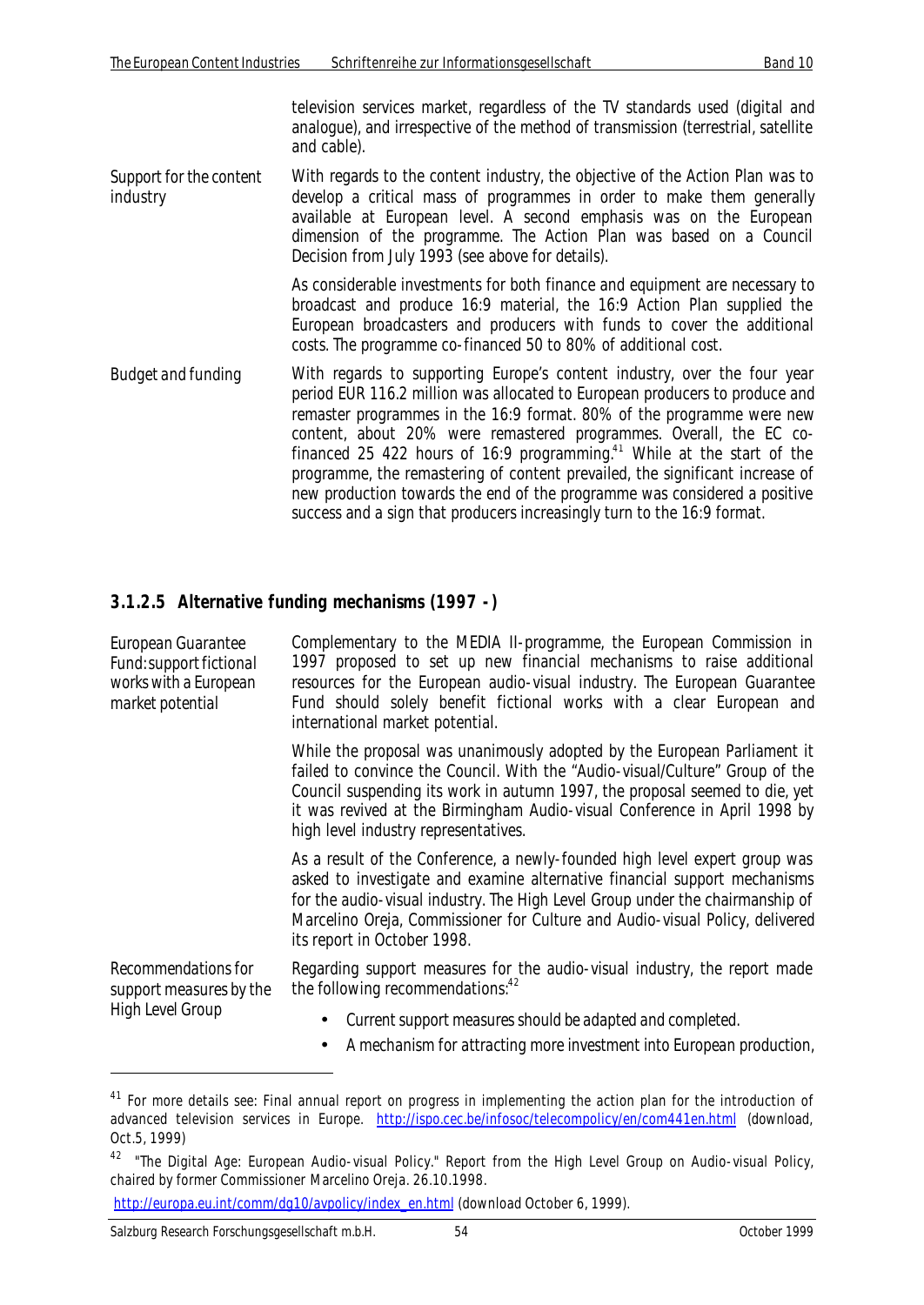television services market, regardless of the TV standards used (digital and analogue), and irrespective of the method of transmission (terrestrial, satellite and cable).

*Support for the content industry*

With regards to the content industry, the objective of the Action Plan was to develop a critical mass of programmes in order to make them generally available at European level. A second emphasis was on the European dimension of the programme. The Action Plan was based on a Council Decision from July 1993 (see above for details).

As considerable investments for both finance and equipment are necessary to broadcast and produce 16:9 material, the 16:9 Action Plan supplied the European broadcasters and producers with funds to cover the additional costs. The programme co-financed 50 to 80% of additional cost.

*Budget and funding*

With regards to supporting Europe's content industry, over the four year period EUR 116.2 million was allocated to European producers to produce and remaster programmes in the 16:9 format. 80% of the programme were new content, about 20% were remastered programmes. Overall, the EC co-financed 25 422 hours of 16:9 programming.[41] While at the start of the programme, the remastering of content prevailed, the significant increase of new production towards the end of the programme was considered a positive success and a sign that producers increasingly turn to the 16:9 format.

### 3.1.2.5 Alternative funding mechanisms (1997 - )

*European Guarantee Fund: support fictional works with a European market potential*

Complementary to the MEDIA II-programme, the European Commission in 1997 proposed to set up new financial mechanisms to raise additional resources for the European audio-visual industry. The European Guarantee Fund should solely benefit fictional works with a clear European and international market potential.

While the proposal was unanimously adopted by the European Parliament it failed to convince the Council. With the "Audio-visual/Culture" Group of the Council suspending its work in autumn 1997, the proposal seemed to die, yet it was revived at the Birmingham Audio-visual Conference in April 1998 by high level industry representatives.

As a result of the Conference, a newly-founded high level expert group was asked to investigate and examine alternative financial support mechanisms for the audio-visual industry. The High Level Group under the chairmanship of Marcelino Oreja, Commissioner for Culture and Audio-visual Policy, delivered its report in October 1998.

*Recommendations for support measures by the High Level Group*

Regarding support measures for the audio-visual industry, the report made the following recommendations:[42]

- *Current support measures should be adapted and completed.*
- *A mechanism for attracting more investment into European production,*

---

[41] For more details see: Final annual report on progress in implementing the action plan for the introduction of advanced television services in Europe. http://ispo.cec.be/infosoc/telecompolicy/en/com441en.html (download, Oct.5, 1999)

[42] "The Digital Age: European Audio-visual Policy." Report from the High Level Group on Audio-visual Policy, chaired by former Commissioner Marcelino Oreja. 26.10.1998. http://europa.eu.int/comm/dg10/avpolicy/index_en.html (download October 6, 1999).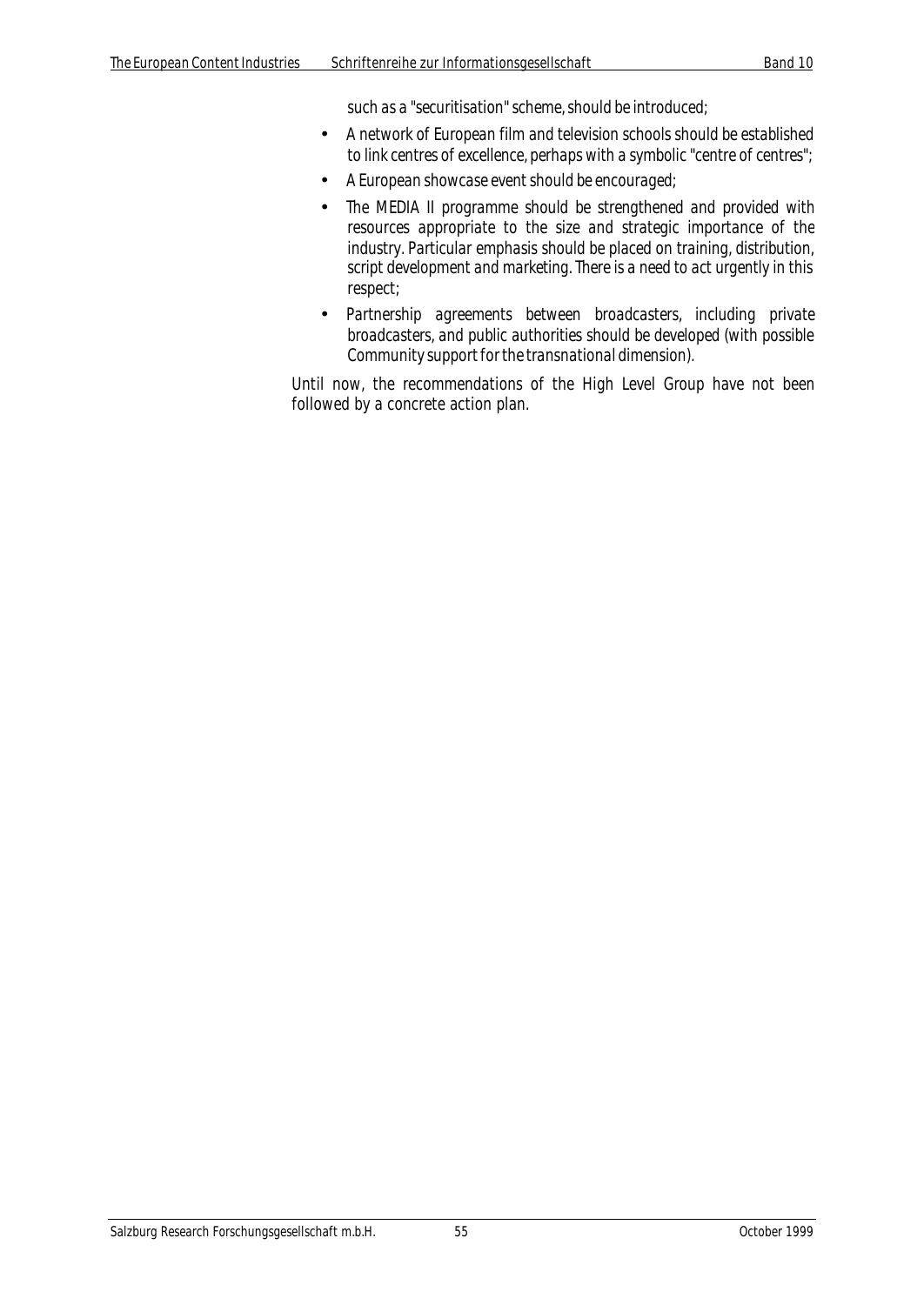such as a "securitisation" scheme, should be introduced;

- A network of European film and television schools should be established to link centres of excellence, perhaps with a symbolic "centre of centres";
- A European showcase event should be encouraged;
- The MEDIA II programme should be strengthened and provided with resources appropriate to the size and strategic importance of the industry. Particular emphasis should be placed on training, distribution, script development and marketing. There is a need to act urgently in this respect;
- Partnership agreements between broadcasters, including private broadcasters, and public authorities should be developed (with possible Community support for the transnational dimension).

Until now, the recommendations of the High Level Group have not been followed by a concrete action plan.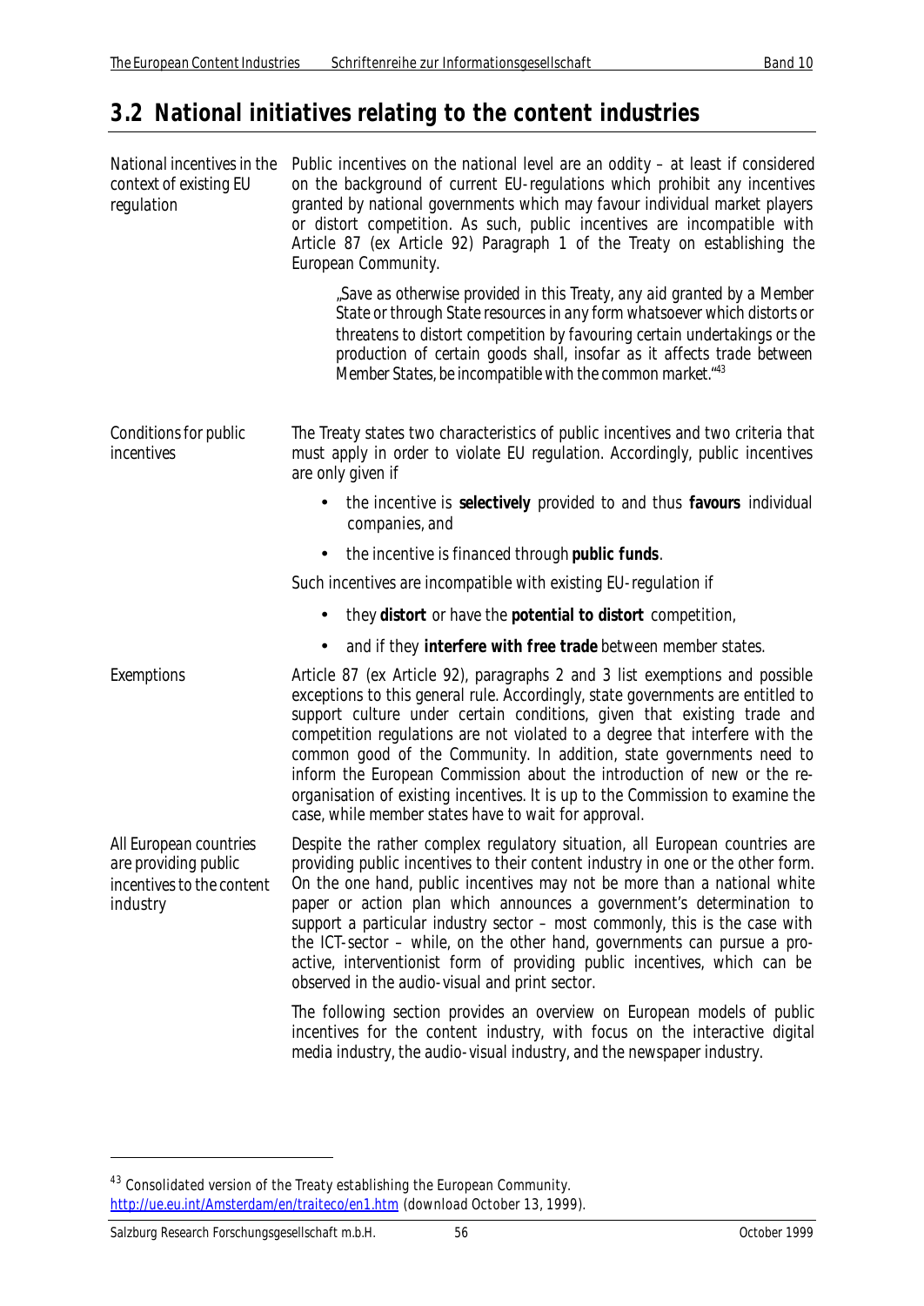## 3.2 National initiatives relating to the content industries

*National incentives in the context of existing EU regulation*

Public incentives on the national level are an oddity – at least if considered on the background of current EU-regulations which prohibit any incentives granted by national governments which may favour individual market players or distort competition. As such, public incentives are incompatible with Article 87 (ex Article 92) Paragraph 1 of the Treaty on establishing the European Community.

> „*Save as otherwise provided in this Treaty, any aid granted by a Member State or through State resources in any form whatsoever which distorts or threatens to distort competition by favouring certain undertakings or the production of certain goods shall, insofar as it affects trade between Member States, be incompatible with the common market.*"[43]

*Conditions for public incentives*

The Treaty states two characteristics of public incentives and two criteria that must apply in order to violate EU regulation. Accordingly, public incentives are only given if

- the incentive is **selectively** provided to and thus **favours** individual companies, and
- the incentive is financed through **public funds**.

Such incentives are incompatible with existing EU-regulation if

- they **distort** or have the **potential to distort** competition,
- and if they **interfere with free trade** between member states.

*Exemptions*

Article 87 (ex Article 92), paragraphs 2 and 3 list exemptions and possible exceptions to this general rule. Accordingly, state governments are entitled to support culture under certain conditions, given that existing trade and competition regulations are not violated to a degree that interfere with the common good of the Community. In addition, state governments need to inform the European Commission about the introduction of new or the re-organisation of existing incentives. It is up to the Commission to examine the case, while member states have to wait for approval.

*All European countries are providing public incentives to the content industry*

Despite the rather complex regulatory situation, all European countries are providing public incentives to their content industry in one or the other form. On the one hand, public incentives may not be more than a national white paper or action plan which announces a government's determination to support a particular industry sector – most commonly, this is the case with the ICT-sector – while, on the other hand, governments can pursue a pro-active, interventionist form of providing public incentives, which can be observed in the audio-visual and print sector.

The following section provides an overview on European models of public incentives for the content industry, with focus on the interactive digital media industry, the audio-visual industry, and the newspaper industry.

---

[43] Consolidated version of the Treaty establishing the European Community. http://ue.eu.int/Amsterdam/en/traiteco/en1.htm (download October 13, 1999).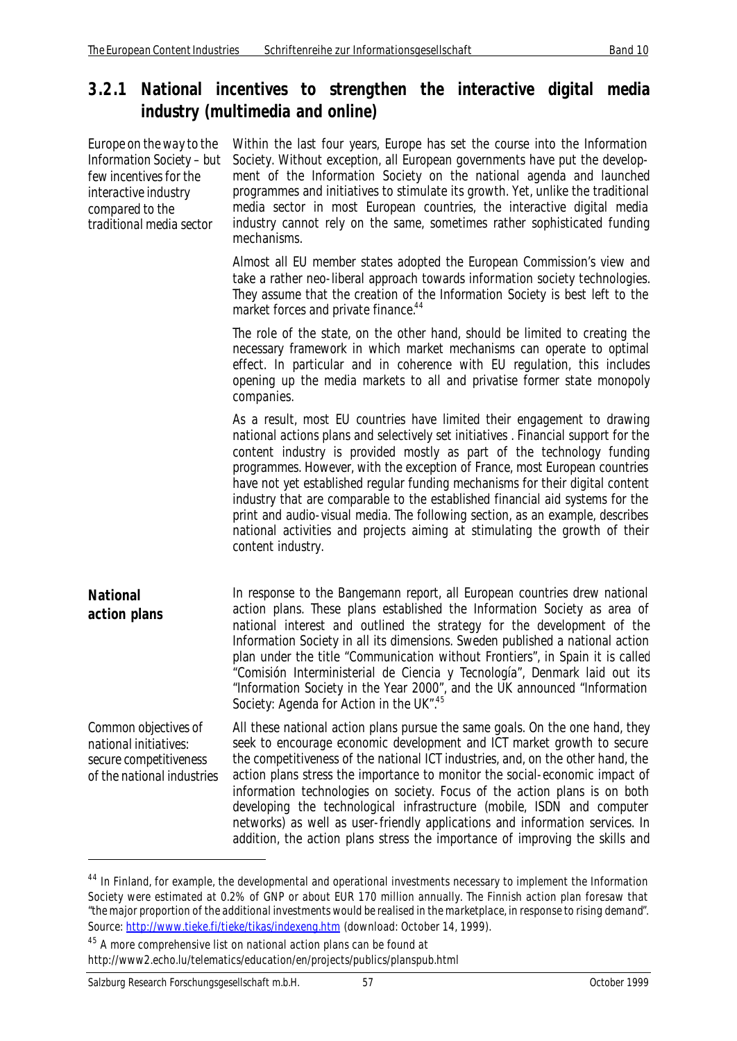### 3.2.1 National incentives to strengthen the interactive digital media industry (multimedia and online)

*Europe on the way to the Information Society – but few incentives for the interactive industry compared to the traditional media sector*

Within the last four years, Europe has set the course into the Information Society. Without exception, all European governments have put the development of the Information Society on the national agenda and launched programmes and initiatives to stimulate its growth. Yet, unlike the traditional media sector in most European countries, the interactive digital media industry cannot rely on the same, sometimes rather sophisticated funding mechanisms.

Almost all EU member states adopted the European Commission's view and take a rather neo-liberal approach towards information society technologies. They assume that the creation of the Information Society is best left to the market forces and private finance.[44]

The role of the state, on the other hand, should be limited to creating the necessary framework in which market mechanisms can operate to optimal effect. In particular and in coherence with EU regulation, this includes opening up the media markets to all and privatise former state monopoly companies.

As a result, most EU countries have limited their engagement to drawing national actions plans and selectively set initiatives . Financial support for the content industry is provided mostly as part of the technology funding programmes. However, with the exception of France, most European countries have not yet established regular funding mechanisms for their digital content industry that are comparable to the established financial aid systems for the print and audio-visual media. The following section, as an example, describes national activities and projects aiming at stimulating the growth of their content industry.

**National action plans**

In response to the Bangemann report, all European countries drew national action plans. These plans established the Information Society as area of national interest and outlined the strategy for the development of the Information Society in all its dimensions. Sweden published a national action plan under the title "Communication without Frontiers", in Spain it is called "Comisión Interministerial de Ciencia y Tecnología", Denmark laid out its "Information Society in the Year 2000", and the UK announced "Information Society: Agenda for Action in the UK".[45]

*Common objectives of national initiatives: secure competitiveness of the national industries*

All these national action plans pursue the same goals. On the one hand, they seek to encourage economic development and ICT market growth to secure the competitiveness of the national ICT industries, and, on the other hand, the action plans stress the importance to monitor the social-economic impact of information technologies on society. Focus of the action plans is on both developing the technological infrastructure (mobile, ISDN and computer networks) as well as user-friendly applications and information services. In addition, the action plans stress the importance of improving the skills and

---

[44] In Finland, for example, the developmental and operational investments necessary to implement the Information Society were estimated at 0.2% of GNP or about EUR 170 million annually. The Finnish action plan foresaw that "the major proportion of the additional investments would be realised in the marketplace, in response to rising demand". Source: http://www.tieke.fi/tieke/tikas/indexeng.htm (download: October 14, 1999).

[45] A more comprehensive list on national action plans can be found at http://www2.echo.lu/telematics/education/en/projects/publics/planspub.html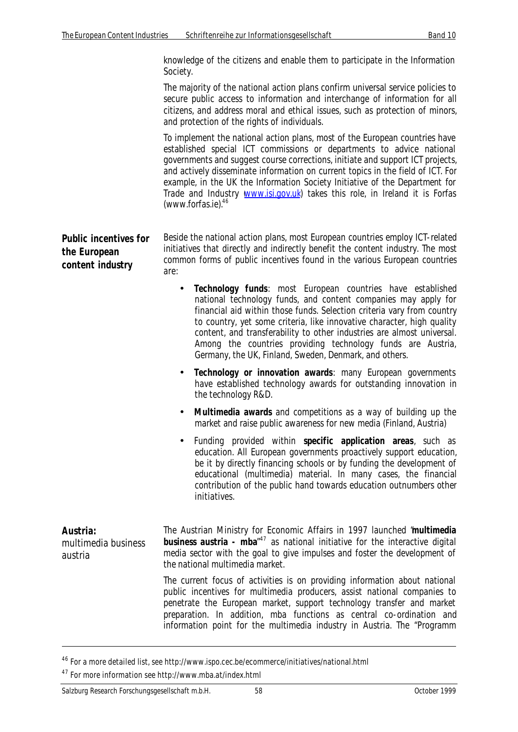knowledge of the citizens and enable them to participate in the Information Society.

The majority of the national action plans confirm universal service policies to secure public access to information and interchange of information for all citizens, and address moral and ethical issues, such as protection of minors, and protection of the rights of individuals.

To implement the national action plans, most of the European countries have established special ICT commissions or departments to advice national governments and suggest course corrections, initiate and support ICT projects, and actively disseminate information on current topics in the field of ICT. For example, in the UK the Information Society Initiative of the Department for Trade and Industry (www.isi.gov.uk) takes this role, in Ireland it is Forfas (www.forfas.ie).[46]

## Public incentives for the European content industry

Beside the national action plans, most European countries employ ICT-related initiatives that directly and indirectly benefit the content industry. The most common forms of public incentives found in the various European countries are:

- **Technology funds**: most European countries have established national technology funds, and content companies may apply for financial aid within those funds. Selection criteria vary from country to country, yet some criteria, like innovative character, high quality content, and transferability to other industries are almost universal. Among the countries providing technology funds are Austria, Germany, the UK, Finland, Sweden, Denmark, and others.
- **Technology or innovation awards**: many European governments have established technology awards for outstanding innovation in the technology R&D.
- **Multimedia awards** and competitions as a way of building up the market and raise public awareness for new media (Finland, Austria)
- Funding provided within **specific application areas**, such as education. All European governments proactively support education, be it by directly financing schools or by funding the development of educational (multimedia) material. In many cases, the financial contribution of the public hand towards education outnumbers other initiatives.

## Austria: multimedia business austria

The Austrian Ministry for Economic Affairs in 1997 launched "**multimedia business austria - mba**"[47] as national initiative for the interactive digital media sector with the goal to give impulses and foster the development of the national multimedia market.

The current focus of activities is on providing information about national public incentives for multimedia producers, assist national companies to penetrate the European market, support technology transfer and market preparation. In addition, mba functions as central co-ordination and information point for the multimedia industry in Austria. The "Programm

---

[46] For a more detailed list, see http://www.ispo.cec.be/ecommerce/initiatives/national.html

[47] For more information see http://www.mba.at/index.html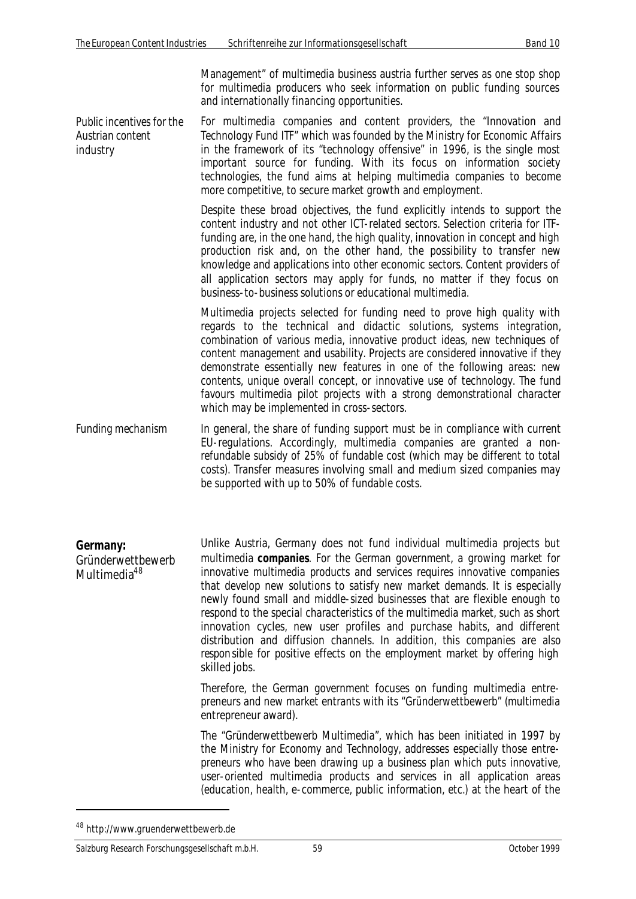Management" of multimedia business austria further serves as one stop shop for multimedia producers who seek information on public funding sources and internationally financing opportunities.

*Public incentives for the Austrian content industry*

For multimedia companies and content providers, the "Innovation and Technology Fund ITF" which was founded by the Ministry for Economic Affairs in the framework of its "technology offensive" in 1996, is the single most important source for funding. With its focus on information society technologies, the fund aims at helping multimedia companies to become more competitive, to secure market growth and employment.

Despite these broad objectives, the fund explicitly intends to support the content industry and not other ICT-related sectors. Selection criteria for ITF-funding are, in the one hand, the high quality, innovation in concept and high production risk and, on the other hand, the possibility to transfer new knowledge and applications into other economic sectors. Content providers of all application sectors may apply for funds, no matter if they focus on business-to-business solutions or educational multimedia.

Multimedia projects selected for funding need to prove high quality with regards to the technical and didactic solutions, systems integration, combination of various media, innovative product ideas, new techniques of content management and usability. Projects are considered innovative if they demonstrate essentially new features in one of the following areas: new contents, unique overall concept, or innovative use of technology. The fund favours multimedia pilot projects with a strong demonstrational character which may be implemented in cross-sectors.

*Funding mechanism*

In general, the share of funding support must be in compliance with current EU-regulations. Accordingly, multimedia companies are granted a non-refundable subsidy of 25% of fundable cost (which may be different to total costs). Transfer measures involving small and medium sized companies may be supported with up to 50% of fundable costs.

**Germany:** Gründerwettbewerb Multimedia[48]

Unlike Austria, Germany does not fund individual multimedia projects but multimedia **companies**. For the German government, a growing market for innovative multimedia products and services requires innovative companies that develop new solutions to satisfy new market demands. It is especially newly found small and middle-sized businesses that are flexible enough to respond to the special characteristics of the multimedia market, such as short innovation cycles, new user profiles and purchase habits, and different distribution and diffusion channels. In addition, this companies are also responsible for positive effects on the employment market by offering high skilled jobs.

Therefore, the German government focuses on funding multimedia entrepreneurs and new market entrants with its "Gründerwettbewerb" (multimedia entrepreneur award).

The "Gründerwettbewerb Multimedia", which has been initiated in 1997 by the Ministry for Economy and Technology, addresses especially those entrepreneurs who have been drawing up a business plan which puts innovative, user-oriented multimedia products and services in all application areas (education, health, e-commerce, public information, etc.) at the heart of the

---

[48] http://www.gruenderwettbewerb.de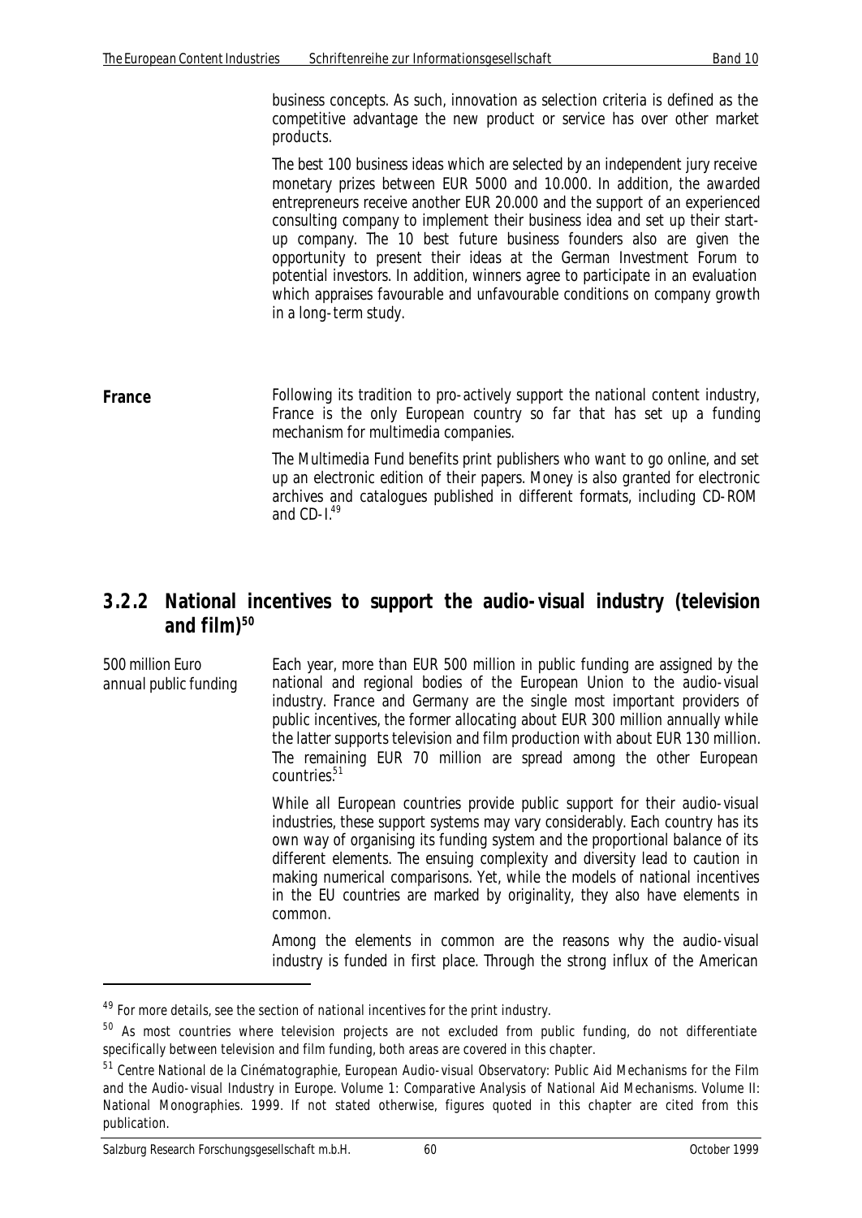business concepts. As such, innovation as selection criteria is defined as the competitive advantage the new product or service has over other market products.

The best 100 business ideas which are selected by an independent jury receive monetary prizes between EUR 5000 and 10.000. In addition, the awarded entrepreneurs receive another EUR 20.000 and the support of an experienced consulting company to implement their business idea and set up their start-up company. The 10 best future business founders also are given the opportunity to present their ideas at the German Investment Forum to potential investors. In addition, winners agree to participate in an evaluation which appraises favourable and unfavourable conditions on company growth in a long-term study.

**France**

Following its tradition to pro-actively support the national content industry, France is the only European country so far that has set up a funding mechanism for multimedia companies.

The Multimedia Fund benefits print publishers who want to go online, and set up an electronic edition of their papers. Money is also granted for electronic archives and catalogues published in different formats, including CD-ROM and CD-I.[49]

### 3.2.2 National incentives to support the audio-visual industry (television and film)[50]

500 million Euro annual public funding

Each year, more than EUR 500 million in public funding are assigned by the national and regional bodies of the European Union to the audio-visual industry. France and Germany are the single most important providers of public incentives, the former allocating about EUR 300 million annually while the latter supports television and film production with about EUR 130 million. The remaining EUR 70 million are spread among the other European countries.[51]

While all European countries provide public support for their audio-visual industries, these support systems may vary considerably. Each country has its own way of organising its funding system and the proportional balance of its different elements. The ensuing complexity and diversity lead to caution in making numerical comparisons. Yet, while the models of national incentives in the EU countries are marked by originality, they also have elements in common.

Among the elements in common are the reasons why the audio-visual industry is funded in first place. Through the strong influx of the American

---

[49] For more details, see the section of national incentives for the print industry.

[50] As most countries where television projects are not excluded from public funding, do not differentiate specifically between television and film funding, both areas are covered in this chapter.

[51] Centre National de la Cinématographie, European Audio-visual Observatory: Public Aid Mechanisms for the Film and the Audio-visual Industry in Europe. Volume 1: Comparative Analysis of National Aid Mechanisms. Volume II: National Monographies. 1999. If not stated otherwise, figures quoted in this chapter are cited from this publication.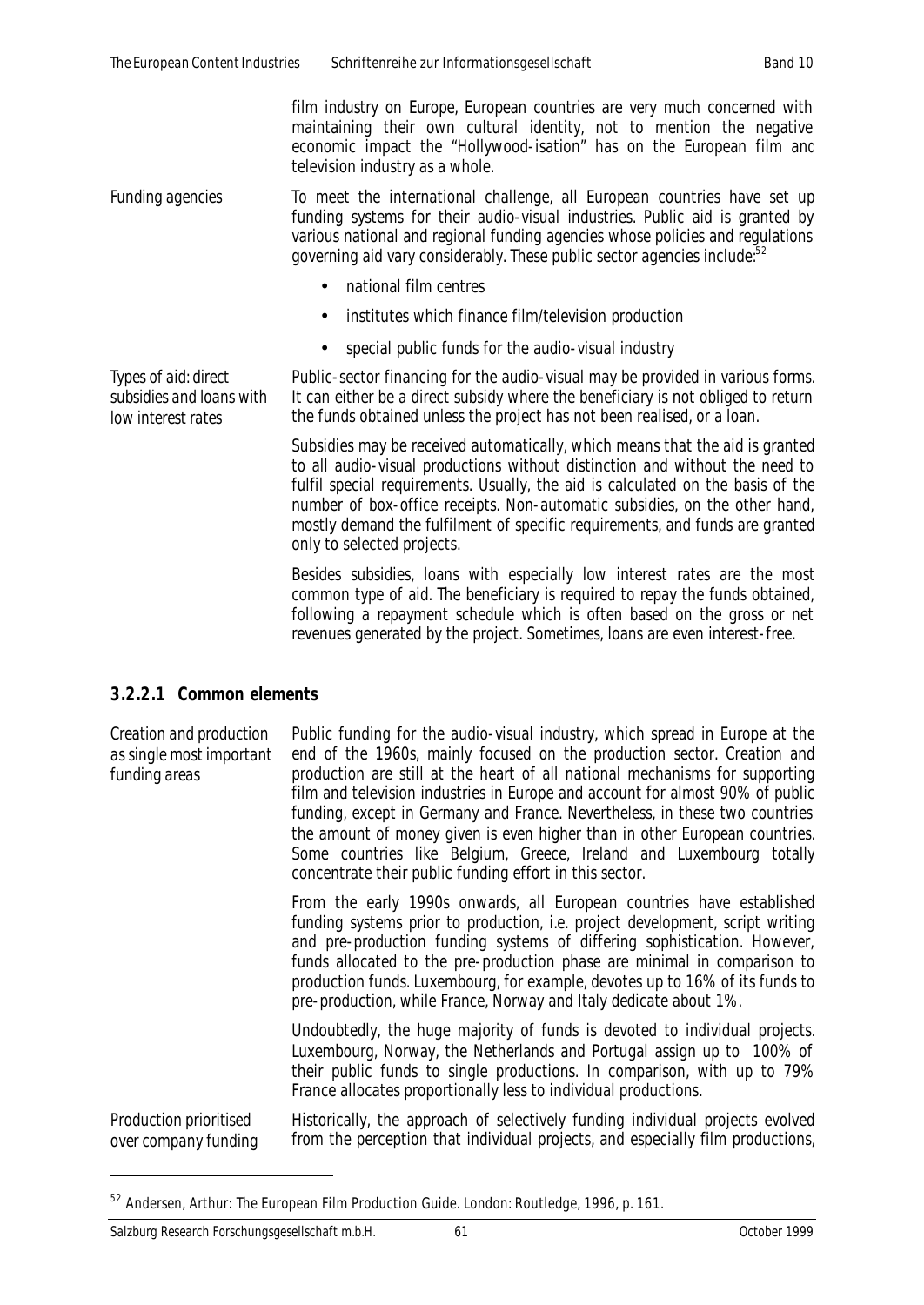film industry on Europe, European countries are very much concerned with maintaining their own cultural identity, not to mention the negative economic impact the "Hollywood-isation" has on the European film and television industry as a whole.

*Funding agencies*

To meet the international challenge, all European countries have set up funding systems for their audio-visual industries. Public aid is granted by various national and regional funding agencies whose policies and regulations governing aid vary considerably. These public sector agencies include:[52]

- national film centres
- institutes which finance film/television production
- special public funds for the audio-visual industry

*Types of aid: direct subsidies and loans with low interest rates*

Public-sector financing for the audio-visual may be provided in various forms. It can either be a direct subsidy where the beneficiary is not obliged to return the funds obtained unless the project has not been realised, or a loan.

Subsidies may be received automatically, which means that the aid is granted to all audio-visual productions without distinction and without the need to fulfil special requirements. Usually, the aid is calculated on the basis of the number of box-office receipts. Non-automatic subsidies, on the other hand, mostly demand the fulfilment of specific requirements, and funds are granted only to selected projects.

Besides subsidies, loans with especially low interest rates are the most common type of aid. The beneficiary is required to repay the funds obtained, following a repayment schedule which is often based on the gross or net revenues generated by the project. Sometimes, loans are even interest-free.

### 3.2.2.1 Common elements

*Creation and production as single most important funding areas*

Public funding for the audio-visual industry, which spread in Europe at the end of the 1960s, mainly focused on the production sector. Creation and production are still at the heart of all national mechanisms for supporting film and television industries in Europe and account for almost 90% of public funding, except in Germany and France. Nevertheless, in these two countries the amount of money given is even higher than in other European countries. Some countries like Belgium, Greece, Ireland and Luxembourg totally concentrate their public funding effort in this sector.

From the early 1990s onwards, all European countries have established funding systems prior to production, i.e. project development, script writing and pre-production funding systems of differing sophistication. However, funds allocated to the pre-production phase are minimal in comparison to production funds. Luxembourg, for example, devotes up to 16% of its funds to pre-production, while France, Norway and Italy dedicate about 1%.

Undoubtedly, the huge majority of funds is devoted to individual projects. Luxembourg, Norway, the Netherlands and Portugal assign up to 100% of their public funds to single productions. In comparison, with up to 79% France allocates proportionally less to individual productions.

*Production prioritised over company funding*

Historically, the approach of selectively funding individual projects evolved from the perception that individual projects, and especially film productions,

[52] Andersen, Arthur: The European Film Production Guide. London: Routledge, 1996, p. 161.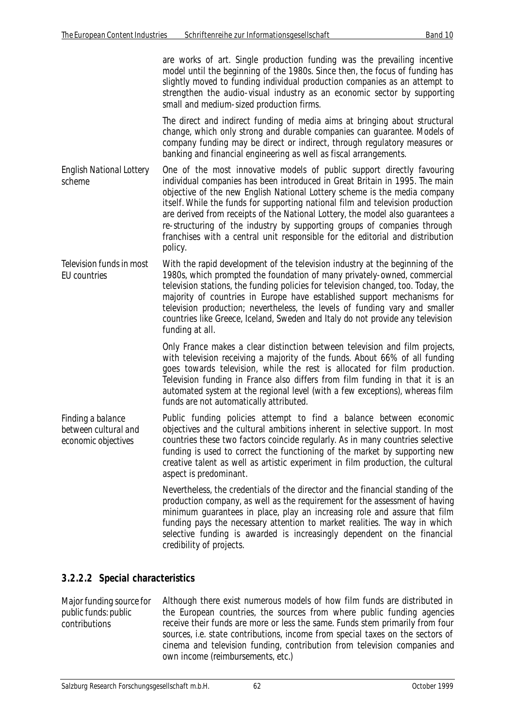are works of art. Single production funding was the prevailing incentive model until the beginning of the 1980s. Since then, the focus of funding has slightly moved to funding individual production companies as an attempt to strengthen the audio-visual industry as an economic sector by supporting small and medium-sized production firms.

The direct and indirect funding of media aims at bringing about structural change, which only strong and durable companies can guarantee. Models of company funding may be direct or indirect, through regulatory measures or banking and financial engineering as well as fiscal arrangements.

*English National Lottery scheme*

One of the most innovative models of public support directly favouring individual companies has been introduced in Great Britain in 1995. The main objective of the new English National Lottery scheme is the media company itself. While the funds for supporting national film and television production are derived from receipts of the National Lottery, the model also guarantees a re-structuring of the industry by supporting groups of companies through franchises with a central unit responsible for the editorial and distribution policy.

*Television funds in most EU countries*

With the rapid development of the television industry at the beginning of the 1980s, which prompted the foundation of many privately-owned, commercial television stations, the funding policies for television changed, too. Today, the majority of countries in Europe have established support mechanisms for television production; nevertheless, the levels of funding vary and smaller countries like Greece, Iceland, Sweden and Italy do not provide any television funding at all.

Only France makes a clear distinction between television and film projects, with television receiving a majority of the funds. About 66% of all funding goes towards television, while the rest is allocated for film production. Television funding in France also differs from film funding in that it is an automated system at the regional level (with a few exceptions), whereas film funds are not automatically attributed.

*Finding a balance between cultural and economic objectives*

Public funding policies attempt to find a balance between economic objectives and the cultural ambitions inherent in selective support. In most countries these two factors coincide regularly. As in many countries selective funding is used to correct the functioning of the market by supporting new creative talent as well as artistic experiment in film production, the cultural aspect is predominant.

Nevertheless, the credentials of the director and the financial standing of the production company, as well as the requirement for the assessment of having minimum guarantees in place, play an increasing role and assure that film funding pays the necessary attention to market realities. The way in which selective funding is awarded is increasingly dependent on the financial credibility of projects.

### 3.2.2.2 Special characteristics

*Major funding source for public funds: public contributions*

Although there exist numerous models of how film funds are distributed in the European countries, the sources from where public funding agencies receive their funds are more or less the same. Funds stem primarily from four sources, i.e. state contributions, income from special taxes on the sectors of cinema and television funding, contribution from television companies and own income (reimbursements, etc.)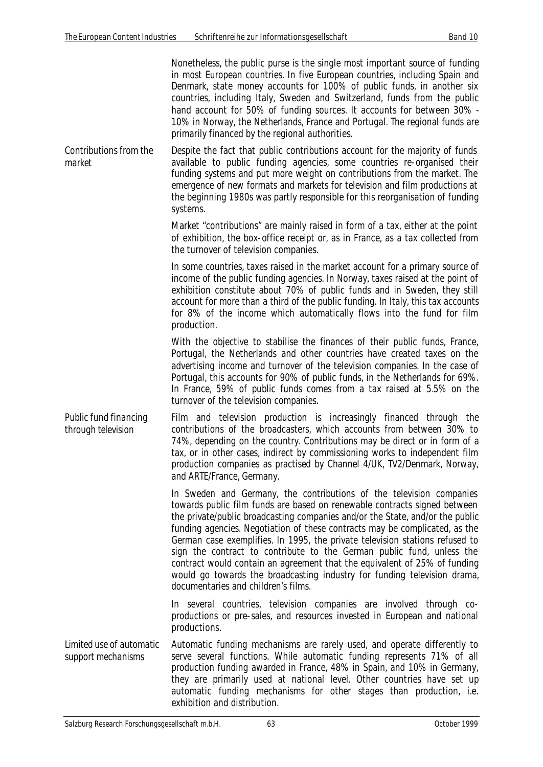Nonetheless, the public purse is the single most important source of funding in most European countries. In five European countries, including Spain and Denmark, state money accounts for 100% of public funds, in another six countries, including Italy, Sweden and Switzerland, funds from the public hand account for 50% of funding sources. It accounts for between 30% - 10% in Norway, the Netherlands, France and Portugal. The regional funds are primarily financed by the regional authorities.

*Contributions from the market*

Despite the fact that public contributions account for the majority of funds available to public funding agencies, some countries re-organised their funding systems and put more weight on contributions from the market. The emergence of new formats and markets for television and film productions at the beginning 1980s was partly responsible for this reorganisation of funding systems.

Market "contributions" are mainly raised in form of a tax, either at the point of exhibition, the box-office receipt or, as in France, as a tax collected from the turnover of television companies.

In some countries, taxes raised in the market account for a primary source of income of the public funding agencies. In Norway, taxes raised at the point of exhibition constitute about 70% of public funds and in Sweden, they still account for more than a third of the public funding. In Italy, this tax accounts for 8% of the income which automatically flows into the fund for film production.

With the objective to stabilise the finances of their public funds, France, Portugal, the Netherlands and other countries have created taxes on the advertising income and turnover of the television companies. In the case of Portugal, this accounts for 90% of public funds, in the Netherlands for 69%. In France, 59% of public funds comes from a tax raised at 5.5% on the turnover of the television companies.

*Public fund financing through television*

Film and television production is increasingly financed through the contributions of the broadcasters, which accounts from between 30% to 74%, depending on the country. Contributions may be direct or in form of a tax, or in other cases, indirect by commissioning works to independent film production companies as practised by Channel 4/UK, TV2/Denmark, Norway, and ARTE/France, Germany.

In Sweden and Germany, the contributions of the television companies towards public film funds are based on renewable contracts signed between the private/public broadcasting companies and/or the State, and/or the public funding agencies. Negotiation of these contracts may be complicated, as the German case exemplifies. In 1995, the private television stations refused to sign the contract to contribute to the German public fund, unless the contract would contain an agreement that the equivalent of 25% of funding would go towards the broadcasting industry for funding television drama, documentaries and children's films.

In several countries, television companies are involved through co-productions or pre-sales, and resources invested in European and national productions.

*Limited use of automatic support mechanisms*

Automatic funding mechanisms are rarely used, and operate differently to serve several functions. While automatic funding represents 71% of all production funding awarded in France, 48% in Spain, and 10% in Germany, they are primarily used at national level. Other countries have set up automatic funding mechanisms for other stages than production, i.e. exhibition and distribution.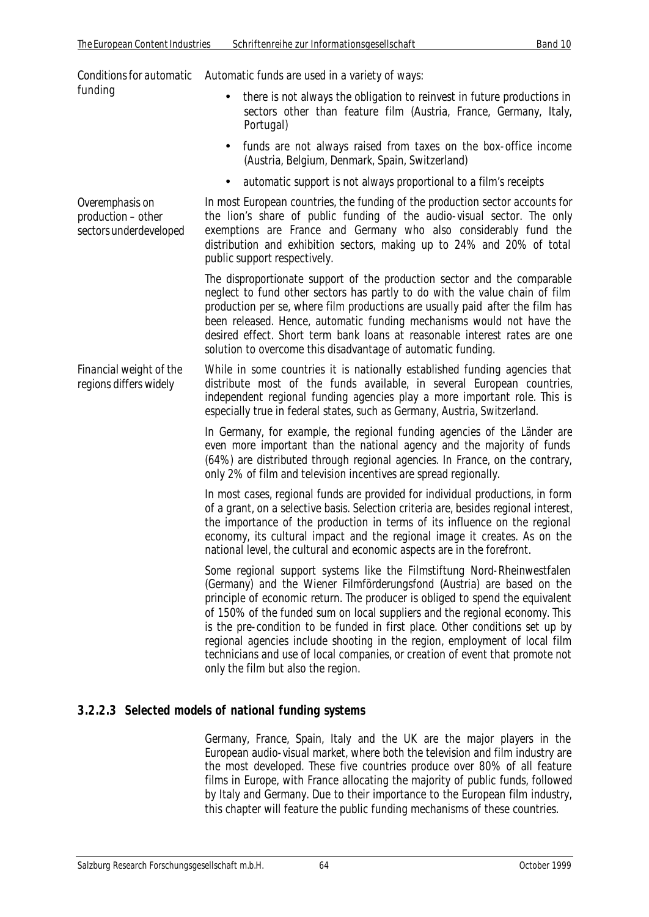*Conditions for automatic funding*

Automatic funds are used in a variety of ways:

- there is not always the obligation to reinvest in future productions in sectors other than feature film (Austria, France, Germany, Italy, Portugal)
- funds are not always raised from taxes on the box-office income (Austria, Belgium, Denmark, Spain, Switzerland)
- automatic support is not always proportional to a film's receipts

*Overemphasis on production – other sectors underdeveloped*

In most European countries, the funding of the production sector accounts for the lion's share of public funding of the audio-visual sector. The only exemptions are France and Germany who also considerably fund the distribution and exhibition sectors, making up to 24% and 20% of total public support respectively.

The disproportionate support of the production sector and the comparable neglect to fund other sectors has partly to do with the value chain of film production per se, where film productions are usually paid after the film has been released. Hence, automatic funding mechanisms would not have the desired effect. Short term bank loans at reasonable interest rates are one solution to overcome this disadvantage of automatic funding.

*Financial weight of the regions differs widely*

While in some countries it is nationally established funding agencies that distribute most of the funds available, in several European countries, independent regional funding agencies play a more important role. This is especially true in federal states, such as Germany, Austria, Switzerland.

In Germany, for example, the regional funding agencies of the Länder are even more important than the national agency and the majority of funds (64%) are distributed through regional agencies. In France, on the contrary, only 2% of film and television incentives are spread regionally.

In most cases, regional funds are provided for individual productions, in form of a grant, on a selective basis. Selection criteria are, besides regional interest, the importance of the production in terms of its influence on the regional economy, its cultural impact and the regional image it creates. As on the national level, the cultural and economic aspects are in the forefront.

Some regional support systems like the Filmstiftung Nord-Rheinwestfalen (Germany) and the Wiener Filmförderungsfond (Austria) are based on the principle of economic return. The producer is obliged to spend the equivalent of 150% of the funded sum on local suppliers and the regional economy. This is the pre-condition to be funded in first place. Other conditions set up by regional agencies include shooting in the region, employment of local film technicians and use of local companies, or creation of event that promote not only the film but also the region.

### 3.2.2.3 Selected models of national funding systems

Germany, France, Spain, Italy and the UK are the major players in the European audio-visual market, where both the television and film industry are the most developed. These five countries produce over 80% of all feature films in Europe, with France allocating the majority of public funds, followed by Italy and Germany. Due to their importance to the European film industry, this chapter will feature the public funding mechanisms of these countries.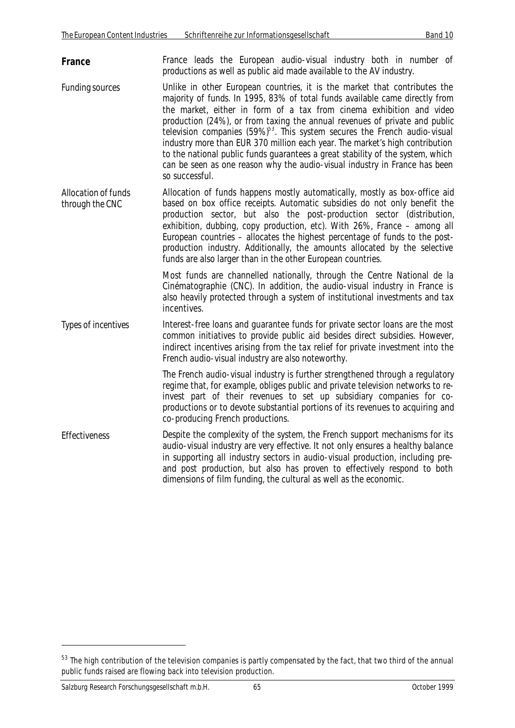**France** 

France leads the European audio-visual industry both in number of productions as well as public aid made available to the AV industry.

*Funding sources*

Unlike in other European countries, it is the market that contributes the majority of funds. In 1995, 83% of total funds available came directly from the market, either in form of a tax from cinema exhibition and video production (24%), or from taxing the annual revenues of private and public television companies (59%)[53]. This system secures the French audio-visual industry more than EUR 370 million each year. The market's high contribution to the national public funds guarantees a great stability of the system, which can be seen as one reason why the audio-visual industry in France has been so successful.

*Allocation of funds through the CNC*

Allocation of funds happens mostly automatically, mostly as box-office aid based on box office receipts. Automatic subsidies do not only benefit the production sector, but also the post-production sector (distribution, exhibition, dubbing, copy production, etc). With 26%, France – among all European countries – allocates the highest percentage of funds to the post-production industry. Additionally, the amounts allocated by the selective funds are also larger than in the other European countries.

Most funds are channelled nationally, through the Centre National de la Cinématographie (CNC). In addition, the audio-visual industry in France is also heavily protected through a system of institutional investments and tax incentives.

*Types of incentives*

Interest-free loans and guarantee funds for private sector loans are the most common initiatives to provide public aid besides direct subsidies. However, indirect incentives arising from the tax relief for private investment into the French audio-visual industry are also noteworthy.

The French audio-visual industry is further strengthened through a regulatory regime that, for example, obliges public and private television networks to re-invest part of their revenues to set up subsidiary companies for co-productions or to devote substantial portions of its revenues to acquiring and co-producing French productions.

*Effectiveness*

Despite the complexity of the system, the French support mechanisms for its audio-visual industry are very effective. It not only ensures a healthy balance in supporting all industry sectors in audio-visual production, including pre- and post production, but also has proven to effectively respond to both dimensions of film funding, the cultural as well as the economic.

---

[53] The high contribution of the television companies is partly compensated by the fact, that two third of the annual public funds raised are flowing back into television production.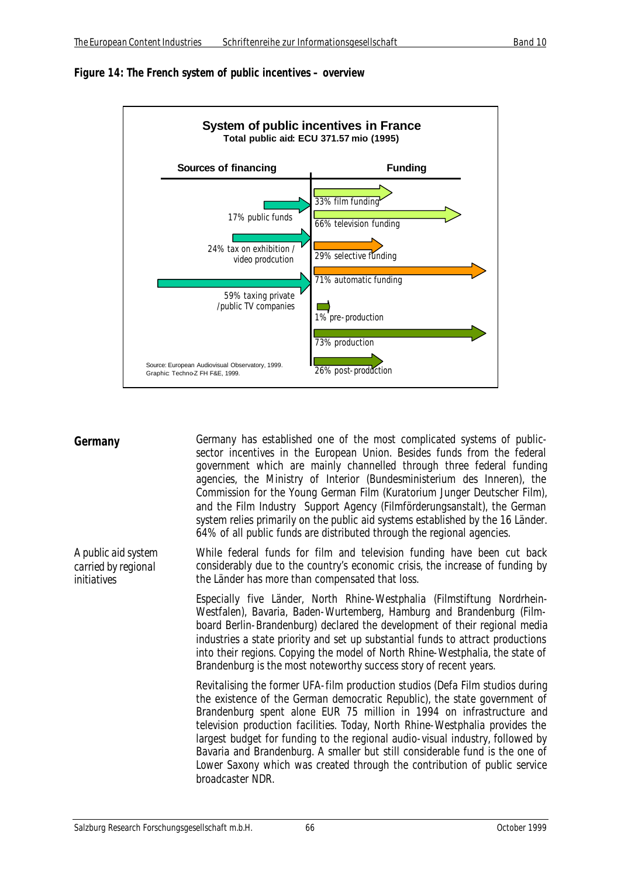**Figure 14: The French system of public incentives – overview**

**System of public incentives in France**
**Total public aid: ECU 371.57 mio (1995)**

| Sources of financing | Funding |
| --- | --- |
| 17% public funds | 33% film funding |
| 24% tax on exhibition / video prodcution | 66% television funding |
| 59% taxing private /public TV companies | 29% selective funding |
| | 71% automatic funding |
| | 1% pre-production |
| | 73% production |
| | 26% post-production |

Source: European Audiovisual Observatory, 1999.
Graphic: Techno-Z FH F&E, 1999.

## Germany

Germany has established one of the most complicated systems of public-sector incentives in the European Union. Besides funds from the federal government which are mainly channelled through three federal funding agencies, the Ministry of Interior (Bundesministerium des Inneren), the Commission for the Young German Film (Kuratorium Junger Deutscher Film), and the Film Industry Support Agency (Filmförderungsanstalt), the German system relies primarily on the public aid systems established by the 16 Länder. 64% of all public funds are distributed through the regional agencies.

*A public aid system carried by regional initiatives*

While federal funds for film and television funding have been cut back considerably due to the country's economic crisis, the increase of funding by the Länder has more than compensated that loss.

Especially five Länder, North Rhine-Westphalia (Filmstiftung Nordrhein-Westfalen), Bavaria, Baden-Wurtemberg, Hamburg and Brandenburg (Film-board Berlin-Brandenburg) declared the development of their regional media industries a state priority and set up substantial funds to attract productions into their regions. Copying the model of North Rhine-Westphalia, the state of Brandenburg is the most noteworthy success story of recent years.

Revitalising the former UFA-film production studios (Defa Film studios during the existence of the German democratic Republic), the state government of Brandenburg spent alone EUR 75 million in 1994 on infrastructure and television production facilities. Today, North Rhine-Westphalia provides the largest budget for funding to the regional audio-visual industry, followed by Bavaria and Brandenburg. A smaller but still considerable fund is the one of Lower Saxony which was created through the contribution of public service broadcaster NDR.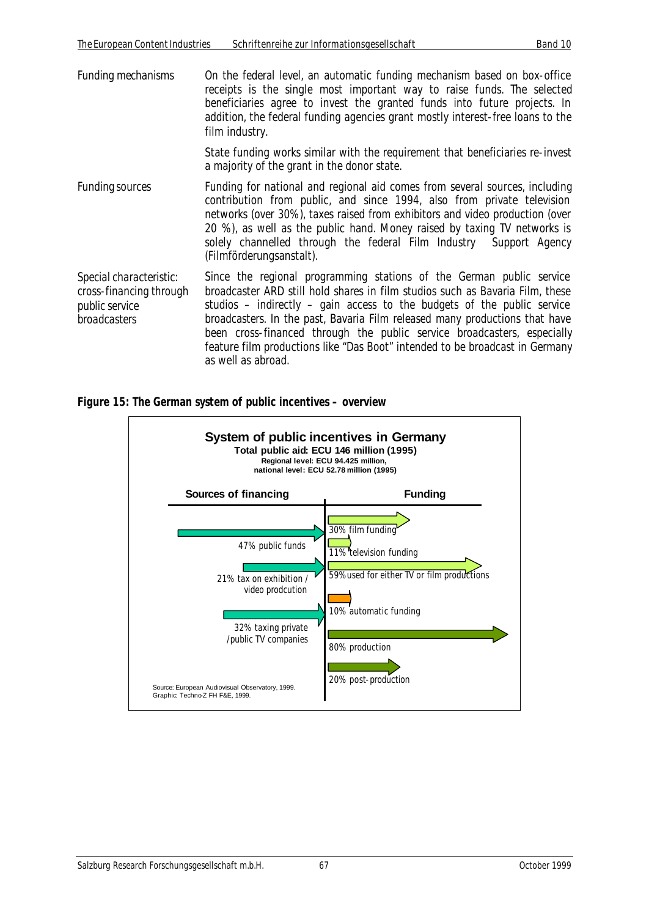**Funding mechanisms**

On the federal level, an automatic funding mechanism based on box-office receipts is the single most important way to raise funds. The selected beneficiaries agree to invest the granted funds into future projects. In addition, the federal funding agencies grant mostly interest-free loans to the film industry.

State funding works similar with the requirement that beneficiaries re-invest a majority of the grant in the donor state.

**Funding sources**

Funding for national and regional aid comes from several sources, including contribution from public, and since 1994, also from private television networks (over 30%), taxes raised from exhibitors and video production (over 20 %), as well as the public hand. Money raised by taxing TV networks is solely channelled through the federal Film Industry Support Agency (Filmförderungsanstalt).

**Special characteristic: cross-financing through public service broadcasters**

Since the regional programming stations of the German public service broadcaster ARD still hold shares in film studios such as Bavaria Film, these studios – indirectly – gain access to the budgets of the public service broadcasters. In the past, Bavaria Film released many productions that have been cross-financed through the public service broadcasters, especially feature film productions like "Das Boot" intended to be broadcast in Germany as well as abroad.

**Figure 15: The German system of public incentives – overview**

**System of public incentives in Germany**
**Total public aid: ECU 146 million (1995)**
Regional level: ECU 94.425 million,
national level: ECU 52.78 million (1995)

| Sources of financing | Funding |
|---|---|
| 47% public funds | 30% film funding |
| 21% tax on exhibition / video prodcution | 11% television funding |
| 32% taxing private /public TV companies | 59% used for either TV or film productions |
| | 10% automatic funding |
| | 80% production |
| | 20% post-production |

Source: European Audiovisual Observatory, 1999.
Graphic: Techno-Z FH F&E, 1999.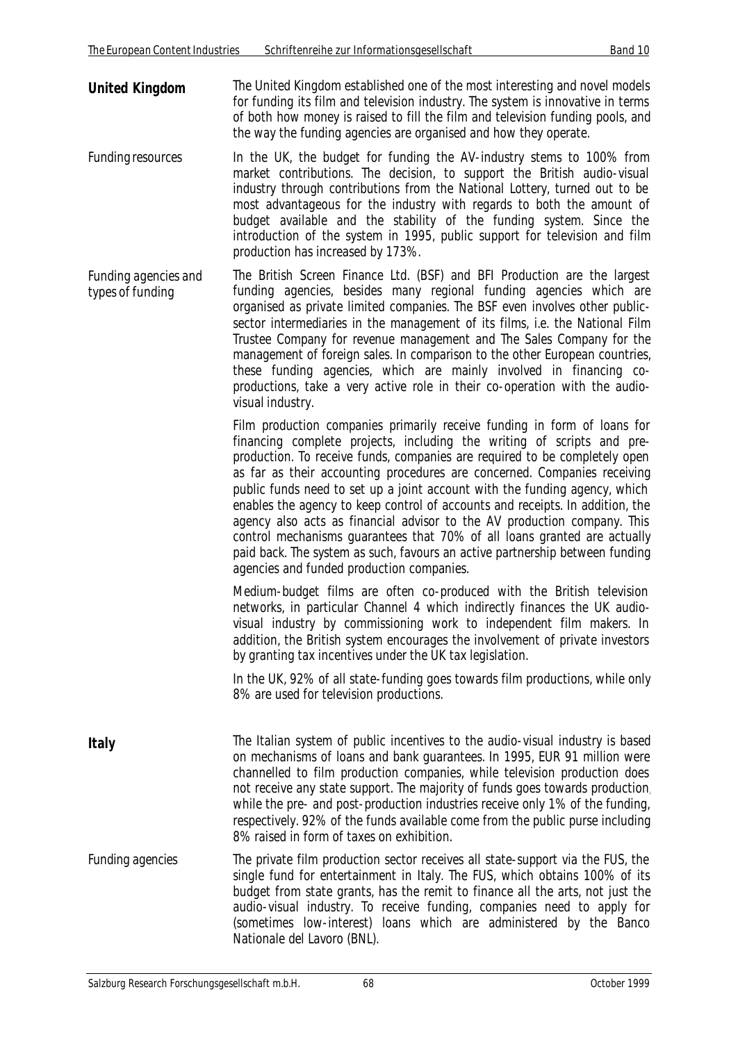## United Kingdom

The United Kingdom established one of the most interesting and novel models for funding its film and television industry. The system is innovative in terms of both how money is raised to fill the film and television funding pools, and the way the funding agencies are organised and how they operate.

### Funding resources

In the UK, the budget for funding the AV-industry stems to 100% from market contributions. The decision, to support the British audio-visual industry through contributions from the National Lottery, turned out to be most advantageous for the industry with regards to both the amount of budget available and the stability of the funding system. Since the introduction of the system in 1995, public support for television and film production has increased by 173%.

### Funding agencies and types of funding

The British Screen Finance Ltd. (BSF) and BFI Production are the largest funding agencies, besides many regional funding agencies which are organised as private limited companies. The BSF even involves other public-sector intermediaries in the management of its films, i.e. the National Film Trustee Company for revenue management and The Sales Company for the management of foreign sales. In comparison to the other European countries, these funding agencies, which are mainly involved in financing co-productions, take a very active role in their co-operation with the audio-visual industry.

Film production companies primarily receive funding in form of loans for financing complete projects, including the writing of scripts and pre-production. To receive funds, companies are required to be completely open as far as their accounting procedures are concerned. Companies receiving public funds need to set up a joint account with the funding agency, which enables the agency to keep control of accounts and receipts. In addition, the agency also acts as financial advisor to the AV production company. This control mechanisms guarantees that 70% of all loans granted are actually paid back. The system as such, favours an active partnership between funding agencies and funded production companies.

Medium-budget films are often co-produced with the British television networks, in particular Channel 4 which indirectly finances the UK audio-visual industry by commissioning work to independent film makers. In addition, the British system encourages the involvement of private investors by granting tax incentives under the UK tax legislation.

In the UK, 92% of all state-funding goes towards film productions, while only 8% are used for television productions.

## Italy

The Italian system of public incentives to the audio-visual industry is based on mechanisms of loans and bank guarantees. In 1995, EUR 91 million were channelled to film production companies, while television production does not receive any state support. The majority of funds goes towards production, while the pre- and post-production industries receive only 1% of the funding, respectively. 92% of the funds available come from the public purse including 8% raised in form of taxes on exhibition.

### Funding agencies

The private film production sector receives all state-support via the FUS, the single fund for entertainment in Italy. The FUS, which obtains 100% of its budget from state grants, has the remit to finance all the arts, not just the audio-visual industry. To receive funding, companies need to apply for (sometimes low-interest) loans which are administered by the Banco Nationale del Lavoro (BNL).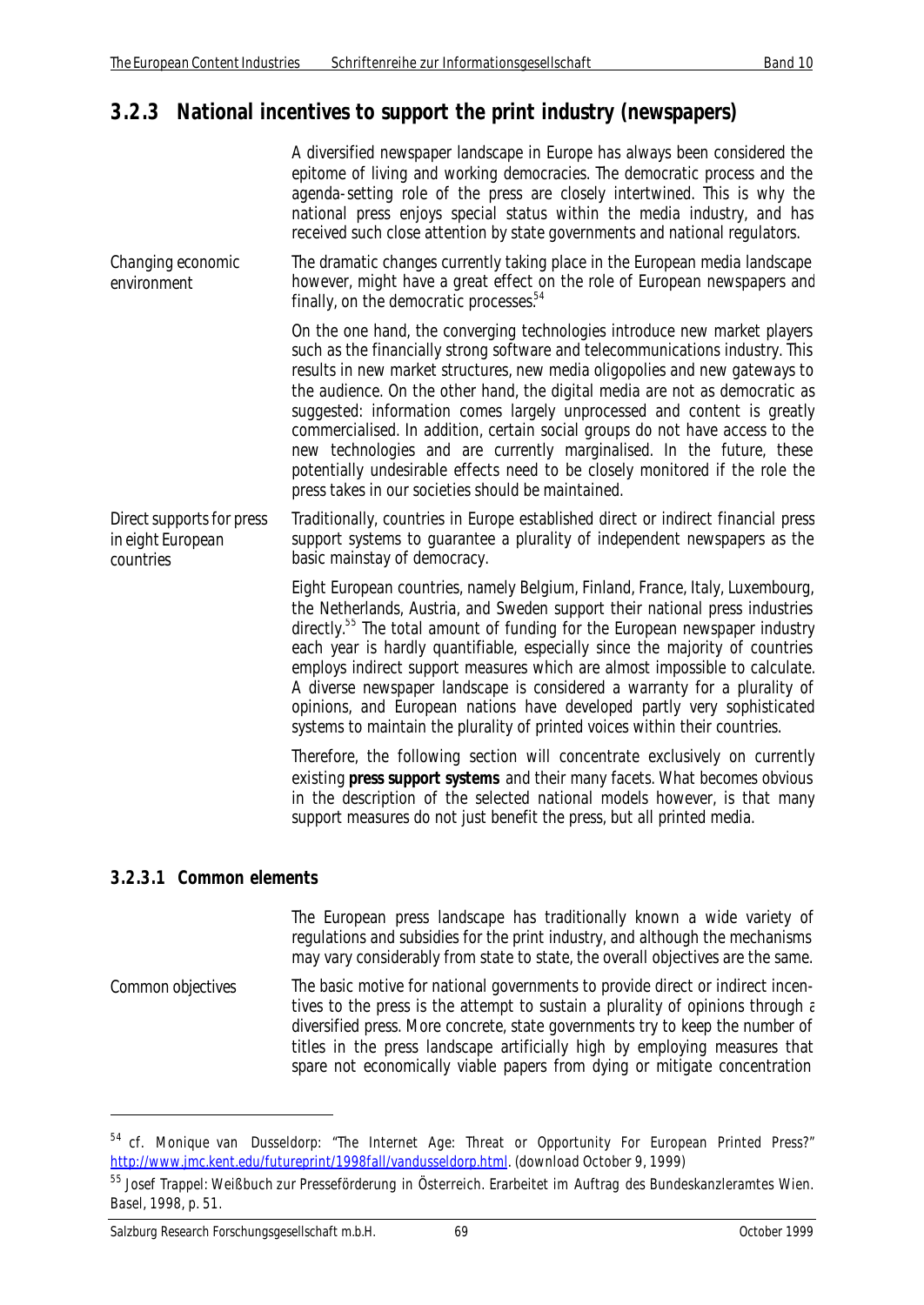## 3.2.3 National incentives to support the print industry (newspapers)

A diversified newspaper landscape in Europe has always been considered the epitome of living and working democracies. The democratic process and the agenda-setting role of the press are closely intertwined. This is why the national press enjoys special status within the media industry, and has received such close attention by state governments and national regulators.

*Changing economic environment*

The dramatic changes currently taking place in the European media landscape however, might have a great effect on the role of European newspapers and finally, on the democratic processes.[54]

On the one hand, the converging technologies introduce new market players such as the financially strong software and telecommunications industry. This results in new market structures, new media oligopolies and new gateways to the audience. On the other hand, the digital media are not as democratic as suggested: information comes largely unprocessed and content is greatly commercialised. In addition, certain social groups do not have access to the new technologies and are currently marginalised. In the future, these potentially undesirable effects need to be closely monitored if the role the press takes in our societies should be maintained.

*Direct supports for press in eight European countries*

Traditionally, countries in Europe established direct or indirect financial press support systems to guarantee a plurality of independent newspapers as the basic mainstay of democracy.

Eight European countries, namely Belgium, Finland, France, Italy, Luxembourg, the Netherlands, Austria, and Sweden support their national press industries directly.[55] The total amount of funding for the European newspaper industry each year is hardly quantifiable, especially since the majority of countries employs indirect support measures which are almost impossible to calculate. A diverse newspaper landscape is considered a warranty for a plurality of opinions, and European nations have developed partly very sophisticated systems to maintain the plurality of printed voices within their countries.

Therefore, the following section will concentrate exclusively on currently existing **press support systems** and their many facets. What becomes obvious in the description of the selected national models however, is that many support measures do not just benefit the press, but all printed media.

### 3.2.3.1 Common elements

The European press landscape has traditionally known a wide variety of regulations and subsidies for the print industry, and although the mechanisms may vary considerably from state to state, the overall objectives are the same.

*Common objectives*

The basic motive for national governments to provide direct or indirect incentives to the press is the attempt to sustain a plurality of opinions through a diversified press. More concrete, state governments try to keep the number of titles in the press landscape artificially high by employing measures that spare not economically viable papers from dying or mitigate concentration

---

[54] cf. Monique van Dusseldorp: "The Internet Age: Threat or Opportunity For European Printed Press?" http://www.jmc.kent.edu/futureprint/1998fall/vandusseldorp.html. (download October 9, 1999)

[55] Josef Trappel: Weißbuch zur Presseförderung in Österreich. Erarbeitet im Auftrag des Bundeskanzleramtes Wien. Basel, 1998, p. 51.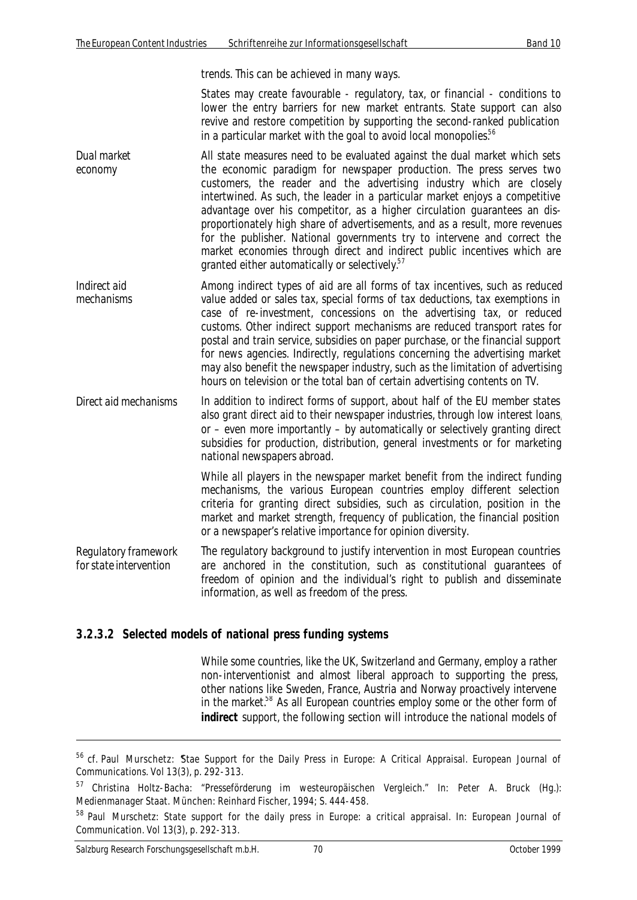trends. This can be achieved in many ways.

States may create favourable - regulatory, tax, or financial - conditions to lower the entry barriers for new market entrants. State support can also revive and restore competition by supporting the second-ranked publication in a particular market with the goal to avoid local monopolies.[56]

*Dual market economy*

All state measures need to be evaluated against the dual market which sets the economic paradigm for newspaper production. The press serves two customers, the reader and the advertising industry which are closely intertwined. As such, the leader in a particular market enjoys a competitive advantage over his competitor, as a higher circulation guarantees an disproportionately high share of advertisements, and as a result, more revenues for the publisher. National governments try to intervene and correct the market economies through direct and indirect public incentives which are granted either automatically or selectively.[57]

*Indirect aid mechanisms*

Among indirect types of aid are all forms of tax incentives, such as reduced value added or sales tax, special forms of tax deductions, tax exemptions in case of re-investment, concessions on the advertising tax, or reduced customs. Other indirect support mechanisms are reduced transport rates for postal and train service, subsidies on paper purchase, or the financial support for news agencies. Indirectly, regulations concerning the advertising market may also benefit the newspaper industry, such as the limitation of advertising hours on television or the total ban of certain advertising contents on TV.

*Direct aid mechanisms*

In addition to indirect forms of support, about half of the EU member states also grant direct aid to their newspaper industries, through low interest loans, or – even more importantly – by automatically or selectively granting direct subsidies for production, distribution, general investments or for marketing national newspapers abroad.

While all players in the newspaper market benefit from the indirect funding mechanisms, the various European countries employ different selection criteria for granting direct subsidies, such as circulation, position in the market and market strength, frequency of publication, the financial position or a newspaper's relative importance for opinion diversity.

*Regulatory framework for state intervention*

The regulatory background to justify intervention in most European countries are anchored in the constitution, such as constitutional guarantees of freedom of opinion and the individual's right to publish and disseminate information, as well as freedom of the press.

### 3.2.3.2 Selected models of national press funding systems

While some countries, like the UK, Switzerland and Germany, employ a rather non-interventionist and almost liberal approach to supporting the press, other nations like Sweden, France, Austria and Norway proactively intervene in the market.[58] As all European countries employ some or the other form of **indirect** support, the following section will introduce the national models of

---

[56] cf. Paul Murschetz: "Stae Support for the Daily Press in Europe: A Critical Appraisal. European Journal of Communications. Vol 13(3), p. 292-313.

[57] Christina Holtz-Bacha: "Presseförderung im westeuropäischen Vergleich." In: Peter A. Bruck (Hg.): Medienmanager Staat. München: Reinhard Fischer, 1994; S. 444-458.

[58] Paul Murschetz: State support for the daily press in Europe: a critical appraisal. In: European Journal of Communication. Vol 13(3), p. 292-313.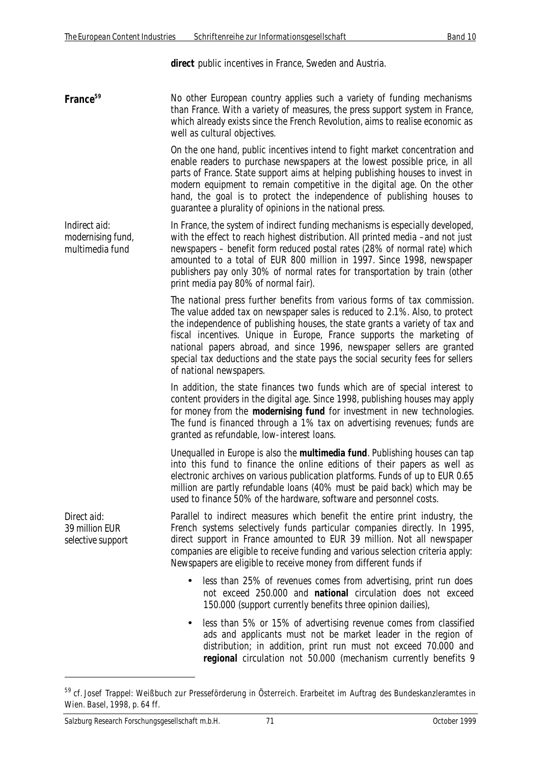**direct** public incentives in France, Sweden and Austria.

**France**[59]

No other European country applies such a variety of funding mechanisms than France. With a variety of measures, the press support system in France, which already exists since the French Revolution, aims to realise economic as well as cultural objectives.

On the one hand, public incentives intend to fight market concentration and enable readers to purchase newspapers at the lowest possible price, in all parts of France. State support aims at helping publishing houses to invest in modern equipment to remain competitive in the digital age. On the other hand, the goal is to protect the independence of publishing houses to guarantee a plurality of opinions in the national press.

*Indirect aid: modernising fund, multimedia fund*

In France, the system of indirect funding mechanisms is especially developed, with the effect to reach highest distribution. All printed media –and not just newspapers – benefit form reduced postal rates (28% of normal rate) which amounted to a total of EUR 800 million in 1997. Since 1998, newspaper publishers pay only 30% of normal rates for transportation by train (other print media pay 80% of normal fair).

The national press further benefits from various forms of tax commission. The value added tax on newspaper sales is reduced to 2.1%. Also, to protect the independence of publishing houses, the state grants a variety of tax and fiscal incentives. Unique in Europe, France supports the marketing of national papers abroad, and since 1996, newspaper sellers are granted special tax deductions and the state pays the social security fees for sellers of national newspapers.

In addition, the state finances two funds which are of special interest to content providers in the digital age. Since 1998, publishing houses may apply for money from the **modernising fund** for investment in new technologies. The fund is financed through a 1% tax on advertising revenues; funds are granted as refundable, low-interest loans.

Unequalled in Europe is also the **multimedia fund**. Publishing houses can tap into this fund to finance the online editions of their papers as well as electronic archives on various publication platforms. Funds of up to EUR 0.65 million are partly refundable loans (40% must be paid back) which may be used to finance 50% of the hardware, software and personnel costs.

*Direct aid: 39 million EUR selective support*

Parallel to indirect measures which benefit the entire print industry, the French systems selectively funds particular companies directly. In 1995, direct support in France amounted to EUR 39 million. Not all newspaper companies are eligible to receive funding and various selection criteria apply: Newspapers are eligible to receive money from different funds if

- less than 25% of revenues comes from advertising, print run does not exceed 250.000 and **national** circulation does not exceed 150.000 (support currently benefits three opinion dailies),
- less than 5% or 15% of advertising revenue comes from classified ads and applicants must not be market leader in the region of distribution; in addition, print run must not exceed 70.000 and **regional** circulation not 50.000 (mechanism currently benefits 9

[59] cf. Josef Trappel: Weißbuch zur Presseförderung in Österreich. Erarbeitet im Auftrag des Bundeskanzleramtes in Wien. Basel, 1998, p. 64 ff.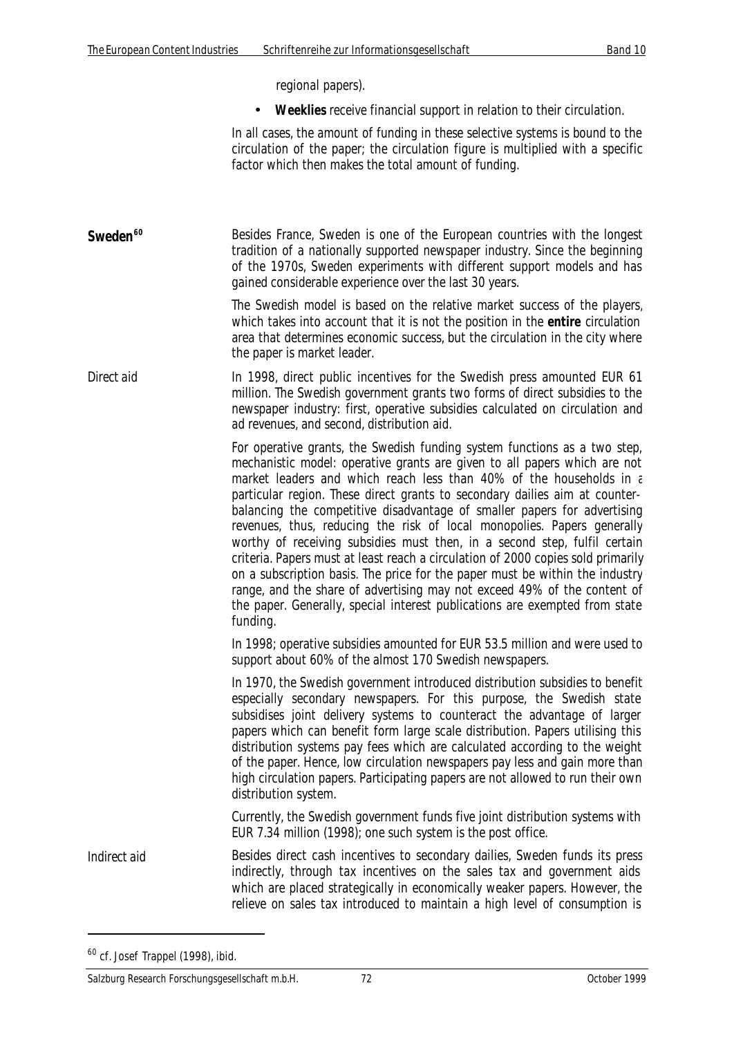regional papers).

- **Weeklies** receive financial support in relation to their circulation.

In all cases, the amount of funding in these selective systems is bound to the circulation of the paper; the circulation figure is multiplied with a specific factor which then makes the total amount of funding.

**Sweden**[60]

Besides France, Sweden is one of the European countries with the longest tradition of a nationally supported newspaper industry. Since the beginning of the 1970s, Sweden experiments with different support models and has gained considerable experience over the last 30 years.

The Swedish model is based on the relative market success of the players, which takes into account that it is not the position in the **entire** circulation area that determines economic success, but the circulation in the city where the paper is market leader.

Direct aid

In 1998, direct public incentives for the Swedish press amounted EUR 61 million. The Swedish government grants two forms of direct subsidies to the newspaper industry: first, operative subsidies calculated on circulation and ad revenues, and second, distribution aid.

For operative grants, the Swedish funding system functions as a two step, mechanistic model: operative grants are given to all papers which are not market leaders and which reach less than 40% of the households in a particular region. These direct grants to secondary dailies aim at counter-balancing the competitive disadvantage of smaller papers for advertising revenues, thus, reducing the risk of local monopolies. Papers generally worthy of receiving subsidies must then, in a second step, fulfil certain criteria. Papers must at least reach a circulation of 2000 copies sold primarily on a subscription basis. The price for the paper must be within the industry range, and the share of advertising may not exceed 49% of the content of the paper. Generally, special interest publications are exempted from state funding.

In 1998; operative subsidies amounted for EUR 53.5 million and were used to support about 60% of the almost 170 Swedish newspapers.

In 1970, the Swedish government introduced distribution subsidies to benefit especially secondary newspapers. For this purpose, the Swedish state subsidises joint delivery systems to counteract the advantage of larger papers which can benefit form large scale distribution. Papers utilising this distribution systems pay fees which are calculated according to the weight of the paper. Hence, low circulation newspapers pay less and gain more than high circulation papers. Participating papers are not allowed to run their own distribution system.

Currently, the Swedish government funds five joint distribution systems with EUR 7.34 million (1998); one such system is the post office.

Indirect aid

Besides direct cash incentives to secondary dailies, Sweden funds its press indirectly, through tax incentives on the sales tax and government aids which are placed strategically in economically weaker papers. However, the relieve on sales tax introduced to maintain a high level of consumption is

[60] cf. Josef Trappel (1998), ibid.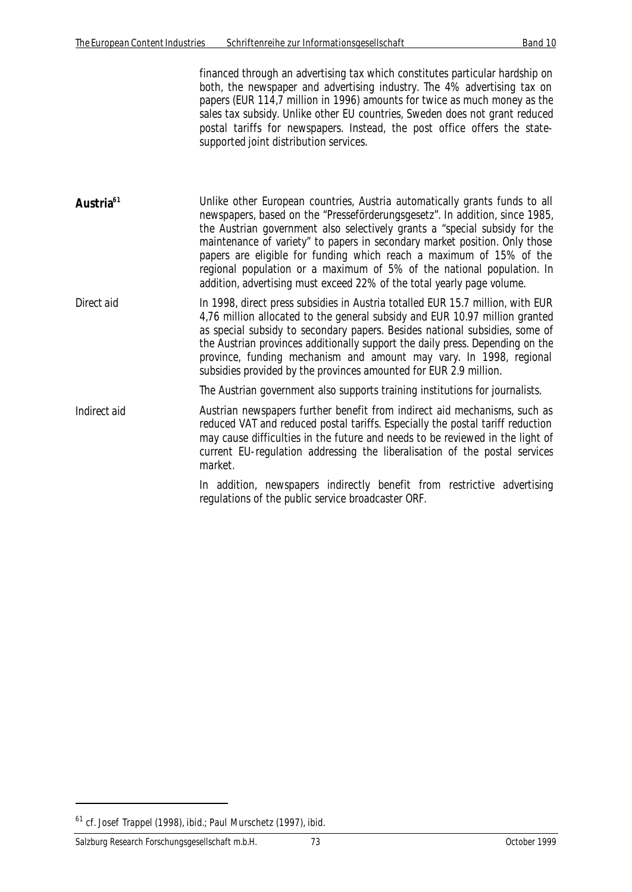financed through an advertising tax which constitutes particular hardship on both, the newspaper and advertising industry. The 4% advertising tax on papers (EUR 114,7 million in 1996) amounts for twice as much money as the sales tax subsidy. Unlike other EU countries, Sweden does not grant reduced postal tariffs for newspapers. Instead, the post office offers the state-supported joint distribution services.

**Austria**[61]

Unlike other European countries, Austria automatically grants funds to all newspapers, based on the "Presseförderungsgesetz". In addition, since 1985, the Austrian government also selectively grants a "special subsidy for the maintenance of variety" to papers in secondary market position. Only those papers are eligible for funding which reach a maximum of 15% of the regional population or a maximum of 5% of the national population. In addition, advertising must exceed 22% of the total yearly page volume.

Direct aid

In 1998, direct press subsidies in Austria totalled EUR 15.7 million, with EUR 4,76 million allocated to the general subsidy and EUR 10.97 million granted as special subsidy to secondary papers. Besides national subsidies, some of the Austrian provinces additionally support the daily press. Depending on the province, funding mechanism and amount may vary. In 1998, regional subsidies provided by the provinces amounted for EUR 2.9 million.

The Austrian government also supports training institutions for journalists.

Indirect aid

Austrian newspapers further benefit from indirect aid mechanisms, such as reduced VAT and reduced postal tariffs. Especially the postal tariff reduction may cause difficulties in the future and needs to be reviewed in the light of current EU-regulation addressing the liberalisation of the postal services market.

In addition, newspapers indirectly benefit from restrictive advertising regulations of the public service broadcaster ORF.

---

[61] cf. Josef Trappel (1998), ibid.; Paul Murschetz (1997), ibid.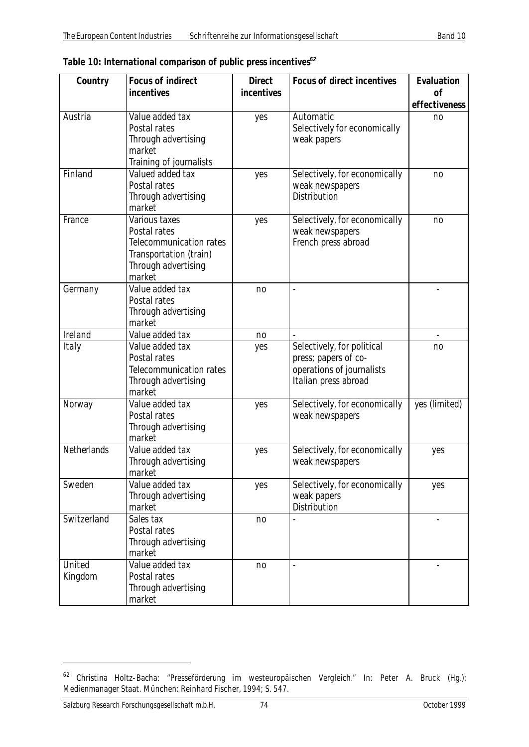**Table 10: International comparison of public press incentives[62]**

| Country | Focus of indirect incentives | Direct incentives | Focus of direct incentives | Evaluation of effectiveness |
|---|---|---|---|---|
| Austria | Value added tax<br>Postal rates<br>Through advertising market<br>Training of journalists | yes | Automatic<br>Selectively for economically weak papers | no |
| Finland | Valued added tax<br>Postal rates<br>Through advertising market | yes | Selectively, for economically weak newspapers<br>Distribution | no |
| France | Various taxes<br>Postal rates<br>Telecommunication rates<br>Transportation (train)<br>Through advertising market | yes | Selectively, for economically weak newspapers<br>French press abroad | no |
| Germany | Value added tax<br>Postal rates<br>Through advertising market | no | - | - |
| Ireland | Value added tax | no | - | - |
| Italy | Value added tax<br>Postal rates<br>Telecommunication rates<br>Through advertising market | yes | Selectively, for political press; papers of co-operations of journalists<br>Italian press abroad | no |
| Norway | Value added tax<br>Postal rates<br>Through advertising market | yes | Selectively, for economically weak newspapers | yes (limited) |
| Netherlands | Value added tax<br>Through advertising market | yes | Selectively, for economically weak newspapers | yes |
| Sweden | Value added tax<br>Through advertising market | yes | Selectively, for economically weak papers<br>Distribution | yes |
| Switzerland | Sales tax<br>Postal rates<br>Through advertising market | no | - | - |
| United Kingdom | Value added tax<br>Postal rates<br>Through advertising market | no | - | - |

[62] Christina Holtz-Bacha: "Presseförderung im westeuropäischen Vergleich." In: Peter A. Bruck (Hg.): Medienmanager Staat. München: Reinhard Fischer, 1994; S. 547.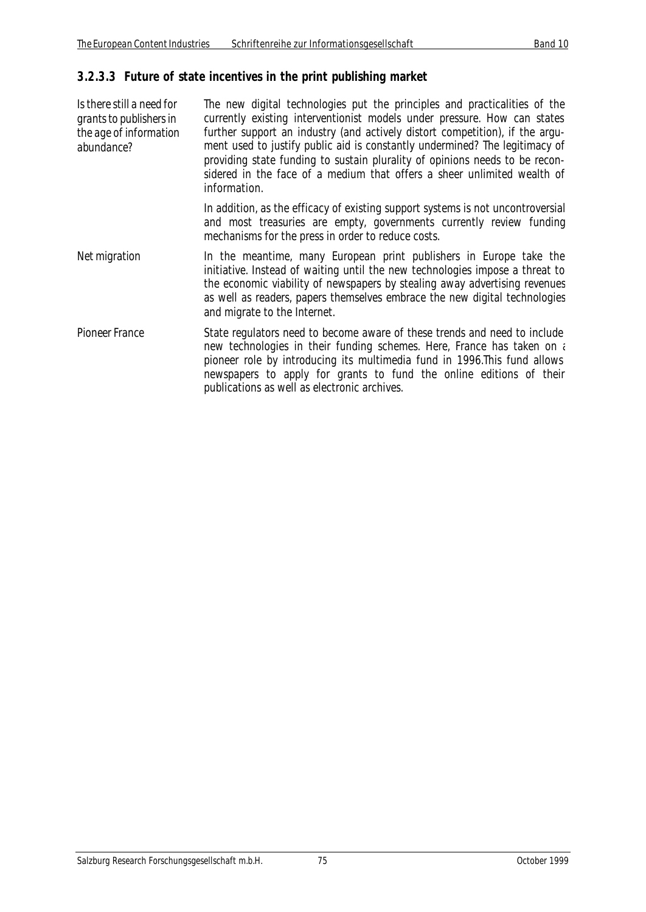### 3.2.3.3 Future of state incentives in the print publishing market

*Is there still a need for grants to publishers in the age of information abundance?*

The new digital technologies put the principles and practicalities of the currently existing interventionist models under pressure. How can states further support an industry (and actively distort competition), if the argument used to justify public aid is constantly undermined? The legitimacy of providing state funding to sustain plurality of opinions needs to be reconsidered in the face of a medium that offers a sheer unlimited wealth of information.

In addition, as the efficacy of existing support systems is not uncontroversial and most treasuries are empty, governments currently review funding mechanisms for the press in order to reduce costs.

*Net migration*

In the meantime, many European print publishers in Europe take the initiative. Instead of waiting until the new technologies impose a threat to the economic viability of newspapers by stealing away advertising revenues as well as readers, papers themselves embrace the new digital technologies and migrate to the Internet.

*Pioneer France*

State regulators need to become aware of these trends and need to include new technologies in their funding schemes. Here, France has taken on a pioneer role by introducing its multimedia fund in 1996.This fund allows newspapers to apply for grants to fund the online editions of their publications as well as electronic archives.